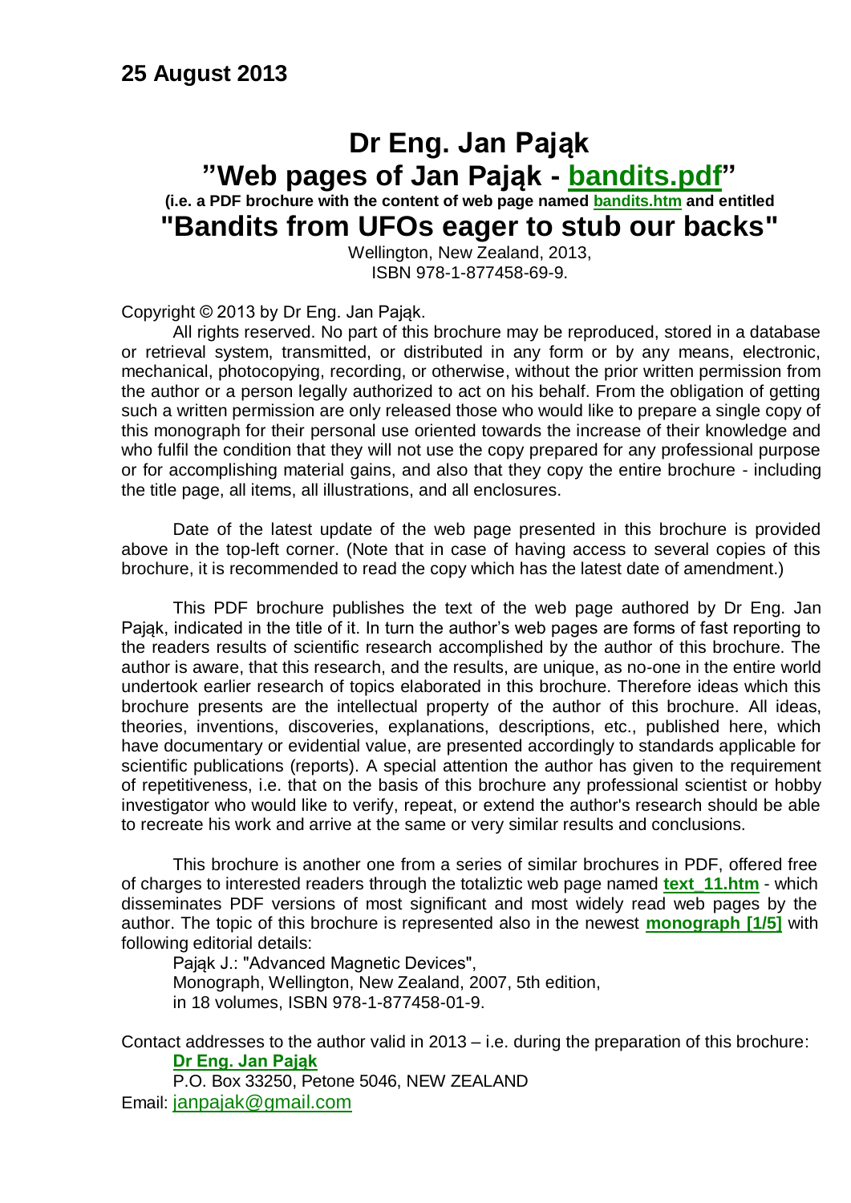**25 August 2013**

# Dr Eng. Jan Pająk

## "Web pages of Jan Pająk - bandits.pdf"

**(i.e. a PDF brochure with the content of web page named bandits.htm and entitled**

# "Bandits from UFOs eager to stub our backs"

Wellington, New Zealand, 2013,
ISBN 978-1-877458-69-9.

Copyright © 2013 by Dr Eng. Jan Pająk.

All rights reserved. No part of this brochure may be reproduced, stored in a database or retrieval system, transmitted, or distributed in any form or by any means, electronic, mechanical, photocopying, recording, or otherwise, without the prior written permission from the author or a person legally authorized to act on his behalf. From the obligation of getting such a written permission are only released those who would like to prepare a single copy of this monograph for their personal use oriented towards the increase of their knowledge and who fulfil the condition that they will not use the copy prepared for any professional purpose or for accomplishing material gains, and also that they copy the entire brochure - including the title page, all items, all illustrations, and all enclosures.

Date of the latest update of the web page presented in this brochure is provided above in the top-left corner. (Note that in case of having access to several copies of this brochure, it is recommended to read the copy which has the latest date of amendment.)

This PDF brochure publishes the text of the web page authored by Dr Eng. Jan Pająk, indicated in the title of it. In turn the author's web pages are forms of fast reporting to the readers results of scientific research accomplished by the author of this brochure. The author is aware, that this research, and the results, are unique, as no-one in the entire world undertook earlier research of topics elaborated in this brochure. Therefore ideas which this brochure presents are the intellectual property of the author of this brochure. All ideas, theories, inventions, discoveries, explanations, descriptions, etc., published here, which have documentary or evidential value, are presented accordingly to standards applicable for scientific publications (reports). A special attention the author has given to the requirement of repetitiveness, i.e. that on the basis of this brochure any professional scientist or hobby investigator who would like to verify, repeat, or extend the author's research should be able to recreate his work and arrive at the same or very similar results and conclusions.

This brochure is another one from a series of similar brochures in PDF, offered free of charges to interested readers through the totaliztic web page named **text_11.htm** - which disseminates PDF versions of most significant and most widely read web pages by the author. The topic of this brochure is represented also in the newest **monograph [1/5]** with following editorial details:

Pająk J.: "Advanced Magnetic Devices",
Monograph, Wellington, New Zealand, 2007, 5th edition,
in 18 volumes, ISBN 978-1-877458-01-9.

Contact addresses to the author valid in 2013 – i.e. during the preparation of this brochure:

**Dr Eng. Jan Pająk**
P.O. Box 33250, Petone 5046, NEW ZEALAND
Email: janpajak@gmail.com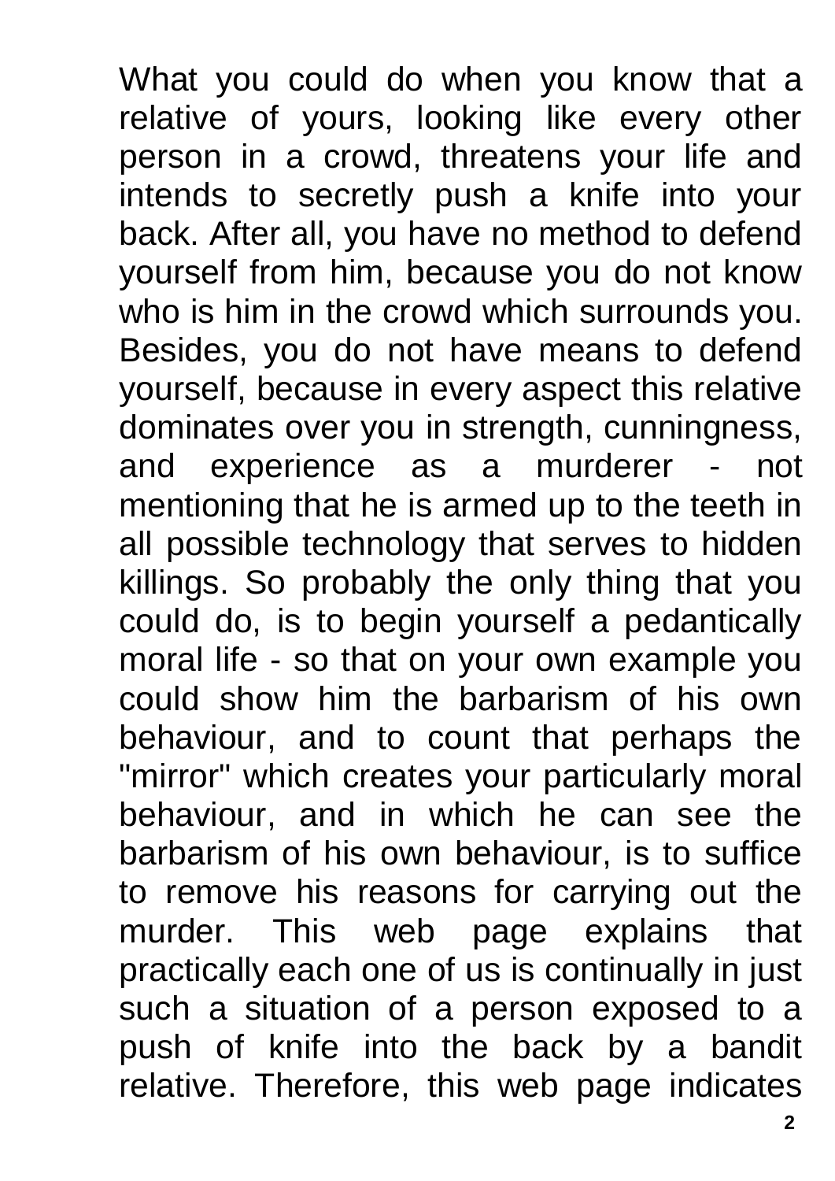What you could do when you know that a relative of yours, looking like every other person in a crowd, threatens your life and intends to secretly push a knife into your back. After all, you have no method to defend yourself from him, because you do not know who is him in the crowd which surrounds you. Besides, you do not have means to defend yourself, because in every aspect this relative dominates over you in strength, cunningness, and experience as a murderer - not mentioning that he is armed up to the teeth in all possible technology that serves to hidden killings. So probably the only thing that you could do, is to begin yourself a pedantically moral life - so that on your own example you could show him the barbarism of his own behaviour, and to count that perhaps the "mirror" which creates your particularly moral behaviour, and in which he can see the barbarism of his own behaviour, is to suffice to remove his reasons for carrying out the murder. This web page explains that practically each one of us is continually in just such a situation of a person exposed to a push of knife into the back by a bandit relative. Therefore, this web page indicates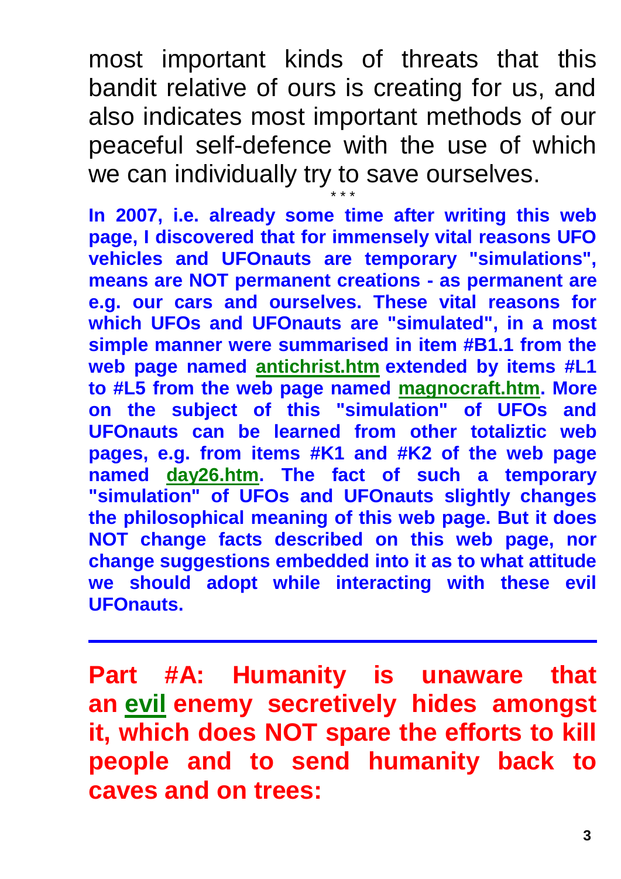most important kinds of threats that this bandit relative of ours is creating for us, and also indicates most important methods of our peaceful self-defence with the use of which we can individually try to save ourselves.

\* \* \*

**In 2007, i.e. already some time after writing this web page, I discovered that for immensely vital reasons UFO vehicles and UFOnauts are temporary "simulations", means are NOT permanent creations - as permanent are e.g. our cars and ourselves. These vital reasons for which UFOs and UFOnauts are "simulated", in a most simple manner were summarised in item #B1.1 from the web page named antichrist.htm extended by items #L1 to #L5 from the web page named magnocraft.htm. More on the subject of this "simulation" of UFOs and UFOnauts can be learned from other totaliztic web pages, e.g. from items #K1 and #K2 of the web page named day26.htm. The fact of such a temporary "simulation" of UFOs and UFOnauts slightly changes the philosophical meaning of this web page. But it does NOT change facts described on this web page, nor change suggestions embedded into it as to what attitude we should adopt while interacting with these evil UFOnauts.**

---

## Part #A: Humanity is unaware that an evil enemy secretively hides amongst it, which does NOT spare the efforts to kill people and to send humanity back to caves and on trees: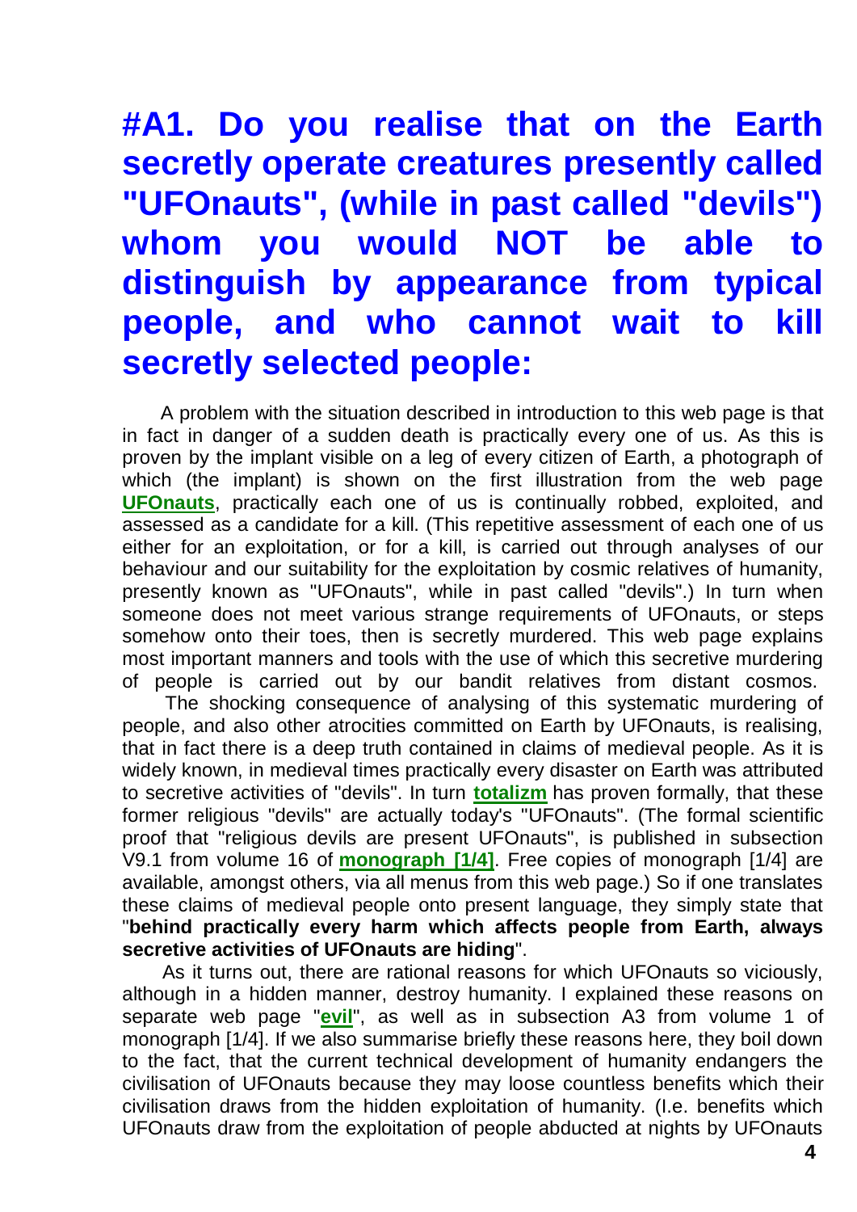# #A1. Do you realise that on the Earth secretly operate creatures presently called "UFOnauts", (while in past called "devils") whom you would NOT be able to distinguish by appearance from typical people, and who cannot wait to kill secretly selected people:

A problem with the situation described in introduction to this web page is that in fact in danger of a sudden death is practically every one of us. As this is proven by the implant visible on a leg of every citizen of Earth, a photograph of which (the implant) is shown on the first illustration from the web page **UFOnauts**, practically each one of us is continually robbed, exploited, and assessed as a candidate for a kill. (This repetitive assessment of each one of us either for an exploitation, or for a kill, is carried out through analyses of our behaviour and our suitability for the exploitation by cosmic relatives of humanity, presently known as "UFOnauts", while in past called "devils".) In turn when someone does not meet various strange requirements of UFOnauts, or steps somehow onto their toes, then is secretly murdered. This web page explains most important manners and tools with the use of which this secretive murdering of people is carried out by our bandit relatives from distant cosmos.

The shocking consequence of analysing of this systematic murdering of people, and also other atrocities committed on Earth by UFOnauts, is realising, that in fact there is a deep truth contained in claims of medieval people. As it is widely known, in medieval times practically every disaster on Earth was attributed to secretive activities of "devils". In turn **totalizm** has proven formally, that these former religious "devils" are actually today's "UFOnauts". (The formal scientific proof that "religious devils are present UFOnauts", is published in subsection V9.1 from volume 16 of **monograph [1/4]**. Free copies of monograph [1/4] are available, amongst others, via all menus from this web page.) So if one translates these claims of medieval people onto present language, they simply state that "**behind practically every harm which affects people from Earth, always secretive activities of UFOnauts are hiding**".

As it turns out, there are rational reasons for which UFOnauts so viciously, although in a hidden manner, destroy humanity. I explained these reasons on separate web page "**evil**", as well as in subsection A3 from volume 1 of monograph [1/4]. If we also summarise briefly these reasons here, they boil down to the fact, that the current technical development of humanity endangers the civilisation of UFOnauts because they may loose countless benefits which their civilisation draws from the hidden exploitation of humanity. (I.e. benefits which UFOnauts draw from the exploitation of people abducted at nights by UFOnauts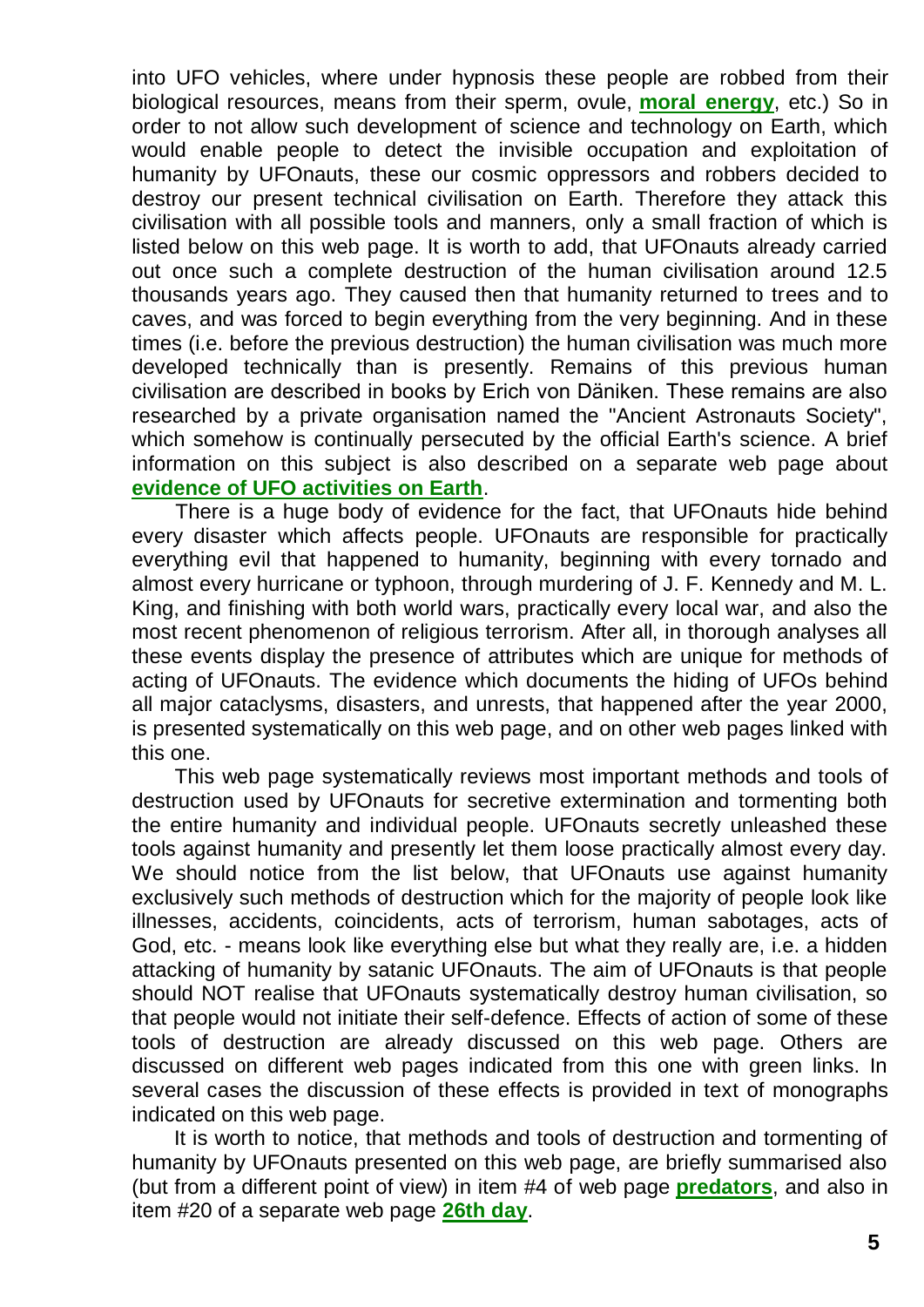into UFO vehicles, where under hypnosis these people are robbed from their biological resources, means from their sperm, ovule, **moral energy**, etc.) So in order to not allow such development of science and technology on Earth, which would enable people to detect the invisible occupation and exploitation of humanity by UFOnauts, these our cosmic oppressors and robbers decided to destroy our present technical civilisation on Earth. Therefore they attack this civilisation with all possible tools and manners, only a small fraction of which is listed below on this web page. It is worth to add, that UFOnauts already carried out once such a complete destruction of the human civilisation around 12.5 thousands years ago. They caused then that humanity returned to trees and to caves, and was forced to begin everything from the very beginning. And in these times (i.e. before the previous destruction) the human civilisation was much more developed technically than is presently. Remains of this previous human civilisation are described in books by Erich von Däniken. These remains are also researched by a private organisation named the "Ancient Astronauts Society", which somehow is continually persecuted by the official Earth's science. A brief information on this subject is also described on a separate web page about **evidence of UFO activities on Earth**.

There is a huge body of evidence for the fact, that UFOnauts hide behind every disaster which affects people. UFOnauts are responsible for practically everything evil that happened to humanity, beginning with every tornado and almost every hurricane or typhoon, through murdering of J. F. Kennedy and M. L. King, and finishing with both world wars, practically every local war, and also the most recent phenomenon of religious terrorism. After all, in thorough analyses all these events display the presence of attributes which are unique for methods of acting of UFOnauts. The evidence which documents the hiding of UFOs behind all major cataclysms, disasters, and unrests, that happened after the year 2000, is presented systematically on this web page, and on other web pages linked with this one.

This web page systematically reviews most important methods and tools of destruction used by UFOnauts for secretive extermination and tormenting both the entire humanity and individual people. UFOnauts secretly unleashed these tools against humanity and presently let them loose practically almost every day. We should notice from the list below, that UFOnauts use against humanity exclusively such methods of destruction which for the majority of people look like illnesses, accidents, coincidents, acts of terrorism, human sabotages, acts of God, etc. - means look like everything else but what they really are, i.e. a hidden attacking of humanity by satanic UFOnauts. The aim of UFOnauts is that people should NOT realise that UFOnauts systematically destroy human civilisation, so that people would not initiate their self-defence. Effects of action of some of these tools of destruction are already discussed on this web page. Others are discussed on different web pages indicated from this one with green links. In several cases the discussion of these effects is provided in text of monographs indicated on this web page.

It is worth to notice, that methods and tools of destruction and tormenting of humanity by UFOnauts presented on this web page, are briefly summarised also (but from a different point of view) in item #4 of web page **predators**, and also in item #20 of a separate web page **26th day**.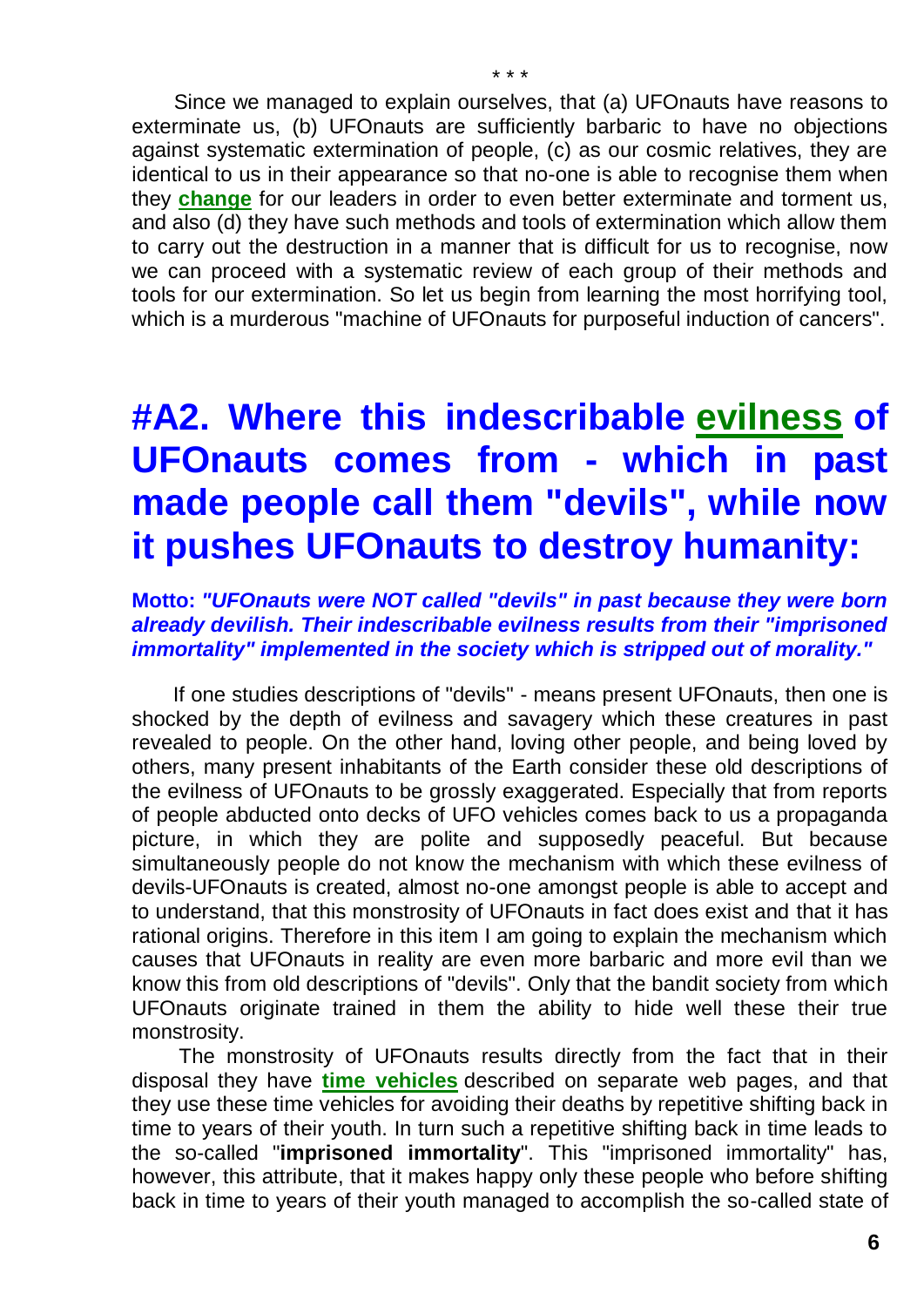\* \* \*

Since we managed to explain ourselves, that (a) UFOnauts have reasons to exterminate us, (b) UFOnauts are sufficiently barbaric to have no objections against systematic extermination of people, (c) as our cosmic relatives, they are identical to us in their appearance so that no-one is able to recognise them when they **change** for our leaders in order to even better exterminate and torment us, and also (d) they have such methods and tools of extermination which allow them to carry out the destruction in a manner that is difficult for us to recognise, now we can proceed with a systematic review of each group of their methods and tools for our extermination. So let us begin from learning the most horrifying tool, which is a murderous "machine of UFOnauts for purposeful induction of cancers".

# #A2. Where this indescribable evilness of UFOnauts comes from - which in past made people call them "devils", while now it pushes UFOnauts to destroy humanity:

**Motto:** ***"UFOnauts were NOT called "devils" in past because they were born already devilish. Their indescribable evilness results from their "imprisoned immortality" implemented in the society which is stripped out of morality."***

If one studies descriptions of "devils" - means present UFOnauts, then one is shocked by the depth of evilness and savagery which these creatures in past revealed to people. On the other hand, loving other people, and being loved by others, many present inhabitants of the Earth consider these old descriptions of the evilness of UFOnauts to be grossly exaggerated. Especially that from reports of people abducted onto decks of UFO vehicles comes back to us a propaganda picture, in which they are polite and supposedly peaceful. But because simultaneously people do not know the mechanism with which these evilness of devils-UFOnauts is created, almost no-one amongst people is able to accept and to understand, that this monstrosity of UFOnauts in fact does exist and that it has rational origins. Therefore in this item I am going to explain the mechanism which causes that UFOnauts in reality are even more barbaric and more evil than we know this from old descriptions of "devils". Only that the bandit society from which UFOnauts originate trained in them the ability to hide well these their true monstrosity.

The monstrosity of UFOnauts results directly from the fact that in their disposal they have **time vehicles** described on separate web pages, and that they use these time vehicles for avoiding their deaths by repetitive shifting back in time to years of their youth. In turn such a repetitive shifting back in time leads to the so-called "**imprisoned immortality**". This "imprisoned immortality" has, however, this attribute, that it makes happy only these people who before shifting back in time to years of their youth managed to accomplish the so-called state of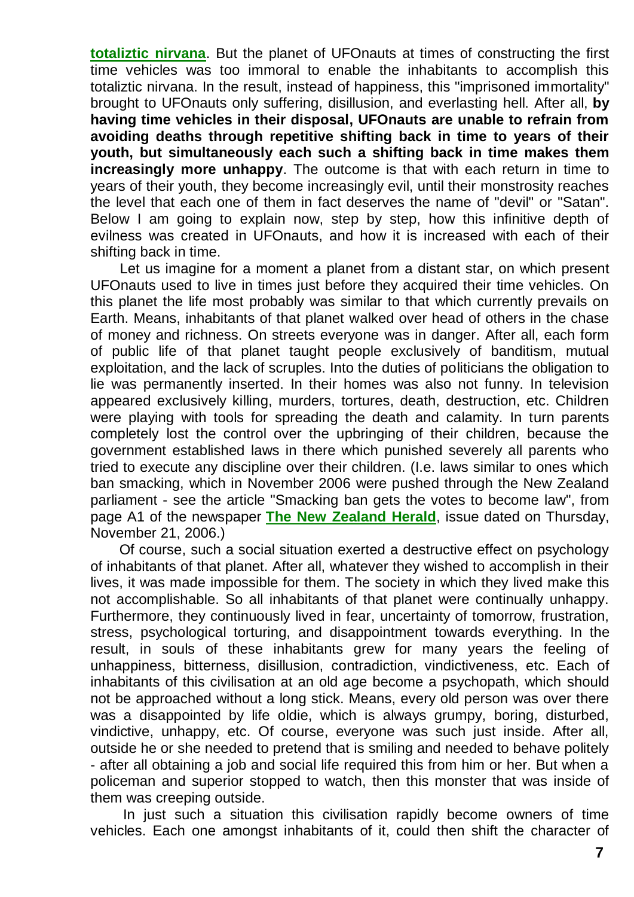**totaliztic nirvana**. But the planet of UFOnauts at times of constructing the first time vehicles was too immoral to enable the inhabitants to accomplish this totaliztic nirvana. In the result, instead of happiness, this "imprisoned immortality" brought to UFOnauts only suffering, disillusion, and everlasting hell. After all, **by having time vehicles in their disposal, UFOnauts are unable to refrain from avoiding deaths through repetitive shifting back in time to years of their youth, but simultaneously each such a shifting back in time makes them increasingly more unhappy**. The outcome is that with each return in time to years of their youth, they become increasingly evil, until their monstrosity reaches the level that each one of them in fact deserves the name of "devil" or "Satan". Below I am going to explain now, step by step, how this infinitive depth of evilness was created in UFOnauts, and how it is increased with each of their shifting back in time.

Let us imagine for a moment a planet from a distant star, on which present UFOnauts used to live in times just before they acquired their time vehicles. On this planet the life most probably was similar to that which currently prevails on Earth. Means, inhabitants of that planet walked over head of others in the chase of money and richness. On streets everyone was in danger. After all, each form of public life of that planet taught people exclusively of banditism, mutual exploitation, and the lack of scruples. Into the duties of politicians the obligation to lie was permanently inserted. In their homes was also not funny. In television appeared exclusively killing, murders, tortures, death, destruction, etc. Children were playing with tools for spreading the death and calamity. In turn parents completely lost the control over the upbringing of their children, because the government established laws in there which punished severely all parents who tried to execute any discipline over their children. (I.e. laws similar to ones which ban smacking, which in November 2006 were pushed through the New Zealand parliament - see the article "Smacking ban gets the votes to become law", from page A1 of the newspaper **The New Zealand Herald**, issue dated on Thursday, November 21, 2006.)

Of course, such a social situation exerted a destructive effect on psychology of inhabitants of that planet. After all, whatever they wished to accomplish in their lives, it was made impossible for them. The society in which they lived make this not accomplishable. So all inhabitants of that planet were continually unhappy. Furthermore, they continuously lived in fear, uncertainty of tomorrow, frustration, stress, psychological torturing, and disappointment towards everything. In the result, in souls of these inhabitants grew for many years the feeling of unhappiness, bitterness, disillusion, contradiction, vindictiveness, etc. Each of inhabitants of this civilisation at an old age become a psychopath, which should not be approached without a long stick. Means, every old person was over there was a disappointed by life oldie, which is always grumpy, boring, disturbed, vindictive, unhappy, etc. Of course, everyone was such just inside. After all, outside he or she needed to pretend that is smiling and needed to behave politely - after all obtaining a job and social life required this from him or her. But when a policeman and superior stopped to watch, then this monster that was inside of them was creeping outside.

In just such a situation this civilisation rapidly become owners of time vehicles. Each one amongst inhabitants of it, could then shift the character of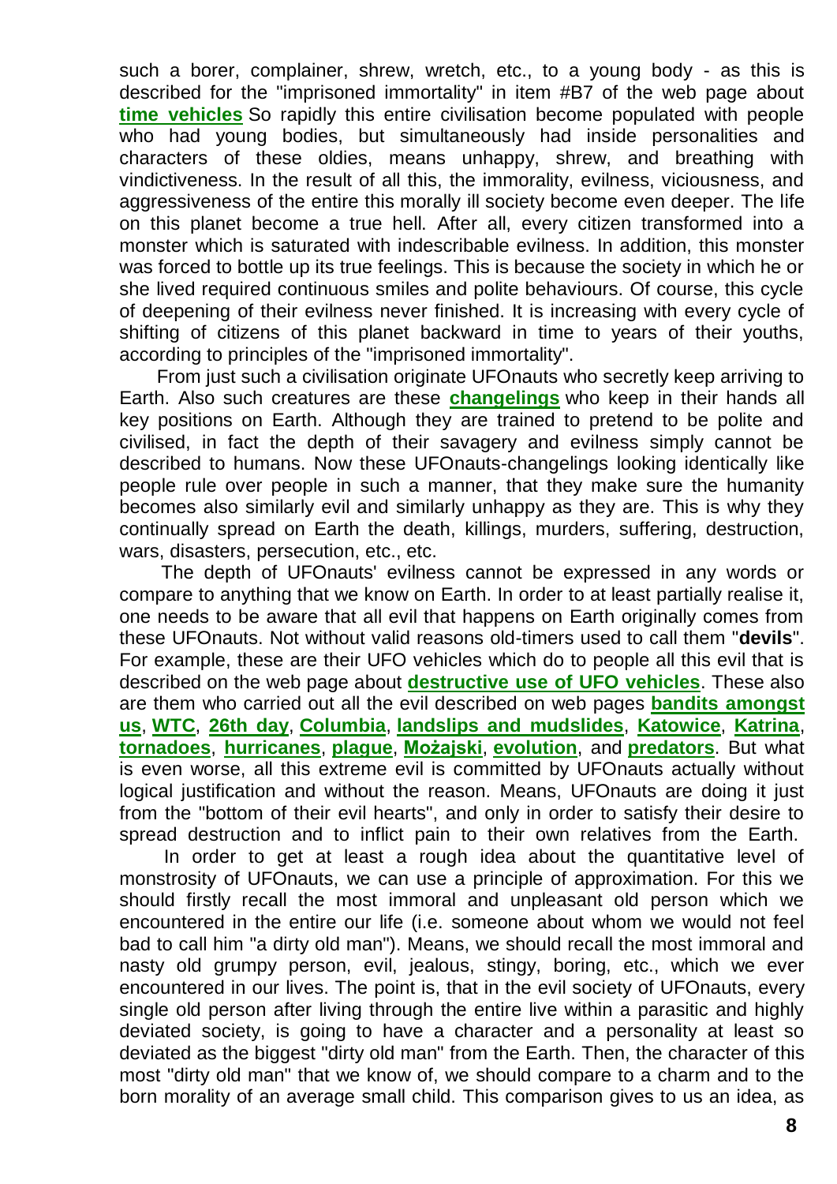such a borer, complainer, shrew, wretch, etc., to a young body - as this is described for the "imprisoned immortality" in item #B7 of the web page about **time vehicles** So rapidly this entire civilisation become populated with people who had young bodies, but simultaneously had inside personalities and characters of these oldies, means unhappy, shrew, and breathing with vindictiveness. In the result of all this, the immorality, evilness, viciousness, and aggressiveness of the entire this morally ill society become even deeper. The life on this planet become a true hell. After all, every citizen transformed into a monster which is saturated with indescribable evilness. In addition, this monster was forced to bottle up its true feelings. This is because the society in which he or she lived required continuous smiles and polite behaviours. Of course, this cycle of deepening of their evilness never finished. It is increasing with every cycle of shifting of citizens of this planet backward in time to years of their youths, according to principles of the "imprisoned immortality".

From just such a civilisation originate UFOnauts who secretly keep arriving to Earth. Also such creatures are these **changelings** who keep in their hands all key positions on Earth. Although they are trained to pretend to be polite and civilised, in fact the depth of their savagery and evilness simply cannot be described to humans. Now these UFOnauts-changelings looking identically like people rule over people in such a manner, that they make sure the humanity becomes also similarly evil and similarly unhappy as they are. This is why they continually spread on Earth the death, killings, murders, suffering, destruction, wars, disasters, persecution, etc., etc.

The depth of UFOnauts' evilness cannot be expressed in any words or compare to anything that we know on Earth. In order to at least partially realise it, one needs to be aware that all evil that happens on Earth originally comes from these UFOnauts. Not without valid reasons old-timers used to call them "**devils**". For example, these are their UFO vehicles which do to people all this evil that is described on the web page about **destructive use of UFO vehicles**. These also are them who carried out all the evil described on web pages **bandits amongst us**, **WTC**, **26th day**, **Columbia**, **landslips and mudslides**, **Katowice**, **Katrina**, **tornadoes**, **hurricanes**, **plague**, **Możajski**, **evolution**, and **predators**. But what is even worse, all this extreme evil is committed by UFOnauts actually without logical justification and without the reason. Means, UFOnauts are doing it just from the "bottom of their evil hearts", and only in order to satisfy their desire to spread destruction and to inflict pain to their own relatives from the Earth.

In order to get at least a rough idea about the quantitative level of monstrosity of UFOnauts, we can use a principle of approximation. For this we should firstly recall the most immoral and unpleasant old person which we encountered in the entire our life (i.e. someone about whom we would not feel bad to call him "a dirty old man"). Means, we should recall the most immoral and nasty old grumpy person, evil, jealous, stingy, boring, etc., which we ever encountered in our lives. The point is, that in the evil society of UFOnauts, every single old person after living through the entire live within a parasitic and highly deviated society, is going to have a character and a personality at least so deviated as the biggest "dirty old man" from the Earth. Then, the character of this most "dirty old man" that we know of, we should compare to a charm and to the born morality of an average small child. This comparison gives to us an idea, as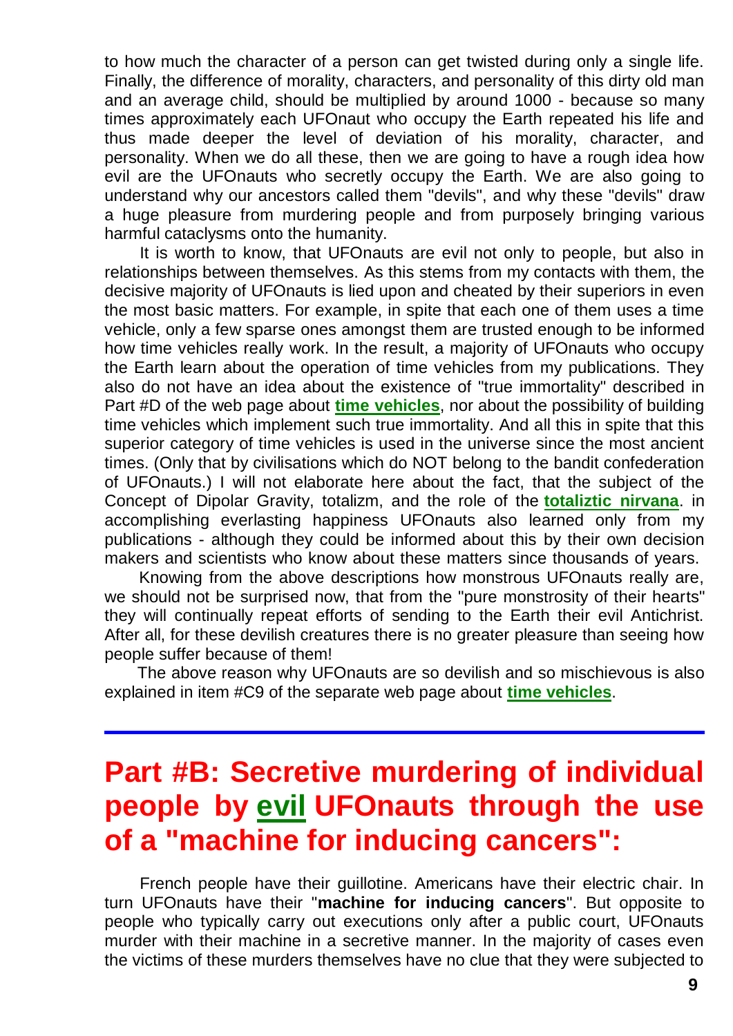to how much the character of a person can get twisted during only a single life. Finally, the difference of morality, characters, and personality of this dirty old man and an average child, should be multiplied by around 1000 - because so many times approximately each UFOnaut who occupy the Earth repeated his life and thus made deeper the level of deviation of his morality, character, and personality. When we do all these, then we are going to have a rough idea how evil are the UFOnauts who secretly occupy the Earth. We are also going to understand why our ancestors called them "devils", and why these "devils" draw a huge pleasure from murdering people and from purposely bringing various harmful cataclysms onto the humanity.

It is worth to know, that UFOnauts are evil not only to people, but also in relationships between themselves. As this stems from my contacts with them, the decisive majority of UFOnauts is lied upon and cheated by their superiors in even the most basic matters. For example, in spite that each one of them uses a time vehicle, only a few sparse ones amongst them are trusted enough to be informed how time vehicles really work. In the result, a majority of UFOnauts who occupy the Earth learn about the operation of time vehicles from my publications. They also do not have an idea about the existence of "true immortality" described in Part #D of the web page about **time vehicles**, nor about the possibility of building time vehicles which implement such true immortality. And all this in spite that this superior category of time vehicles is used in the universe since the most ancient times. (Only that by civilisations which do NOT belong to the bandit confederation of UFOnauts.) I will not elaborate here about the fact, that the subject of the Concept of Dipolar Gravity, totalizm, and the role of the **totaliztic nirvana**. in accomplishing everlasting happiness UFOnauts also learned only from my publications - although they could be informed about this by their own decision makers and scientists who know about these matters since thousands of years.

Knowing from the above descriptions how monstrous UFOnauts really are, we should not be surprised now, that from the "pure monstrosity of their hearts" they will continually repeat efforts of sending to the Earth their evil Antichrist. After all, for these devilish creatures there is no greater pleasure than seeing how people suffer because of them!

The above reason why UFOnauts are so devilish and so mischievous is also explained in item #C9 of the separate web page about **time vehicles**.

---

# Part #B: Secretive murdering of individual people by evil UFOnauts through the use of a "machine for inducing cancers":

French people have their guillotine. Americans have their electric chair. In turn UFOnauts have their "**machine for inducing cancers**". But opposite to people who typically carry out executions only after a public court, UFOnauts murder with their machine in a secretive manner. In the majority of cases even the victims of these murders themselves have no clue that they were subjected to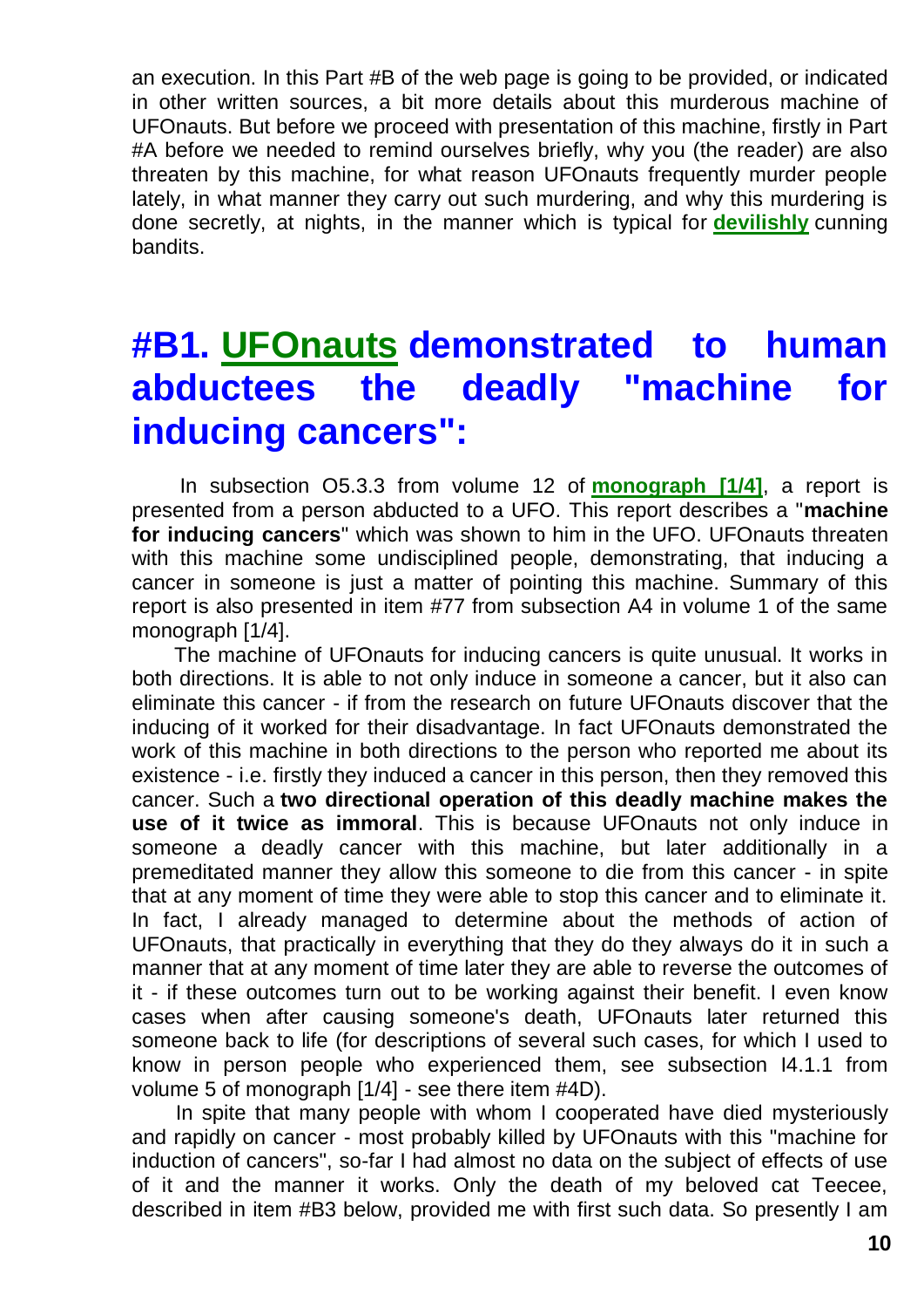an execution. In this Part #B of the web page is going to be provided, or indicated in other written sources, a bit more details about this murderous machine of UFOnauts. But before we proceed with presentation of this machine, firstly in Part #A before we needed to remind ourselves briefly, why you (the reader) are also threaten by this machine, for what reason UFOnauts frequently murder people lately, in what manner they carry out such murdering, and why this murdering is done secretly, at nights, in the manner which is typical for **devilishly** cunning bandits.

# #B1. UFOnauts demonstrated to human abductees the deadly "machine for inducing cancers":

In subsection O5.3.3 from volume 12 of **monograph [1/4]**, a report is presented from a person abducted to a UFO. This report describes a "**machine for inducing cancers**" which was shown to him in the UFO. UFOnauts threaten with this machine some undisciplined people, demonstrating, that inducing a cancer in someone is just a matter of pointing this machine. Summary of this report is also presented in item #77 from subsection A4 in volume 1 of the same monograph [1/4].

The machine of UFOnauts for inducing cancers is quite unusual. It works in both directions. It is able to not only induce in someone a cancer, but it also can eliminate this cancer - if from the research on future UFOnauts discover that the inducing of it worked for their disadvantage. In fact UFOnauts demonstrated the work of this machine in both directions to the person who reported me about its existence - i.e. firstly they induced a cancer in this person, then they removed this cancer. Such a **two directional operation of this deadly machine makes the use of it twice as immoral**. This is because UFOnauts not only induce in someone a deadly cancer with this machine, but later additionally in a premeditated manner they allow this someone to die from this cancer - in spite that at any moment of time they were able to stop this cancer and to eliminate it. In fact, I already managed to determine about the methods of action of UFOnauts, that practically in everything that they do they always do it in such a manner that at any moment of time later they are able to reverse the outcomes of it - if these outcomes turn out to be working against their benefit. I even know cases when after causing someone's death, UFOnauts later returned this someone back to life (for descriptions of several such cases, for which I used to know in person people who experienced them, see subsection I4.1.1 from volume 5 of monograph [1/4] - see there item #4D).

In spite that many people with whom I cooperated have died mysteriously and rapidly on cancer - most probably killed by UFOnauts with this "machine for induction of cancers", so-far I had almost no data on the subject of effects of use of it and the manner it works. Only the death of my beloved cat Teecee, described in item #B3 below, provided me with first such data. So presently I am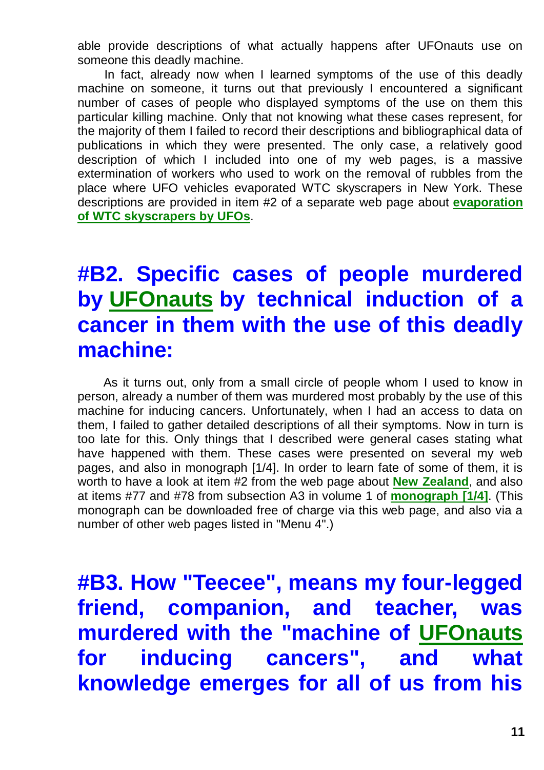able provide descriptions of what actually happens after UFOnauts use on someone this deadly machine.

In fact, already now when I learned symptoms of the use of this deadly machine on someone, it turns out that previously I encountered a significant number of cases of people who displayed symptoms of the use on them this particular killing machine. Only that not knowing what these cases represent, for the majority of them I failed to record their descriptions and bibliographical data of publications in which they were presented. The only case, a relatively good description of which I included into one of my web pages, is a massive extermination of workers who used to work on the removal of rubbles from the place where UFO vehicles evaporated WTC skyscrapers in New York. These descriptions are provided in item #2 of a separate web page about **evaporation of WTC skyscrapers by UFOs**.

## #B2. Specific cases of people murdered by UFOnauts by technical induction of a cancer in them with the use of this deadly machine:

As it turns out, only from a small circle of people whom I used to know in person, already a number of them was murdered most probably by the use of this machine for inducing cancers. Unfortunately, when I had an access to data on them, I failed to gather detailed descriptions of all their symptoms. Now in turn is too late for this. Only things that I described were general cases stating what have happened with them. These cases were presented on several my web pages, and also in monograph [1/4]. In order to learn fate of some of them, it is worth to have a look at item #2 from the web page about **New Zealand**, and also at items #77 and #78 from subsection A3 in volume 1 of **monograph [1/4]**. (This monograph can be downloaded free of charge via this web page, and also via a number of other web pages listed in "Menu 4".)

## #B3. How "Teecee", means my four-legged friend, companion, and teacher, was murdered with the "machine of UFOnauts for inducing cancers", and what knowledge emerges for all of us from his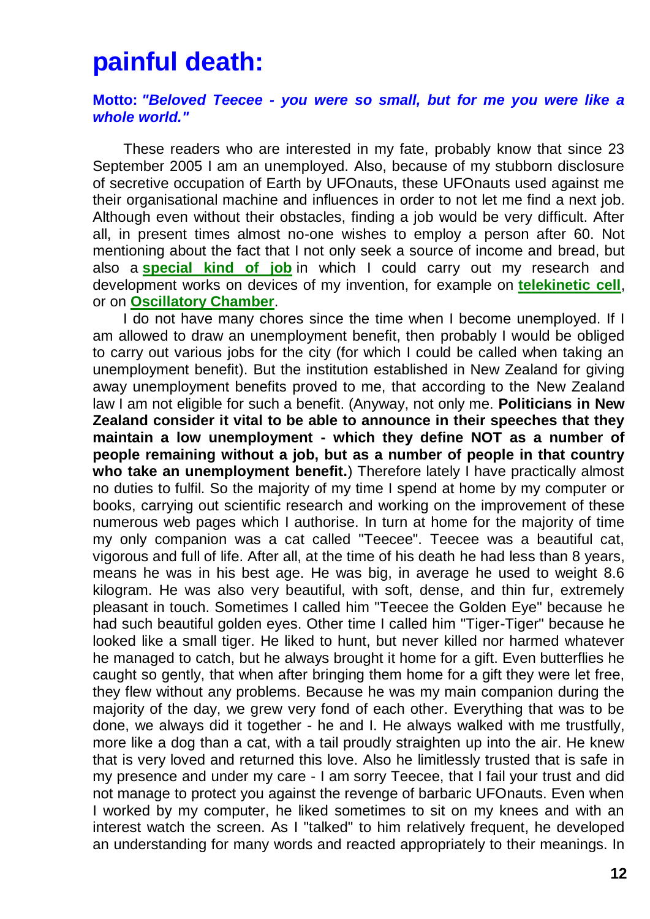# painful death:

**Motto:** ***"Beloved Teecee - you were so small, but for me you were like a whole world."***

These readers who are interested in my fate, probably know that since 23 September 2005 I am an unemployed. Also, because of my stubborn disclosure of secretive occupation of Earth by UFOnauts, these UFOnauts used against me their organisational machine and influences in order to not let me find a next job. Although even without their obstacles, finding a job would be very difficult. After all, in present times almost no-one wishes to employ a person after 60. Not mentioning about the fact that I not only seek a source of income and bread, but also a **special kind of job** in which I could carry out my research and development works on devices of my invention, for example on **telekinetic cell**, or on **Oscillatory Chamber**.

I do not have many chores since the time when I become unemployed. If I am allowed to draw an unemployment benefit, then probably I would be obliged to carry out various jobs for the city (for which I could be called when taking an unemployment benefit). But the institution established in New Zealand for giving away unemployment benefits proved to me, that according to the New Zealand law I am not eligible for such a benefit. (Anyway, not only me. **Politicians in New Zealand consider it vital to be able to announce in their speeches that they maintain a low unemployment - which they define NOT as a number of people remaining without a job, but as a number of people in that country who take an unemployment benefit.**) Therefore lately I have practically almost no duties to fulfil. So the majority of my time I spend at home by my computer or books, carrying out scientific research and working on the improvement of these numerous web pages which I authorise. In turn at home for the majority of time my only companion was a cat called "Teecee". Teecee was a beautiful cat, vigorous and full of life. After all, at the time of his death he had less than 8 years, means he was in his best age. He was big, in average he used to weight 8.6 kilogram. He was also very beautiful, with soft, dense, and thin fur, extremely pleasant in touch. Sometimes I called him "Teecee the Golden Eye" because he had such beautiful golden eyes. Other time I called him "Tiger-Tiger" because he looked like a small tiger. He liked to hunt, but never killed nor harmed whatever he managed to catch, but he always brought it home for a gift. Even butterflies he caught so gently, that when after bringing them home for a gift they were let free, they flew without any problems. Because he was my main companion during the majority of the day, we grew very fond of each other. Everything that was to be done, we always did it together - he and I. He always walked with me trustfully, more like a dog than a cat, with a tail proudly straighten up into the air. He knew that is very loved and returned this love. Also he limitlessly trusted that is safe in my presence and under my care - I am sorry Teecee, that I fail your trust and did not manage to protect you against the revenge of barbaric UFOnauts. Even when I worked by my computer, he liked sometimes to sit on my knees and with an interest watch the screen. As I "talked" to him relatively frequent, he developed an understanding for many words and reacted appropriately to their meanings. In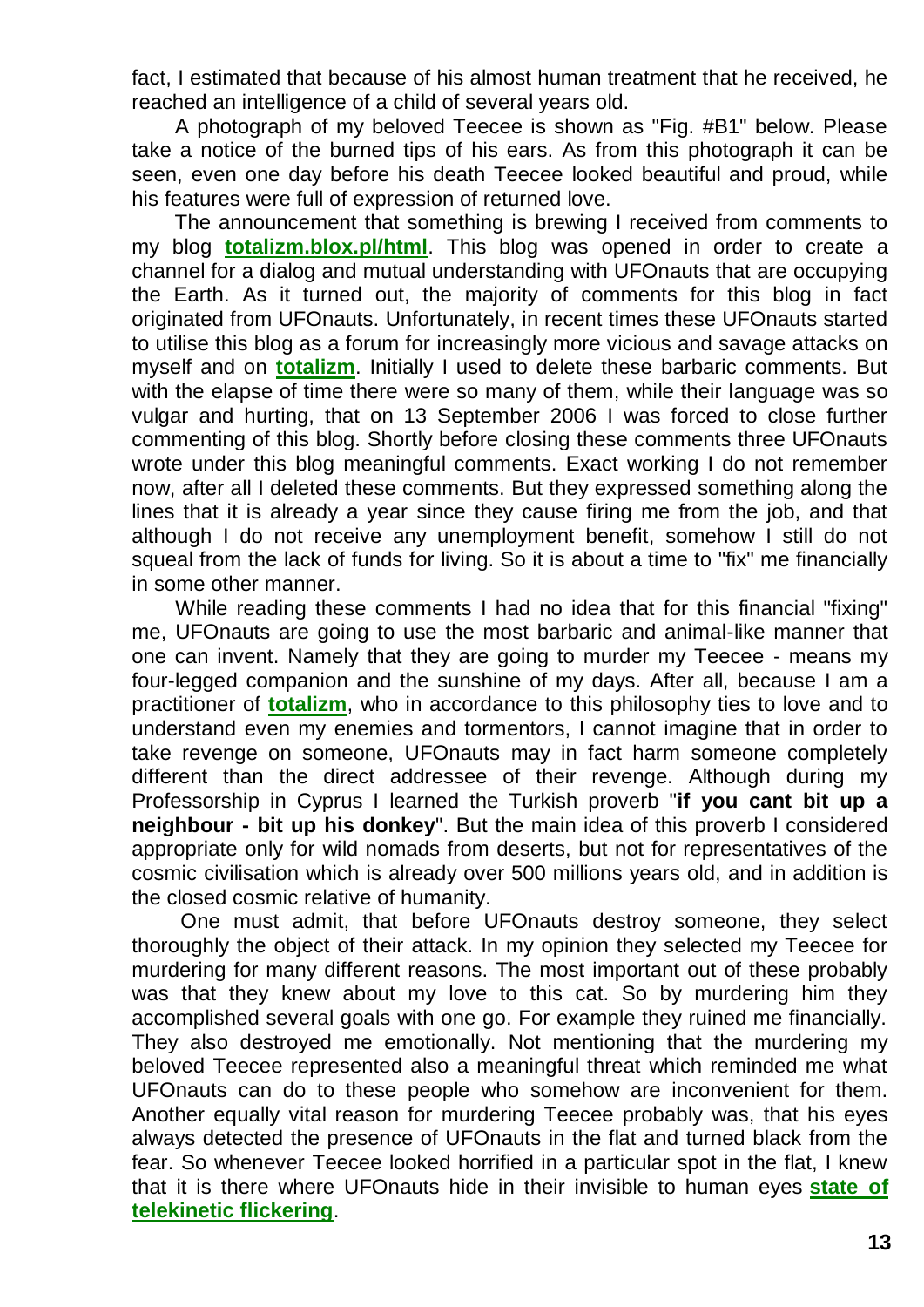fact, I estimated that because of his almost human treatment that he received, he reached an intelligence of a child of several years old.

A photograph of my beloved Teecee is shown as "Fig. #B1" below. Please take a notice of the burned tips of his ears. As from this photograph it can be seen, even one day before his death Teecee looked beautiful and proud, while his features were full of expression of returned love.

The announcement that something is brewing I received from comments to my blog **totalizm.blox.pl/html**. This blog was opened in order to create a channel for a dialog and mutual understanding with UFOnauts that are occupying the Earth. As it turned out, the majority of comments for this blog in fact originated from UFOnauts. Unfortunately, in recent times these UFOnauts started to utilise this blog as a forum for increasingly more vicious and savage attacks on myself and on **totalizm**. Initially I used to delete these barbaric comments. But with the elapse of time there were so many of them, while their language was so vulgar and hurting, that on 13 September 2006 I was forced to close further commenting of this blog. Shortly before closing these comments three UFOnauts wrote under this blog meaningful comments. Exact working I do not remember now, after all I deleted these comments. But they expressed something along the lines that it is already a year since they cause firing me from the job, and that although I do not receive any unemployment benefit, somehow I still do not squeal from the lack of funds for living. So it is about a time to "fix" me financially in some other manner.

While reading these comments I had no idea that for this financial "fixing" me, UFOnauts are going to use the most barbaric and animal-like manner that one can invent. Namely that they are going to murder my Teecee - means my four-legged companion and the sunshine of my days. After all, because I am a practitioner of **totalizm**, who in accordance to this philosophy ties to love and to understand even my enemies and tormentors, I cannot imagine that in order to take revenge on someone, UFOnauts may in fact harm someone completely different than the direct addressee of their revenge. Although during my Professorship in Cyprus I learned the Turkish proverb "**if you cant bit up a neighbour - bit up his donkey**". But the main idea of this proverb I considered appropriate only for wild nomads from deserts, but not for representatives of the cosmic civilisation which is already over 500 millions years old, and in addition is the closed cosmic relative of humanity.

One must admit, that before UFOnauts destroy someone, they select thoroughly the object of their attack. In my opinion they selected my Teecee for murdering for many different reasons. The most important out of these probably was that they knew about my love to this cat. So by murdering him they accomplished several goals with one go. For example they ruined me financially. They also destroyed me emotionally. Not mentioning that the murdering my beloved Teecee represented also a meaningful threat which reminded me what UFOnauts can do to these people who somehow are inconvenient for them. Another equally vital reason for murdering Teecee probably was, that his eyes always detected the presence of UFOnauts in the flat and turned black from the fear. So whenever Teecee looked horrified in a particular spot in the flat, I knew that it is there where UFOnauts hide in their invisible to human eyes **state of telekinetic flickering**.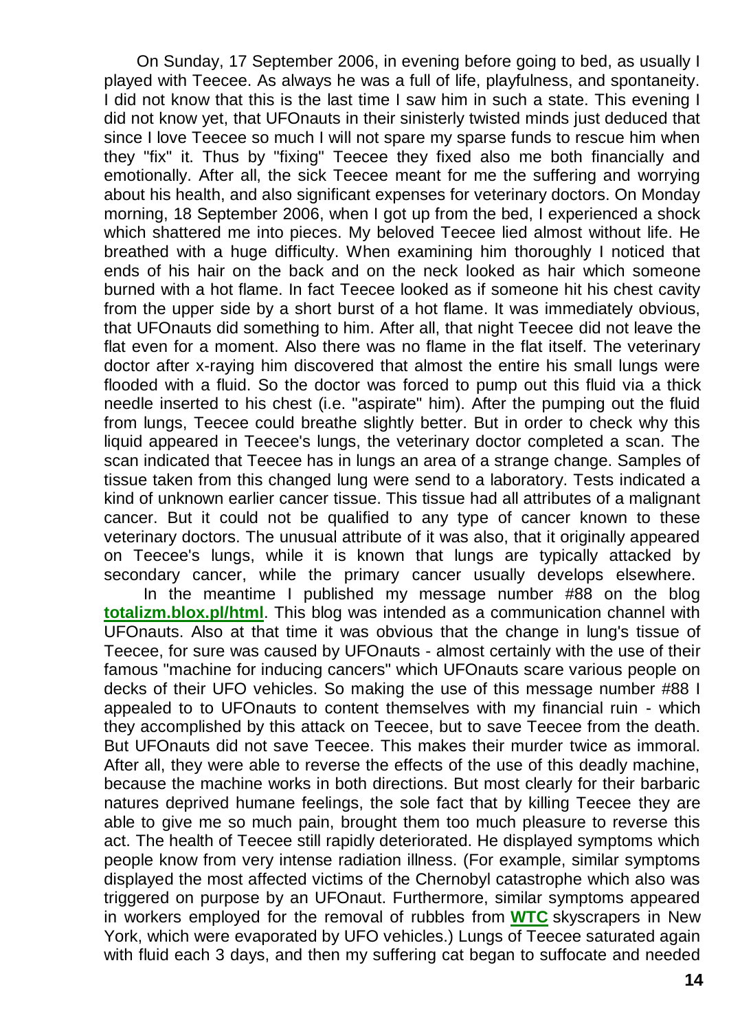On Sunday, 17 September 2006, in evening before going to bed, as usually I played with Teecee. As always he was a full of life, playfulness, and spontaneity. I did not know that this is the last time I saw him in such a state. This evening I did not know yet, that UFOnauts in their sinisterly twisted minds just deduced that since I love Teecee so much I will not spare my sparse funds to rescue him when they "fix" it. Thus by "fixing" Teecee they fixed also me both financially and emotionally. After all, the sick Teecee meant for me the suffering and worrying about his health, and also significant expenses for veterinary doctors. On Monday morning, 18 September 2006, when I got up from the bed, I experienced a shock which shattered me into pieces. My beloved Teecee lied almost without life. He breathed with a huge difficulty. When examining him thoroughly I noticed that ends of his hair on the back and on the neck looked as hair which someone burned with a hot flame. In fact Teecee looked as if someone hit his chest cavity from the upper side by a short burst of a hot flame. It was immediately obvious, that UFOnauts did something to him. After all, that night Teecee did not leave the flat even for a moment. Also there was no flame in the flat itself. The veterinary doctor after x-raying him discovered that almost the entire his small lungs were flooded with a fluid. So the doctor was forced to pump out this fluid via a thick needle inserted to his chest (i.e. "aspirate" him). After the pumping out the fluid from lungs, Teecee could breathe slightly better. But in order to check why this liquid appeared in Teecee's lungs, the veterinary doctor completed a scan. The scan indicated that Teecee has in lungs an area of a strange change. Samples of tissue taken from this changed lung were send to a laboratory. Tests indicated a kind of unknown earlier cancer tissue. This tissue had all attributes of a malignant cancer. But it could not be qualified to any type of cancer known to these veterinary doctors. The unusual attribute of it was also, that it originally appeared on Teecee's lungs, while it is known that lungs are typically attacked by secondary cancer, while the primary cancer usually develops elsewhere.

In the meantime I published my message number #88 on the blog **totalizm.blox.pl/html**. This blog was intended as a communication channel with UFOnauts. Also at that time it was obvious that the change in lung's tissue of Teecee, for sure was caused by UFOnauts - almost certainly with the use of their famous "machine for inducing cancers" which UFOnauts scare various people on decks of their UFO vehicles. So making the use of this message number #88 I appealed to to UFOnauts to content themselves with my financial ruin - which they accomplished by this attack on Teecee, but to save Teecee from the death. But UFOnauts did not save Teecee. This makes their murder twice as immoral. After all, they were able to reverse the effects of the use of this deadly machine, because the machine works in both directions. But most clearly for their barbaric natures deprived humane feelings, the sole fact that by killing Teecee they are able to give me so much pain, brought them too much pleasure to reverse this act. The health of Teecee still rapidly deteriorated. He displayed symptoms which people know from very intense radiation illness. (For example, similar symptoms displayed the most affected victims of the Chernobyl catastrophe which also was triggered on purpose by an UFOnaut. Furthermore, similar symptoms appeared in workers employed for the removal of rubbles from **WTC** skyscrapers in New York, which were evaporated by UFO vehicles.) Lungs of Teecee saturated again with fluid each 3 days, and then my suffering cat began to suffocate and needed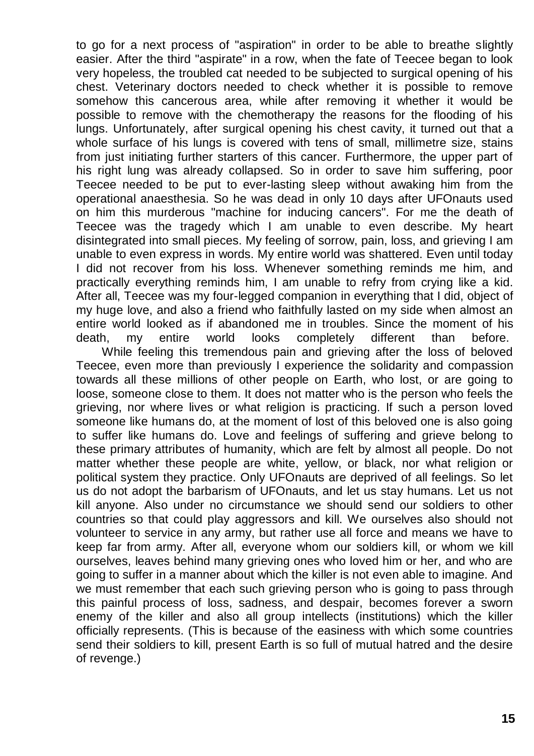to go for a next process of "aspiration" in order to be able to breathe slightly easier. After the third "aspirate" in a row, when the fate of Teecee began to look very hopeless, the troubled cat needed to be subjected to surgical opening of his chest. Veterinary doctors needed to check whether it is possible to remove somehow this cancerous area, while after removing it whether it would be possible to remove with the chemotherapy the reasons for the flooding of his lungs. Unfortunately, after surgical opening his chest cavity, it turned out that a whole surface of his lungs is covered with tens of small, millimetre size, stains from just initiating further starters of this cancer. Furthermore, the upper part of his right lung was already collapsed. So in order to save him suffering, poor Teecee needed to be put to ever-lasting sleep without awaking him from the operational anaesthesia. So he was dead in only 10 days after UFOnauts used on him this murderous "machine for inducing cancers". For me the death of Teecee was the tragedy which I am unable to even describe. My heart disintegrated into small pieces. My feeling of sorrow, pain, loss, and grieving I am unable to even express in words. My entire world was shattered. Even until today I did not recover from his loss. Whenever something reminds me him, and practically everything reminds him, I am unable to refry from crying like a kid. After all, Teecee was my four-legged companion in everything that I did, object of my huge love, and also a friend who faithfully lasted on my side when almost an entire world looked as if abandoned me in troubles. Since the moment of his death, my entire world looks completely different than before.

While feeling this tremendous pain and grieving after the loss of beloved Teecee, even more than previously I experience the solidarity and compassion towards all these millions of other people on Earth, who lost, or are going to loose, someone close to them. It does not matter who is the person who feels the grieving, nor where lives or what religion is practicing. If such a person loved someone like humans do, at the moment of lost of this beloved one is also going to suffer like humans do. Love and feelings of suffering and grieve belong to these primary attributes of humanity, which are felt by almost all people. Do not matter whether these people are white, yellow, or black, nor what religion or political system they practice. Only UFOnauts are deprived of all feelings. So let us do not adopt the barbarism of UFOnauts, and let us stay humans. Let us not kill anyone. Also under no circumstance we should send our soldiers to other countries so that could play aggressors and kill. We ourselves also should not volunteer to service in any army, but rather use all force and means we have to keep far from army. After all, everyone whom our soldiers kill, or whom we kill ourselves, leaves behind many grieving ones who loved him or her, and who are going to suffer in a manner about which the killer is not even able to imagine. And we must remember that each such grieving person who is going to pass through this painful process of loss, sadness, and despair, becomes forever a sworn enemy of the killer and also all group intellects (institutions) which the killer officially represents. (This is because of the easiness with which some countries send their soldiers to kill, present Earth is so full of mutual hatred and the desire of revenge.)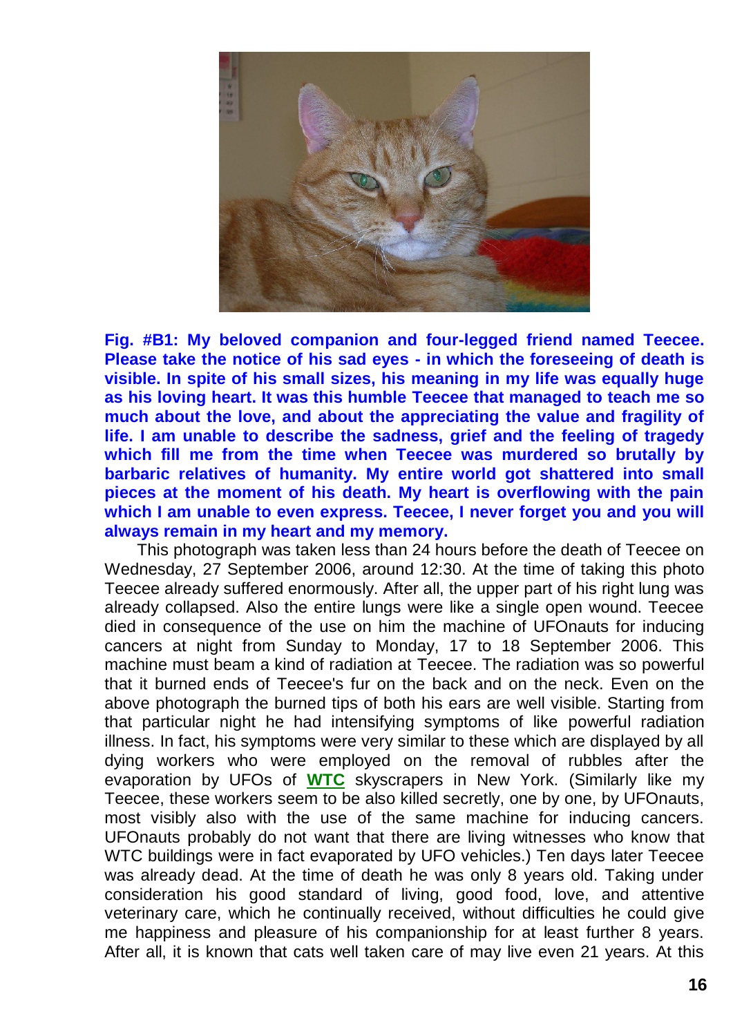**Fig. #B1: My beloved companion and four-legged friend named Teecee. Please take the notice of his sad eyes - in which the foreseeing of death is visible. In spite of his small sizes, his meaning in my life was equally huge as his loving heart. It was this humble Teecee that managed to teach me so much about the love, and about the appreciating the value and fragility of life. I am unable to describe the sadness, grief and the feeling of tragedy which fill me from the time when Teecee was murdered so brutally by barbaric relatives of humanity. My entire world got shattered into small pieces at the moment of his death. My heart is overflowing with the pain which I am unable to even express. Teecee, I never forget you and you will always remain in my heart and my memory.**

This photograph was taken less than 24 hours before the death of Teecee on Wednesday, 27 September 2006, around 12:30. At the time of taking this photo Teecee already suffered enormously. After all, the upper part of his right lung was already collapsed. Also the entire lungs were like a single open wound. Teecee died in consequence of the use on him the machine of UFOnauts for inducing cancers at night from Sunday to Monday, 17 to 18 September 2006. This machine must beam a kind of radiation at Teecee. The radiation was so powerful that it burned ends of Teecee's fur on the back and on the neck. Even on the above photograph the burned tips of both his ears are well visible. Starting from that particular night he had intensifying symptoms of like powerful radiation illness. In fact, his symptoms were very similar to these which are displayed by all dying workers who were employed on the removal of rubbles after the evaporation by UFOs of **WTC** skyscrapers in New York. (Similarly like my Teecee, these workers seem to be also killed secretly, one by one, by UFOnauts, most visibly also with the use of the same machine for inducing cancers. UFOnauts probably do not want that there are living witnesses who know that WTC buildings were in fact evaporated by UFO vehicles.) Ten days later Teecee was already dead. At the time of death he was only 8 years old. Taking under consideration his good standard of living, good food, love, and attentive veterinary care, which he continually received, without difficulties he could give me happiness and pleasure of his companionship for at least further 8 years. After all, it is known that cats well taken care of may live even 21 years. At this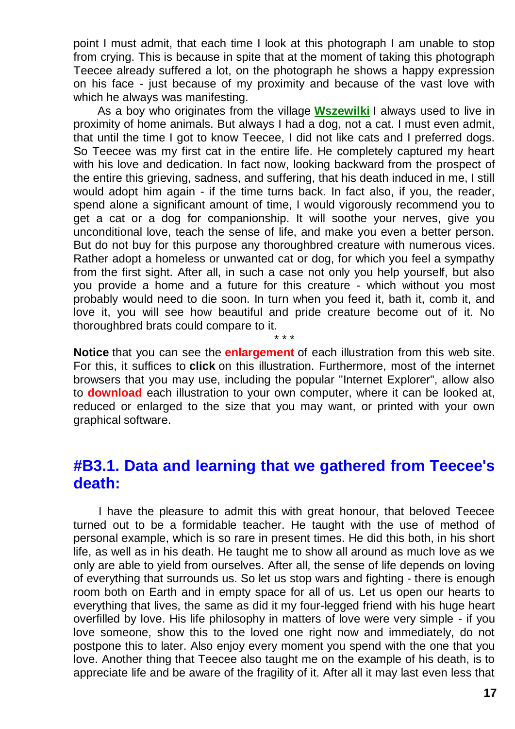point I must admit, that each time I look at this photograph I am unable to stop from crying. This is because in spite that at the moment of taking this photograph Teecee already suffered a lot, on the photograph he shows a happy expression on his face - just because of my proximity and because of the vast love with which he always was manifesting.

As a boy who originates from the village **Wszewilki** I always used to live in proximity of home animals. But always I had a dog, not a cat. I must even admit, that until the time I got to know Teecee, I did not like cats and I preferred dogs. So Teecee was my first cat in the entire life. He completely captured my heart with his love and dedication. In fact now, looking backward from the prospect of the entire this grieving, sadness, and suffering, that his death induced in me, I still would adopt him again - if the time turns back. In fact also, if you, the reader, spend alone a significant amount of time, I would vigorously recommend you to get a cat or a dog for companionship. It will soothe your nerves, give you unconditional love, teach the sense of life, and make you even a better person. But do not buy for this purpose any thoroughbred creature with numerous vices. Rather adopt a homeless or unwanted cat or dog, for which you feel a sympathy from the first sight. After all, in such a case not only you help yourself, but also you provide a home and a future for this creature - which without you most probably would need to die soon. In turn when you feed it, bath it, comb it, and love it, you will see how beautiful and pride creature become out of it. No thoroughbred brats could compare to it.

\* \* \*

**Notice** that you can see the **enlargement** of each illustration from this web site. For this, it suffices to **click** on this illustration. Furthermore, most of the internet browsers that you may use, including the popular "Internet Explorer", allow also to **download** each illustration to your own computer, where it can be looked at, reduced or enlarged to the size that you may want, or printed with your own graphical software.

## #B3.1. Data and learning that we gathered from Teecee's death:

I have the pleasure to admit this with great honour, that beloved Teecee turned out to be a formidable teacher. He taught with the use of method of personal example, which is so rare in present times. He did this both, in his short life, as well as in his death. He taught me to show all around as much love as we only are able to yield from ourselves. After all, the sense of life depends on loving of everything that surrounds us. So let us stop wars and fighting - there is enough room both on Earth and in empty space for all of us. Let us open our hearts to everything that lives, the same as did it my four-legged friend with his huge heart overfilled by love. His life philosophy in matters of love were very simple - if you love someone, show this to the loved one right now and immediately, do not postpone this to later. Also enjoy every moment you spend with the one that you love. Another thing that Teecee also taught me on the example of his death, is to appreciate life and be aware of the fragility of it. After all it may last even less that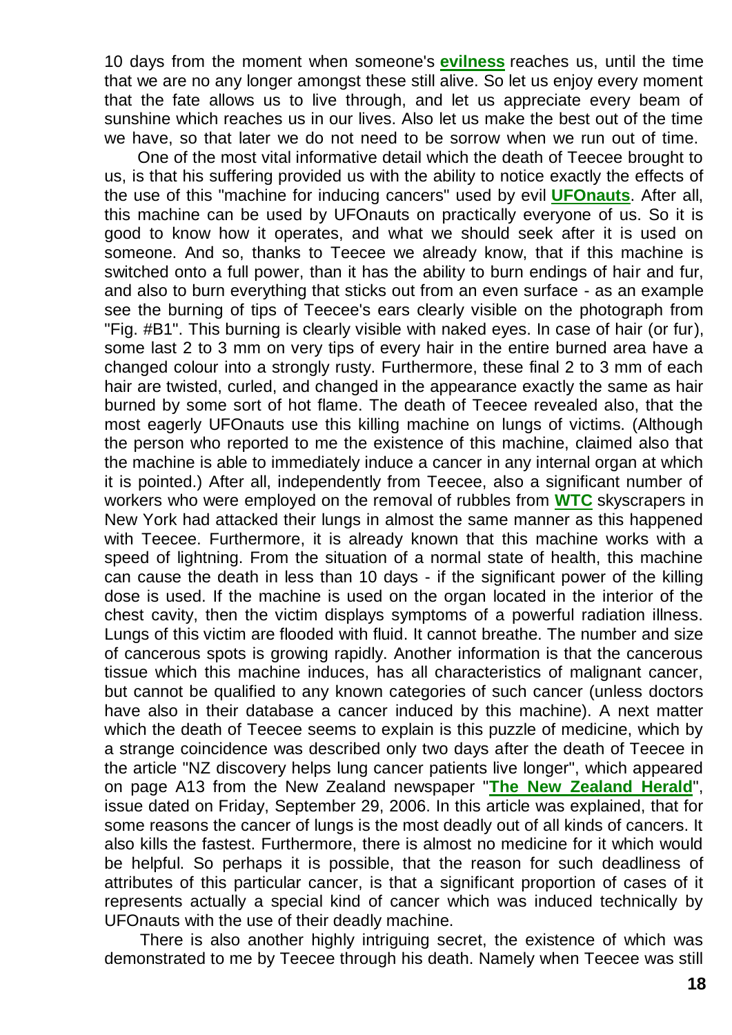10 days from the moment when someone's **evilness** reaches us, until the time that we are no any longer amongst these still alive. So let us enjoy every moment that the fate allows us to live through, and let us appreciate every beam of sunshine which reaches us in our lives. Also let us make the best out of the time we have, so that later we do not need to be sorrow when we run out of time.

One of the most vital informative detail which the death of Teecee brought to us, is that his suffering provided us with the ability to notice exactly the effects of the use of this "machine for inducing cancers" used by evil **UFOnauts**. After all, this machine can be used by UFOnauts on practically everyone of us. So it is good to know how it operates, and what we should seek after it is used on someone. And so, thanks to Teecee we already know, that if this machine is switched onto a full power, than it has the ability to burn endings of hair and fur, and also to burn everything that sticks out from an even surface - as an example see the burning of tips of Teecee's ears clearly visible on the photograph from "Fig. #B1". This burning is clearly visible with naked eyes. In case of hair (or fur), some last 2 to 3 mm on very tips of every hair in the entire burned area have a changed colour into a strongly rusty. Furthermore, these final 2 to 3 mm of each hair are twisted, curled, and changed in the appearance exactly the same as hair burned by some sort of hot flame. The death of Teecee revealed also, that the most eagerly UFOnauts use this killing machine on lungs of victims. (Although the person who reported to me the existence of this machine, claimed also that the machine is able to immediately induce a cancer in any internal organ at which it is pointed.) After all, independently from Teecee, also a significant number of workers who were employed on the removal of rubbles from **WTC** skyscrapers in New York had attacked their lungs in almost the same manner as this happened with Teecee. Furthermore, it is already known that this machine works with a speed of lightning. From the situation of a normal state of health, this machine can cause the death in less than 10 days - if the significant power of the killing dose is used. If the machine is used on the organ located in the interior of the chest cavity, then the victim displays symptoms of a powerful radiation illness. Lungs of this victim are flooded with fluid. It cannot breathe. The number and size of cancerous spots is growing rapidly. Another information is that the cancerous tissue which this machine induces, has all characteristics of malignant cancer, but cannot be qualified to any known categories of such cancer (unless doctors have also in their database a cancer induced by this machine). A next matter which the death of Teecee seems to explain is this puzzle of medicine, which by a strange coincidence was described only two days after the death of Teecee in the article "NZ discovery helps lung cancer patients live longer", which appeared on page A13 from the New Zealand newspaper "**The New Zealand Herald**", issue dated on Friday, September 29, 2006. In this article was explained, that for some reasons the cancer of lungs is the most deadly out of all kinds of cancers. It also kills the fastest. Furthermore, there is almost no medicine for it which would be helpful. So perhaps it is possible, that the reason for such deadliness of attributes of this particular cancer, is that a significant proportion of cases of it represents actually a special kind of cancer which was induced technically by UFOnauts with the use of their deadly machine.

There is also another highly intriguing secret, the existence of which was demonstrated to me by Teecee through his death. Namely when Teecee was still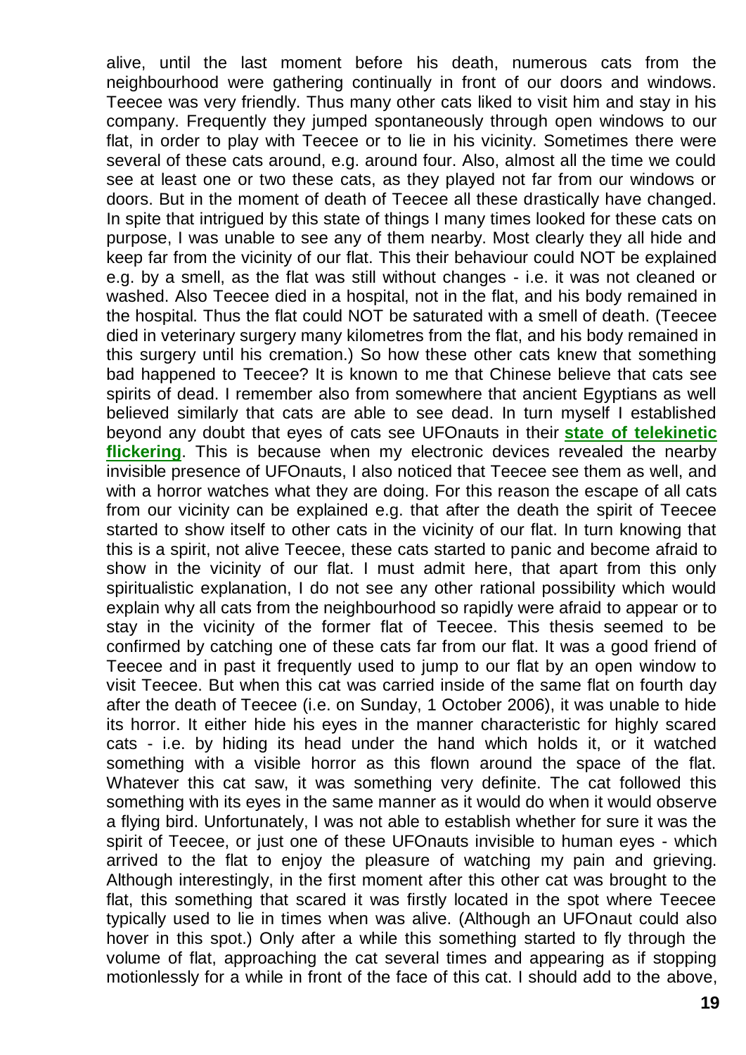alive, until the last moment before his death, numerous cats from the neighbourhood were gathering continually in front of our doors and windows. Teecee was very friendly. Thus many other cats liked to visit him and stay in his company. Frequently they jumped spontaneously through open windows to our flat, in order to play with Teecee or to lie in his vicinity. Sometimes there were several of these cats around, e.g. around four. Also, almost all the time we could see at least one or two these cats, as they played not far from our windows or doors. But in the moment of death of Teecee all these drastically have changed. In spite that intrigued by this state of things I many times looked for these cats on purpose, I was unable to see any of them nearby. Most clearly they all hide and keep far from the vicinity of our flat. This their behaviour could NOT be explained e.g. by a smell, as the flat was still without changes - i.e. it was not cleaned or washed. Also Teecee died in a hospital, not in the flat, and his body remained in the hospital. Thus the flat could NOT be saturated with a smell of death. (Teecee died in veterinary surgery many kilometres from the flat, and his body remained in this surgery until his cremation.) So how these other cats knew that something bad happened to Teecee? It is known to me that Chinese believe that cats see spirits of dead. I remember also from somewhere that ancient Egyptians as well believed similarly that cats are able to see dead. In turn myself I established beyond any doubt that eyes of cats see UFOnauts in their **state of telekinetic flickering**. This is because when my electronic devices revealed the nearby invisible presence of UFOnauts, I also noticed that Teecee see them as well, and with a horror watches what they are doing. For this reason the escape of all cats from our vicinity can be explained e.g. that after the death the spirit of Teecee started to show itself to other cats in the vicinity of our flat. In turn knowing that this is a spirit, not alive Teecee, these cats started to panic and become afraid to show in the vicinity of our flat. I must admit here, that apart from this only spiritualistic explanation, I do not see any other rational possibility which would explain why all cats from the neighbourhood so rapidly were afraid to appear or to stay in the vicinity of the former flat of Teecee. This thesis seemed to be confirmed by catching one of these cats far from our flat. It was a good friend of Teecee and in past it frequently used to jump to our flat by an open window to visit Teecee. But when this cat was carried inside of the same flat on fourth day after the death of Teecee (i.e. on Sunday, 1 October 2006), it was unable to hide its horror. It either hide his eyes in the manner characteristic for highly scared cats - i.e. by hiding its head under the hand which holds it, or it watched something with a visible horror as this flown around the space of the flat. Whatever this cat saw, it was something very definite. The cat followed this something with its eyes in the same manner as it would do when it would observe a flying bird. Unfortunately, I was not able to establish whether for sure it was the spirit of Teecee, or just one of these UFOnauts invisible to human eyes - which arrived to the flat to enjoy the pleasure of watching my pain and grieving. Although interestingly, in the first moment after this other cat was brought to the flat, this something that scared it was firstly located in the spot where Teecee typically used to lie in times when was alive. (Although an UFOnaut could also hover in this spot.) Only after a while this something started to fly through the volume of flat, approaching the cat several times and appearing as if stopping motionlessly for a while in front of the face of this cat. I should add to the above,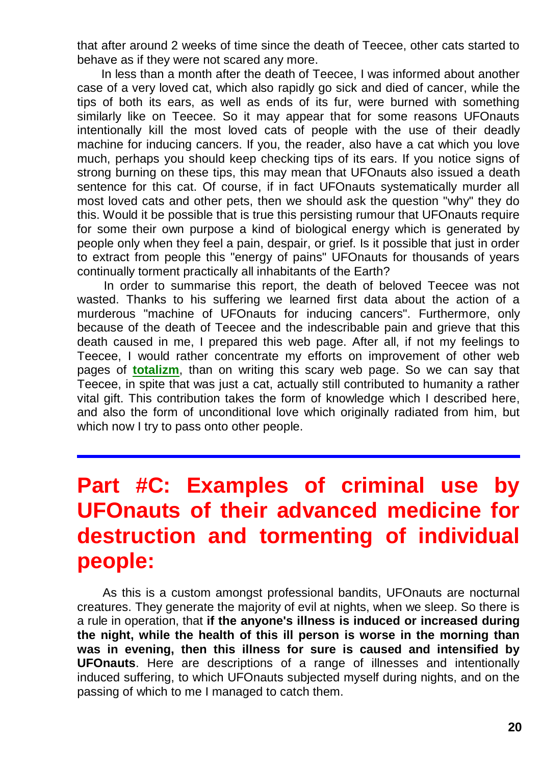that after around 2 weeks of time since the death of Teecee, other cats started to behave as if they were not scared any more.

In less than a month after the death of Teecee, I was informed about another case of a very loved cat, which also rapidly go sick and died of cancer, while the tips of both its ears, as well as ends of its fur, were burned with something similarly like on Teecee. So it may appear that for some reasons UFOnauts intentionally kill the most loved cats of people with the use of their deadly machine for inducing cancers. If you, the reader, also have a cat which you love much, perhaps you should keep checking tips of its ears. If you notice signs of strong burning on these tips, this may mean that UFOnauts also issued a death sentence for this cat. Of course, if in fact UFOnauts systematically murder all most loved cats and other pets, then we should ask the question "why" they do this. Would it be possible that is true this persisting rumour that UFOnauts require for some their own purpose a kind of biological energy which is generated by people only when they feel a pain, despair, or grief. Is it possible that just in order to extract from people this "energy of pains" UFOnauts for thousands of years continually torment practically all inhabitants of the Earth?

In order to summarise this report, the death of beloved Teecee was not wasted. Thanks to his suffering we learned first data about the action of a murderous "machine of UFOnauts for inducing cancers". Furthermore, only because of the death of Teecee and the indescribable pain and grieve that this death caused in me, I prepared this web page. After all, if not my feelings to Teecee, I would rather concentrate my efforts on improvement of other web pages of **totalizm**, than on writing this scary web page. So we can say that Teecee, in spite that was just a cat, actually still contributed to humanity a rather vital gift. This contribution takes the form of knowledge which I described here, and also the form of unconditional love which originally radiated from him, but which now I try to pass onto other people.

---

# Part #C: Examples of criminal use by UFOnauts of their advanced medicine for destruction and tormenting of individual people:

As this is a custom amongst professional bandits, UFOnauts are nocturnal creatures. They generate the majority of evil at nights, when we sleep. So there is a rule in operation, that **if the anyone's illness is induced or increased during the night, while the health of this ill person is worse in the morning than was in evening, then this illness for sure is caused and intensified by UFOnauts**. Here are descriptions of a range of illnesses and intentionally induced suffering, to which UFOnauts subjected myself during nights, and on the passing of which to me I managed to catch them.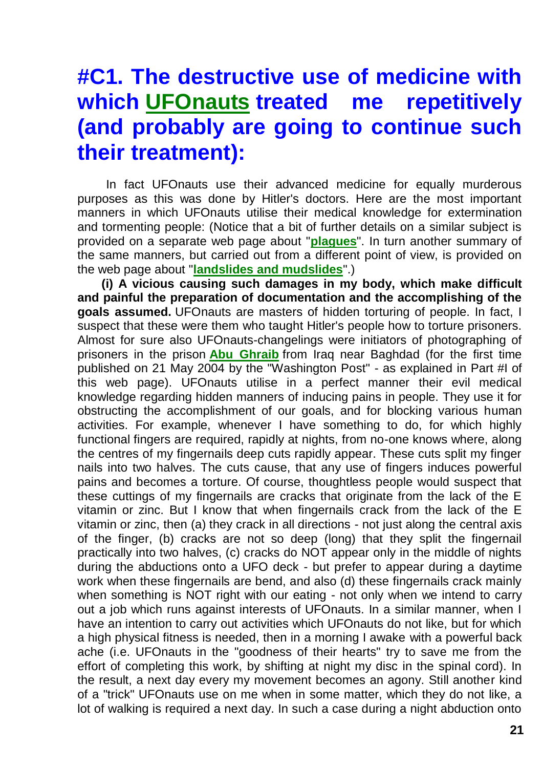# #C1. The destructive use of medicine with which UFOnauts treated me repetitively (and probably are going to continue such their treatment):

In fact UFOnauts use their advanced medicine for equally murderous purposes as this was done by Hitler's doctors. Here are the most important manners in which UFOnauts utilise their medical knowledge for extermination and tormenting people: (Notice that a bit of further details on a similar subject is provided on a separate web page about "**plagues**". In turn another summary of the same manners, but carried out from a different point of view, is provided on the web page about "**landslides and mudslides**".)

**(i) A vicious causing such damages in my body, which make difficult and painful the preparation of documentation and the accomplishing of the goals assumed.** UFOnauts are masters of hidden torturing of people. In fact, I suspect that these were them who taught Hitler's people how to torture prisoners. Almost for sure also UFOnauts-changelings were initiators of photographing of prisoners in the prison **Abu Ghraib** from Iraq near Baghdad (for the first time published on 21 May 2004 by the "Washington Post" - as explained in Part #I of this web page). UFOnauts utilise in a perfect manner their evil medical knowledge regarding hidden manners of inducing pains in people. They use it for obstructing the accomplishment of our goals, and for blocking various human activities. For example, whenever I have something to do, for which highly functional fingers are required, rapidly at nights, from no-one knows where, along the centres of my fingernails deep cuts rapidly appear. These cuts split my finger nails into two halves. The cuts cause, that any use of fingers induces powerful pains and becomes a torture. Of course, thoughtless people would suspect that these cuttings of my fingernails are cracks that originate from the lack of the E vitamin or zinc. But I know that when fingernails crack from the lack of the E vitamin or zinc, then (a) they crack in all directions - not just along the central axis of the finger, (b) cracks are not so deep (long) that they split the fingernail practically into two halves, (c) cracks do NOT appear only in the middle of nights during the abductions onto a UFO deck - but prefer to appear during a daytime work when these fingernails are bend, and also (d) these fingernails crack mainly when something is NOT right with our eating - not only when we intend to carry out a job which runs against interests of UFOnauts. In a similar manner, when I have an intention to carry out activities which UFOnauts do not like, but for which a high physical fitness is needed, then in a morning I awake with a powerful back ache (i.e. UFOnauts in the "goodness of their hearts" try to save me from the effort of completing this work, by shifting at night my disc in the spinal cord). In the result, a next day every my movement becomes an agony. Still another kind of a "trick" UFOnauts use on me when in some matter, which they do not like, a lot of walking is required a next day. In such a case during a night abduction onto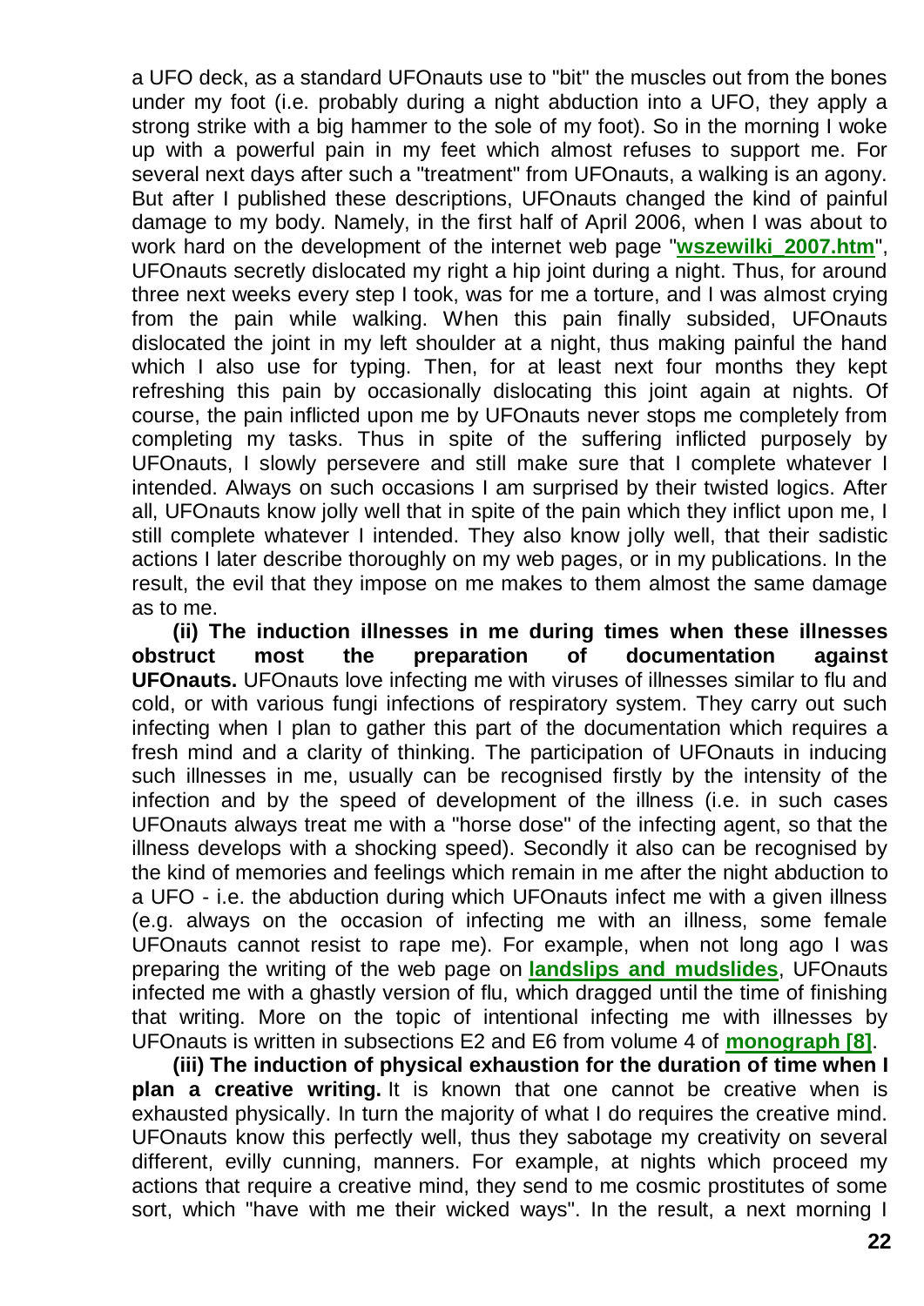a UFO deck, as a standard UFOnauts use to "bit" the muscles out from the bones under my foot (i.e. probably during a night abduction into a UFO, they apply a strong strike with a big hammer to the sole of my foot). So in the morning I woke up with a powerful pain in my feet which almost refuses to support me. For several next days after such a "treatment" from UFOnauts, a walking is an agony. But after I published these descriptions, UFOnauts changed the kind of painful damage to my body. Namely, in the first half of April 2006, when I was about to work hard on the development of the internet web page "**wszewilki_2007.htm**", UFOnauts secretly dislocated my right a hip joint during a night. Thus, for around three next weeks every step I took, was for me a torture, and I was almost crying from the pain while walking. When this pain finally subsided, UFOnauts dislocated the joint in my left shoulder at a night, thus making painful the hand which I also use for typing. Then, for at least next four months they kept refreshing this pain by occasionally dislocating this joint again at nights. Of course, the pain inflicted upon me by UFOnauts never stops me completely from completing my tasks. Thus in spite of the suffering inflicted purposely by UFOnauts, I slowly persevere and still make sure that I complete whatever I intended. Always on such occasions I am surprised by their twisted logics. After all, UFOnauts know jolly well that in spite of the pain which they inflict upon me, I still complete whatever I intended. They also know jolly well, that their sadistic actions I later describe thoroughly on my web pages, or in my publications. In the result, the evil that they impose on me makes to them almost the same damage as to me.

**(ii) The induction illnesses in me during times when these illnesses obstruct most the preparation of documentation against UFOnauts.** UFOnauts love infecting me with viruses of illnesses similar to flu and cold, or with various fungi infections of respiratory system. They carry out such infecting when I plan to gather this part of the documentation which requires a fresh mind and a clarity of thinking. The participation of UFOnauts in inducing such illnesses in me, usually can be recognised firstly by the intensity of the infection and by the speed of development of the illness (i.e. in such cases UFOnauts always treat me with a "horse dose" of the infecting agent, so that the illness develops with a shocking speed). Secondly it also can be recognised by the kind of memories and feelings which remain in me after the night abduction to a UFO - i.e. the abduction during which UFOnauts infect me with a given illness (e.g. always on the occasion of infecting me with an illness, some female UFOnauts cannot resist to rape me). For example, when not long ago I was preparing the writing of the web page on **landslips and mudslides**, UFOnauts infected me with a ghastly version of flu, which dragged until the time of finishing that writing. More on the topic of intentional infecting me with illnesses by UFOnauts is written in subsections E2 and E6 from volume 4 of **monograph [8]**.

**(iii) The induction of physical exhaustion for the duration of time when I plan a creative writing.** It is known that one cannot be creative when is exhausted physically. In turn the majority of what I do requires the creative mind. UFOnauts know this perfectly well, thus they sabotage my creativity on several different, evilly cunning, manners. For example, at nights which proceed my actions that require a creative mind, they send to me cosmic prostitutes of some sort, which "have with me their wicked ways". In the result, a next morning I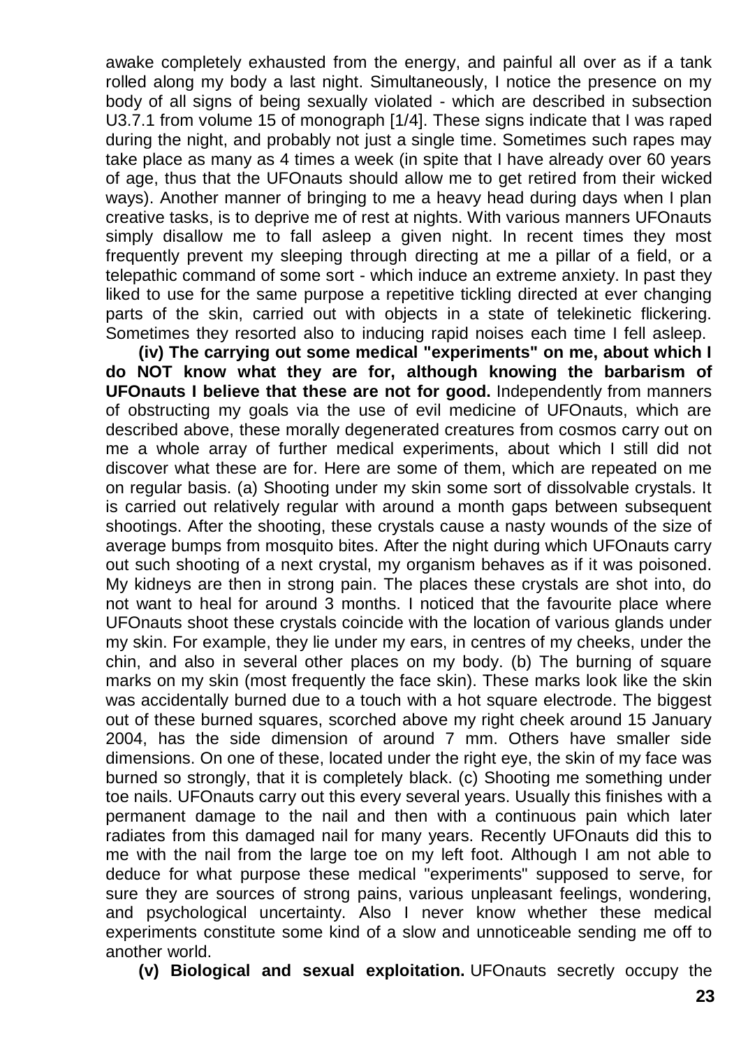awake completely exhausted from the energy, and painful all over as if a tank rolled along my body a last night. Simultaneously, I notice the presence on my body of all signs of being sexually violated - which are described in subsection U3.7.1 from volume 15 of monograph [1/4]. These signs indicate that I was raped during the night, and probably not just a single time. Sometimes such rapes may take place as many as 4 times a week (in spite that I have already over 60 years of age, thus that the UFOnauts should allow me to get retired from their wicked ways). Another manner of bringing to me a heavy head during days when I plan creative tasks, is to deprive me of rest at nights. With various manners UFOnauts simply disallow me to fall asleep a given night. In recent times they most frequently prevent my sleeping through directing at me a pillar of a field, or a telepathic command of some sort - which induce an extreme anxiety. In past they liked to use for the same purpose a repetitive tickling directed at ever changing parts of the skin, carried out with objects in a state of telekinetic flickering. Sometimes they resorted also to inducing rapid noises each time I fell asleep.

**(iv) The carrying out some medical "experiments" on me, about which I do NOT know what they are for, although knowing the barbarism of UFOnauts I believe that these are not for good.** Independently from manners of obstructing my goals via the use of evil medicine of UFOnauts, which are described above, these morally degenerated creatures from cosmos carry out on me a whole array of further medical experiments, about which I still did not discover what these are for. Here are some of them, which are repeated on me on regular basis. (a) Shooting under my skin some sort of dissolvable crystals. It is carried out relatively regular with around a month gaps between subsequent shootings. After the shooting, these crystals cause a nasty wounds of the size of average bumps from mosquito bites. After the night during which UFOnauts carry out such shooting of a next crystal, my organism behaves as if it was poisoned. My kidneys are then in strong pain. The places these crystals are shot into, do not want to heal for around 3 months. I noticed that the favourite place where UFOnauts shoot these crystals coincide with the location of various glands under my skin. For example, they lie under my ears, in centres of my cheeks, under the chin, and also in several other places on my body. (b) The burning of square marks on my skin (most frequently the face skin). These marks look like the skin was accidentally burned due to a touch with a hot square electrode. The biggest out of these burned squares, scorched above my right cheek around 15 January 2004, has the side dimension of around 7 mm. Others have smaller side dimensions. On one of these, located under the right eye, the skin of my face was burned so strongly, that it is completely black. (c) Shooting me something under toe nails. UFOnauts carry out this every several years. Usually this finishes with a permanent damage to the nail and then with a continuous pain which later radiates from this damaged nail for many years. Recently UFOnauts did this to me with the nail from the large toe on my left foot. Although I am not able to deduce for what purpose these medical "experiments" supposed to serve, for sure they are sources of strong pains, various unpleasant feelings, wondering, and psychological uncertainty. Also I never know whether these medical experiments constitute some kind of a slow and unnoticeable sending me off to another world.

**(v) Biological and sexual exploitation.** UFOnauts secretly occupy the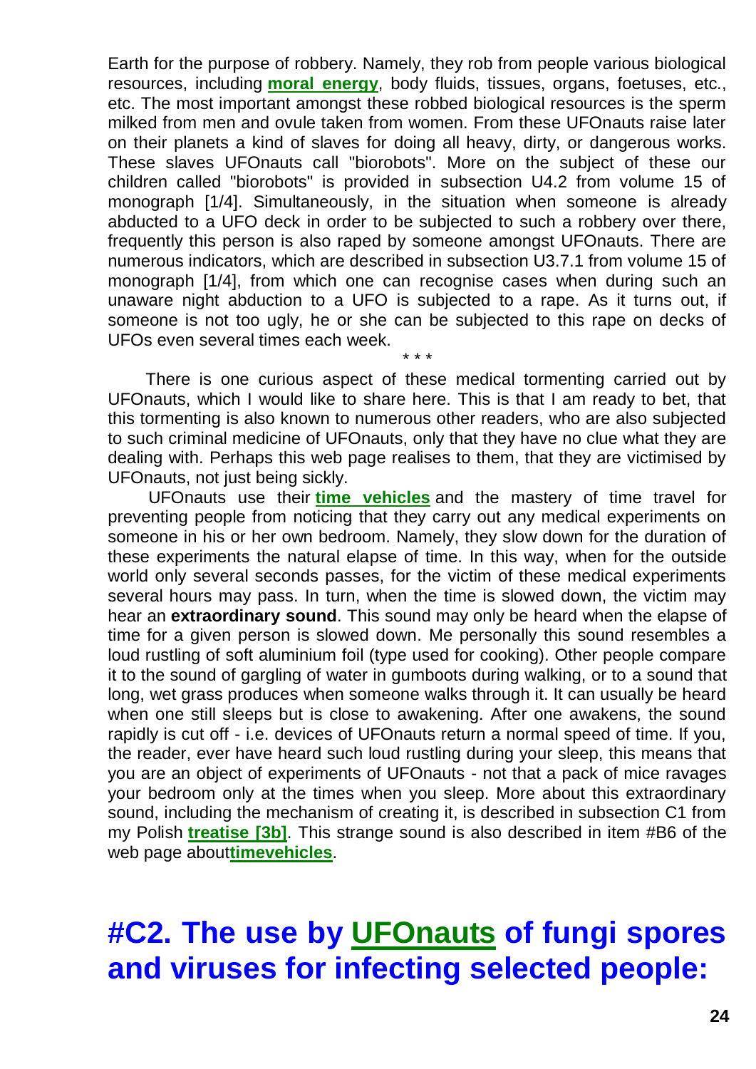Earth for the purpose of robbery. Namely, they rob from people various biological resources, including **moral energy**, body fluids, tissues, organs, foetuses, etc., etc. The most important amongst these robbed biological resources is the sperm milked from men and ovule taken from women. From these UFOnauts raise later on their planets a kind of slaves for doing all heavy, dirty, or dangerous works. These slaves UFOnauts call "biorobots". More on the subject of these our children called "biorobots" is provided in subsection U4.2 from volume 15 of monograph [1/4]. Simultaneously, in the situation when someone is already abducted to a UFO deck in order to be subjected to such a robbery over there, frequently this person is also raped by someone amongst UFOnauts. There are numerous indicators, which are described in subsection U3.7.1 from volume 15 of monograph [1/4], from which one can recognise cases when during such an unaware night abduction to a UFO is subjected to a rape. As it turns out, if someone is not too ugly, he or she can be subjected to this rape on decks of UFOs even several times each week.

\* \* \*

There is one curious aspect of these medical tormenting carried out by UFOnauts, which I would like to share here. This is that I am ready to bet, that this tormenting is also known to numerous other readers, who are also subjected to such criminal medicine of UFOnauts, only that they have no clue what they are dealing with. Perhaps this web page realises to them, that they are victimised by UFOnauts, not just being sickly.

UFOnauts use their **time vehicles** and the mastery of time travel for preventing people from noticing that they carry out any medical experiments on someone in his or her own bedroom. Namely, they slow down for the duration of these experiments the natural elapse of time. In this way, when for the outside world only several seconds passes, for the victim of these medical experiments several hours may pass. In turn, when the time is slowed down, the victim may hear an **extraordinary sound**. This sound may only be heard when the elapse of time for a given person is slowed down. Me personally this sound resembles a loud rustling of soft aluminium foil (type used for cooking). Other people compare it to the sound of gargling of water in gumboots during walking, or to a sound that long, wet grass produces when someone walks through it. It can usually be heard when one still sleeps but is close to awakening. After one awakens, the sound rapidly is cut off - i.e. devices of UFOnauts return a normal speed of time. If you, the reader, ever have heard such loud rustling during your sleep, this means that you are an object of experiments of UFOnauts - not that a pack of mice ravages your bedroom only at the times when you sleep. More about this extraordinary sound, including the mechanism of creating it, is described in subsection C1 from my Polish **treatise [3b]**. This strange sound is also described in item #B6 of the web page about**timevehicles**.

# #C2. The use by UFOnauts of fungi spores and viruses for infecting selected people: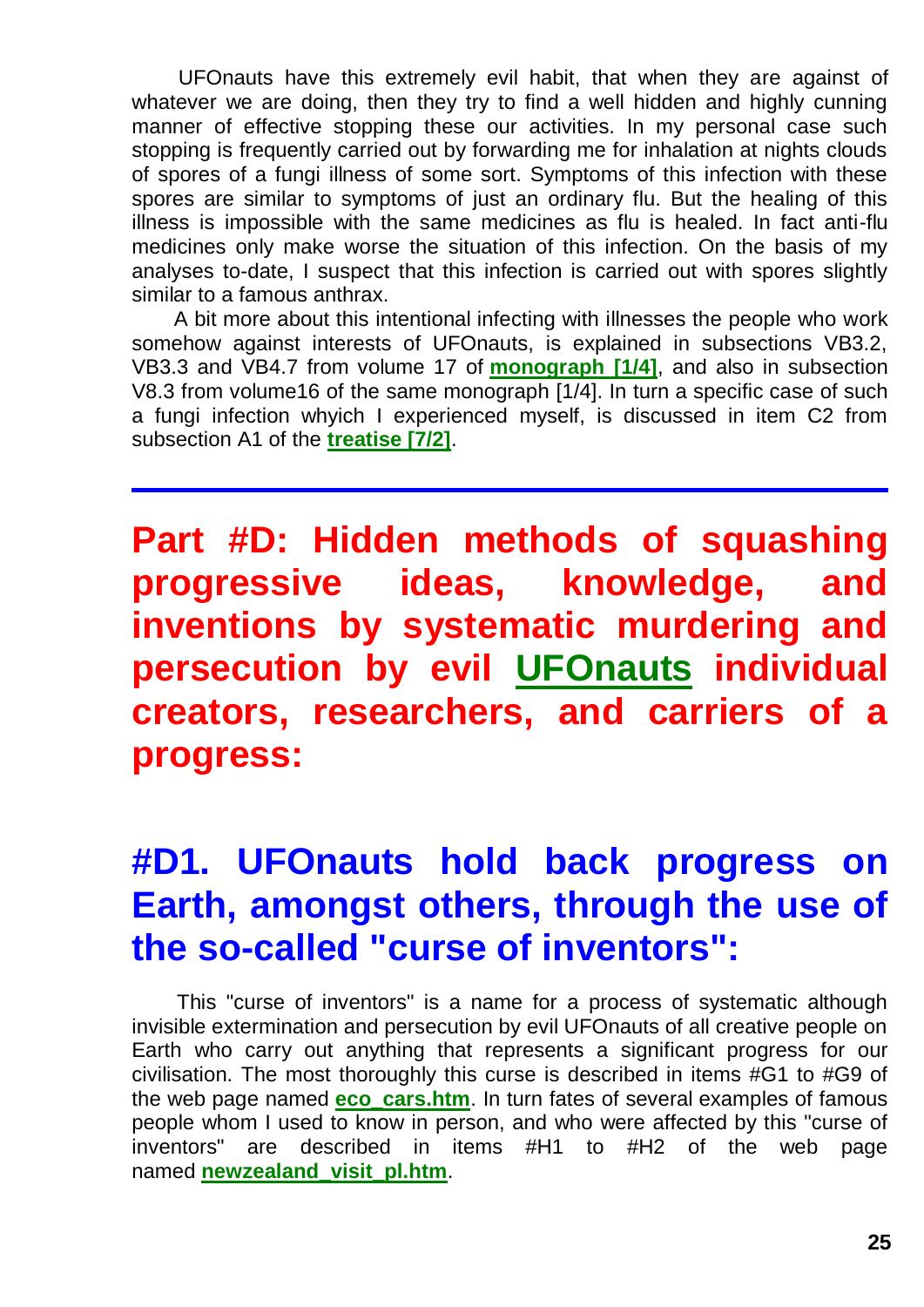UFOnauts have this extremely evil habit, that when they are against of whatever we are doing, then they try to find a well hidden and highly cunning manner of effective stopping these our activities. In my personal case such stopping is frequently carried out by forwarding me for inhalation at nights clouds of spores of a fungi illness of some sort. Symptoms of this infection with these spores are similar to symptoms of just an ordinary flu. But the healing of this illness is impossible with the same medicines as flu is healed. In fact anti-flu medicines only make worse the situation of this infection. On the basis of my analyses to-date, I suspect that this infection is carried out with spores slightly similar to a famous anthrax.

A bit more about this intentional infecting with illnesses the people who work somehow against interests of UFOnauts, is explained in subsections VB3.2, VB3.3 and VB4.7 from volume 17 of **monograph [1/4]**, and also in subsection V8.3 from volume16 of the same monograph [1/4]. In turn a specific case of such a fungi infection whyich I experienced myself, is discussed in item C2 from subsection A1 of the **treatise [7/2]**.

---

# Part #D: Hidden methods of squashing progressive ideas, knowledge, and inventions by systematic murdering and persecution by evil UFOnauts individual creators, researchers, and carriers of a progress:

## #D1. UFOnauts hold back progress on Earth, amongst others, through the use of the so-called "curse of inventors":

This "curse of inventors" is a name for a process of systematic although invisible extermination and persecution by evil UFOnauts of all creative people on Earth who carry out anything that represents a significant progress for our civilisation. The most thoroughly this curse is described in items #G1 to #G9 of the web page named **eco_cars.htm**. In turn fates of several examples of famous people whom I used to know in person, and who were affected by this "curse of inventors" are described in items #H1 to #H2 of the web page named **newzealand_visit_pl.htm**.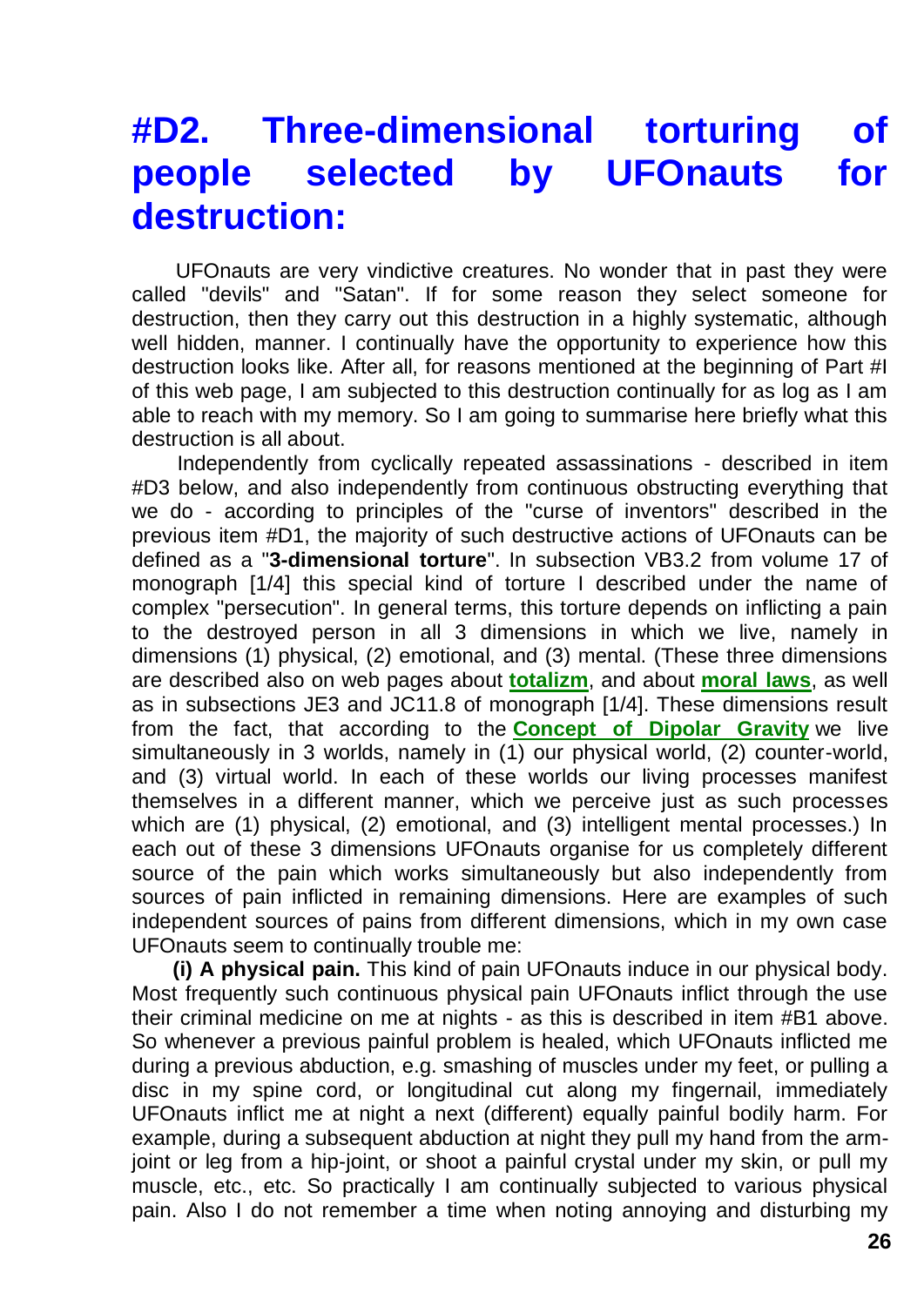## #D2. Three-dimensional torturing of people selected by UFOnauts for destruction:

UFOnauts are very vindictive creatures. No wonder that in past they were called "devils" and "Satan". If for some reason they select someone for destruction, then they carry out this destruction in a highly systematic, although well hidden, manner. I continually have the opportunity to experience how this destruction looks like. After all, for reasons mentioned at the beginning of Part #I of this web page, I am subjected to this destruction continually for as log as I am able to reach with my memory. So I am going to summarise here briefly what this destruction is all about.

Independently from cyclically repeated assassinations - described in item #D3 below, and also independently from continuous obstructing everything that we do - according to principles of the "curse of inventors" described in the previous item #D1, the majority of such destructive actions of UFOnauts can be defined as a "**3-dimensional torture**". In subsection VB3.2 from volume 17 of monograph [1/4] this special kind of torture I described under the name of complex "persecution". In general terms, this torture depends on inflicting a pain to the destroyed person in all 3 dimensions in which we live, namely in dimensions (1) physical, (2) emotional, and (3) mental. (These three dimensions are described also on web pages about **totalizm**, and about **moral laws**, as well as in subsections JE3 and JC11.8 of monograph [1/4]. These dimensions result from the fact, that according to the **Concept of Dipolar Gravity** we live simultaneously in 3 worlds, namely in (1) our physical world, (2) counter-world, and (3) virtual world. In each of these worlds our living processes manifest themselves in a different manner, which we perceive just as such processes which are (1) physical, (2) emotional, and (3) intelligent mental processes.) In each out of these 3 dimensions UFOnauts organise for us completely different source of the pain which works simultaneously but also independently from sources of pain inflicted in remaining dimensions. Here are examples of such independent sources of pains from different dimensions, which in my own case UFOnauts seem to continually trouble me:

**(i) A physical pain.** This kind of pain UFOnauts induce in our physical body. Most frequently such continuous physical pain UFOnauts inflict through the use their criminal medicine on me at nights - as this is described in item #B1 above. So whenever a previous painful problem is healed, which UFOnauts inflicted me during a previous abduction, e.g. smashing of muscles under my feet, or pulling a disc in my spine cord, or longitudinal cut along my fingernail, immediately UFOnauts inflict me at night a next (different) equally painful bodily harm. For example, during a subsequent abduction at night they pull my hand from the arm-joint or leg from a hip-joint, or shoot a painful crystal under my skin, or pull my muscle, etc., etc. So practically I am continually subjected to various physical pain. Also I do not remember a time when noting annoying and disturbing my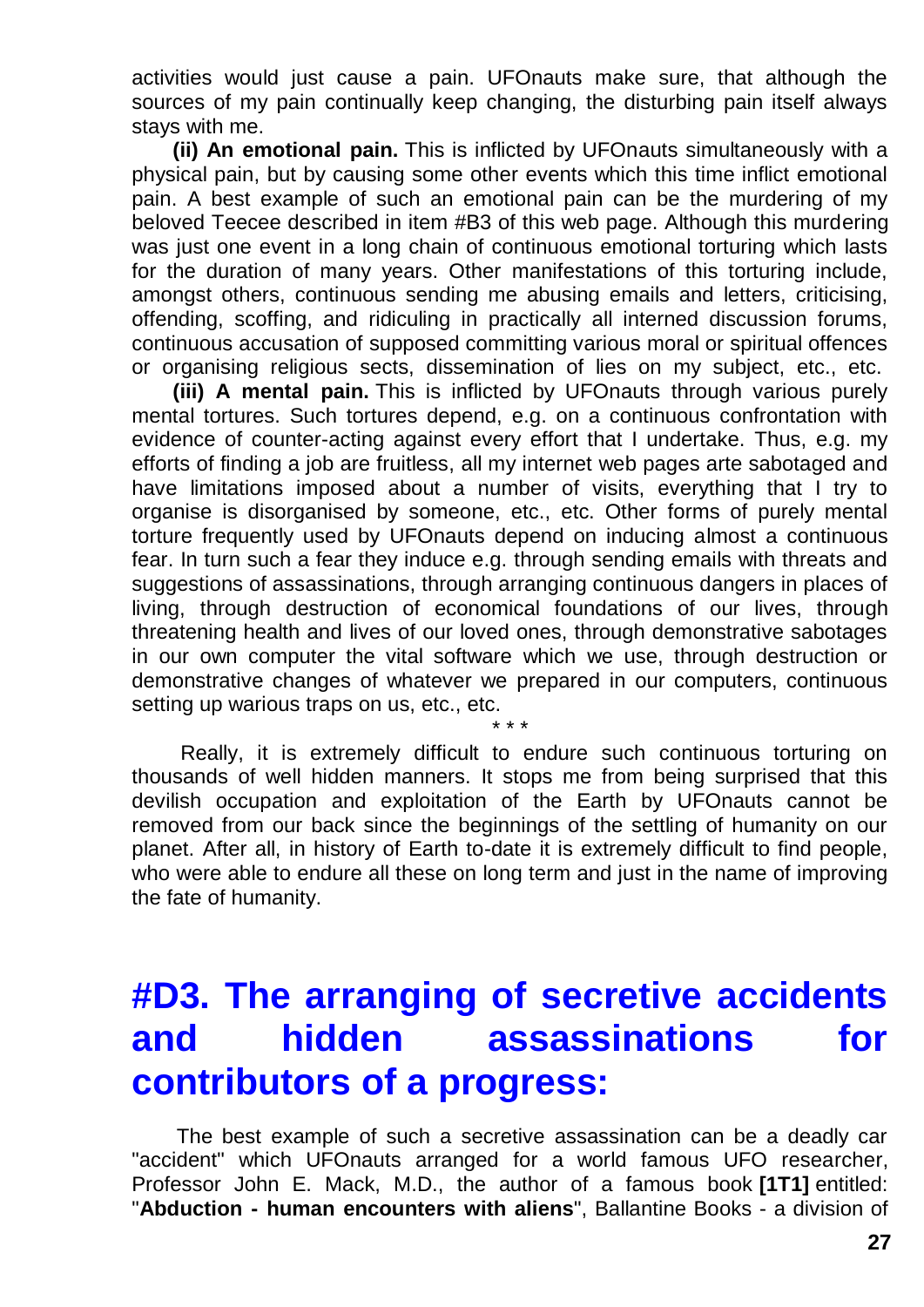activities would just cause a pain. UFOnauts make sure, that although the sources of my pain continually keep changing, the disturbing pain itself always stays with me.

**(ii) An emotional pain.** This is inflicted by UFOnauts simultaneously with a physical pain, but by causing some other events which this time inflict emotional pain. A best example of such an emotional pain can be the murdering of my beloved Teecee described in item #B3 of this web page. Although this murdering was just one event in a long chain of continuous emotional torturing which lasts for the duration of many years. Other manifestations of this torturing include, amongst others, continuous sending me abusing emails and letters, criticising, offending, scoffing, and ridiculing in practically all interned discussion forums, continuous accusation of supposed committing various moral or spiritual offences or organising religious sects, dissemination of lies on my subject, etc., etc.

**(iii) A mental pain.** This is inflicted by UFOnauts through various purely mental tortures. Such tortures depend, e.g. on a continuous confrontation with evidence of counter-acting against every effort that I undertake. Thus, e.g. my efforts of finding a job are fruitless, all my internet web pages arte sabotaged and have limitations imposed about a number of visits, everything that I try to organise is disorganised by someone, etc., etc. Other forms of purely mental torture frequently used by UFOnauts depend on inducing almost a continuous fear. In turn such a fear they induce e.g. through sending emails with threats and suggestions of assassinations, through arranging continuous dangers in places of living, through destruction of economical foundations of our lives, through threatening health and lives of our loved ones, through demonstrative sabotages in our own computer the vital software which we use, through destruction or demonstrative changes of whatever we prepared in our computers, continuous setting up warious traps on us, etc., etc.

\* \* \*

Really, it is extremely difficult to endure such continuous torturing on thousands of well hidden manners. It stops me from being surprised that this devilish occupation and exploitation of the Earth by UFOnauts cannot be removed from our back since the beginnings of the settling of humanity on our planet. After all, in history of Earth to-date it is extremely difficult to find people, who were able to endure all these on long term and just in the name of improving the fate of humanity.

# #D3. The arranging of secretive accidents and hidden assassinations for contributors of a progress:

The best example of such a secretive assassination can be a deadly car "accident" which UFOnauts arranged for a world famous UFO researcher, Professor John E. Mack, M.D., the author of a famous book **[1T1]** entitled: "**Abduction - human encounters with aliens**", Ballantine Books - a division of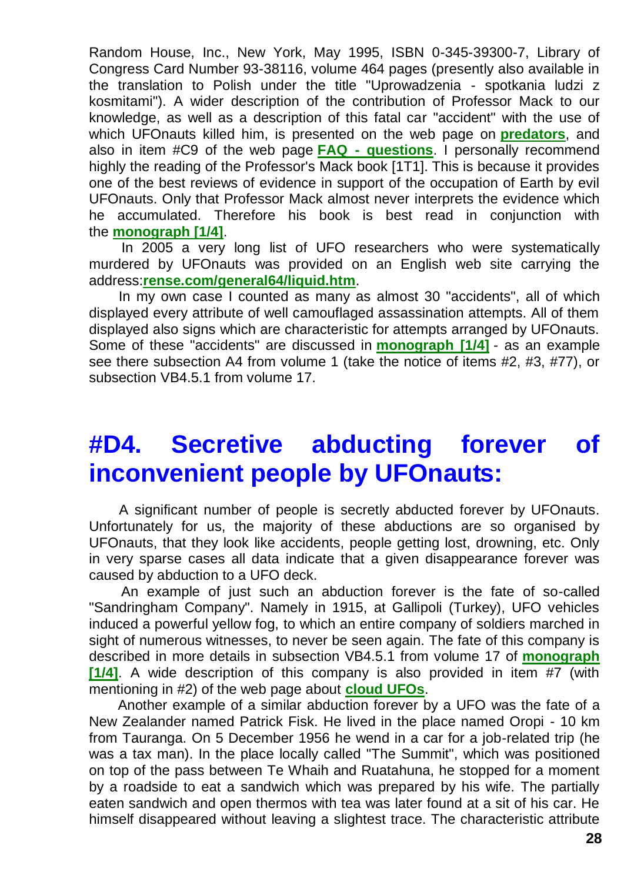Random House, Inc., New York, May 1995, ISBN 0-345-39300-7, Library of Congress Card Number 93-38116, volume 464 pages (presently also available in the translation to Polish under the title "Uprowadzenia - spotkania ludzi z kosmitami"). A wider description of the contribution of Professor Mack to our knowledge, as well as a description of this fatal car "accident" with the use of which UFOnauts killed him, is presented on the web page on **predators**, and also in item #C9 of the web page **FAQ - questions**. I personally recommend highly the reading of the Professor's Mack book [1T1]. This is because it provides one of the best reviews of evidence in support of the occupation of Earth by evil UFOnauts. Only that Professor Mack almost never interprets the evidence which he accumulated. Therefore his book is best read in conjunction with the **monograph [1/4]**.

In 2005 a very long list of UFO researchers who were systematically murdered by UFOnauts was provided on an English web site carrying the address:**rense.com/general64/liquid.htm**.

In my own case I counted as many as almost 30 "accidents", all of which displayed every attribute of well camouflaged assassination attempts. All of them displayed also signs which are characteristic for attempts arranged by UFOnauts. Some of these "accidents" are discussed in **monograph [1/4]** - as an example see there subsection A4 from volume 1 (take the notice of items #2, #3, #77), or subsection VB4.5.1 from volume 17.

# #D4. Secretive abducting forever of inconvenient people by UFOnauts:

A significant number of people is secretly abducted forever by UFOnauts. Unfortunately for us, the majority of these abductions are so organised by UFOnauts, that they look like accidents, people getting lost, drowning, etc. Only in very sparse cases all data indicate that a given disappearance forever was caused by abduction to a UFO deck.

An example of just such an abduction forever is the fate of so-called "Sandringham Company". Namely in 1915, at Gallipoli (Turkey), UFO vehicles induced a powerful yellow fog, to which an entire company of soldiers marched in sight of numerous witnesses, to never be seen again. The fate of this company is described in more details in subsection VB4.5.1 from volume 17 of **monograph [1/4]**. A wide description of this company is also provided in item #7 (with mentioning in #2) of the web page about **cloud UFOs**.

Another example of a similar abduction forever by a UFO was the fate of a New Zealander named Patrick Fisk. He lived in the place named Oropi - 10 km from Tauranga. On 5 December 1956 he wend in a car for a job-related trip (he was a tax man). In the place locally called "The Summit", which was positioned on top of the pass between Te Whaih and Ruatahuna, he stopped for a moment by a roadside to eat a sandwich which was prepared by his wife. The partially eaten sandwich and open thermos with tea was later found at a sit of his car. He himself disappeared without leaving a slightest trace. The characteristic attribute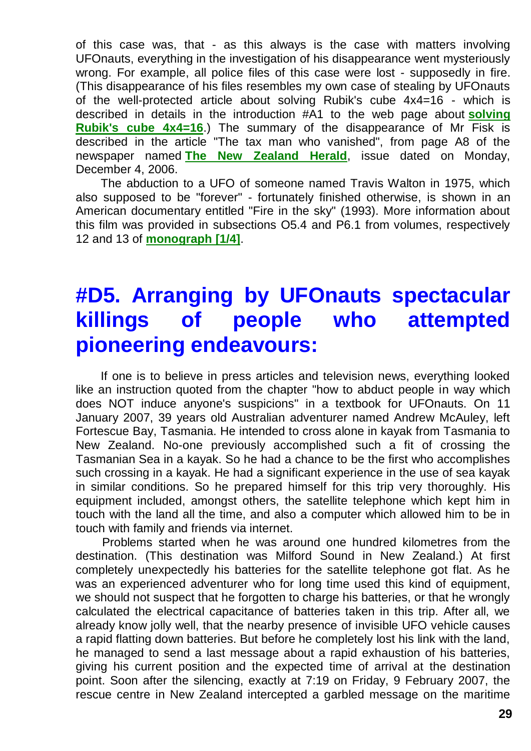of this case was, that - as this always is the case with matters involving UFOnauts, everything in the investigation of his disappearance went mysteriously wrong. For example, all police files of this case were lost - supposedly in fire. (This disappearance of his files resembles my own case of stealing by UFOnauts of the well-protected article about solving Rubik's cube 4x4=16 - which is described in details in the introduction #A1 to the web page about **solving Rubik's cube 4x4=16**.) The summary of the disappearance of Mr Fisk is described in the article "The tax man who vanished", from page A8 of the newspaper named **The New Zealand Herald**, issue dated on Monday, December 4, 2006.

The abduction to a UFO of someone named Travis Walton in 1975, which also supposed to be "forever" - fortunately finished otherwise, is shown in an American documentary entitled "Fire in the sky" (1993). More information about this film was provided in subsections O5.4 and P6.1 from volumes, respectively 12 and 13 of **monograph [1/4]**.

# #D5. Arranging by UFOnauts spectacular killings of people who attempted pioneering endeavours:

If one is to believe in press articles and television news, everything looked like an instruction quoted from the chapter "how to abduct people in way which does NOT induce anyone's suspicions" in a textbook for UFOnauts. On 11 January 2007, 39 years old Australian adventurer named Andrew McAuley, left Fortescue Bay, Tasmania. He intended to cross alone in kayak from Tasmania to New Zealand. No-one previously accomplished such a fit of crossing the Tasmanian Sea in a kayak. So he had a chance to be the first who accomplishes such crossing in a kayak. He had a significant experience in the use of sea kayak in similar conditions. So he prepared himself for this trip very thoroughly. His equipment included, amongst others, the satellite telephone which kept him in touch with the land all the time, and also a computer which allowed him to be in touch with family and friends via internet.

Problems started when he was around one hundred kilometres from the destination. (This destination was Milford Sound in New Zealand.) At first completely unexpectedly his batteries for the satellite telephone got flat. As he was an experienced adventurer who for long time used this kind of equipment, we should not suspect that he forgotten to charge his batteries, or that he wrongly calculated the electrical capacitance of batteries taken in this trip. After all, we already know jolly well, that the nearby presence of invisible UFO vehicle causes a rapid flatting down batteries. But before he completely lost his link with the land, he managed to send a last message about a rapid exhaustion of his batteries, giving his current position and the expected time of arrival at the destination point. Soon after the silencing, exactly at 7:19 on Friday, 9 February 2007, the rescue centre in New Zealand intercepted a garbled message on the maritime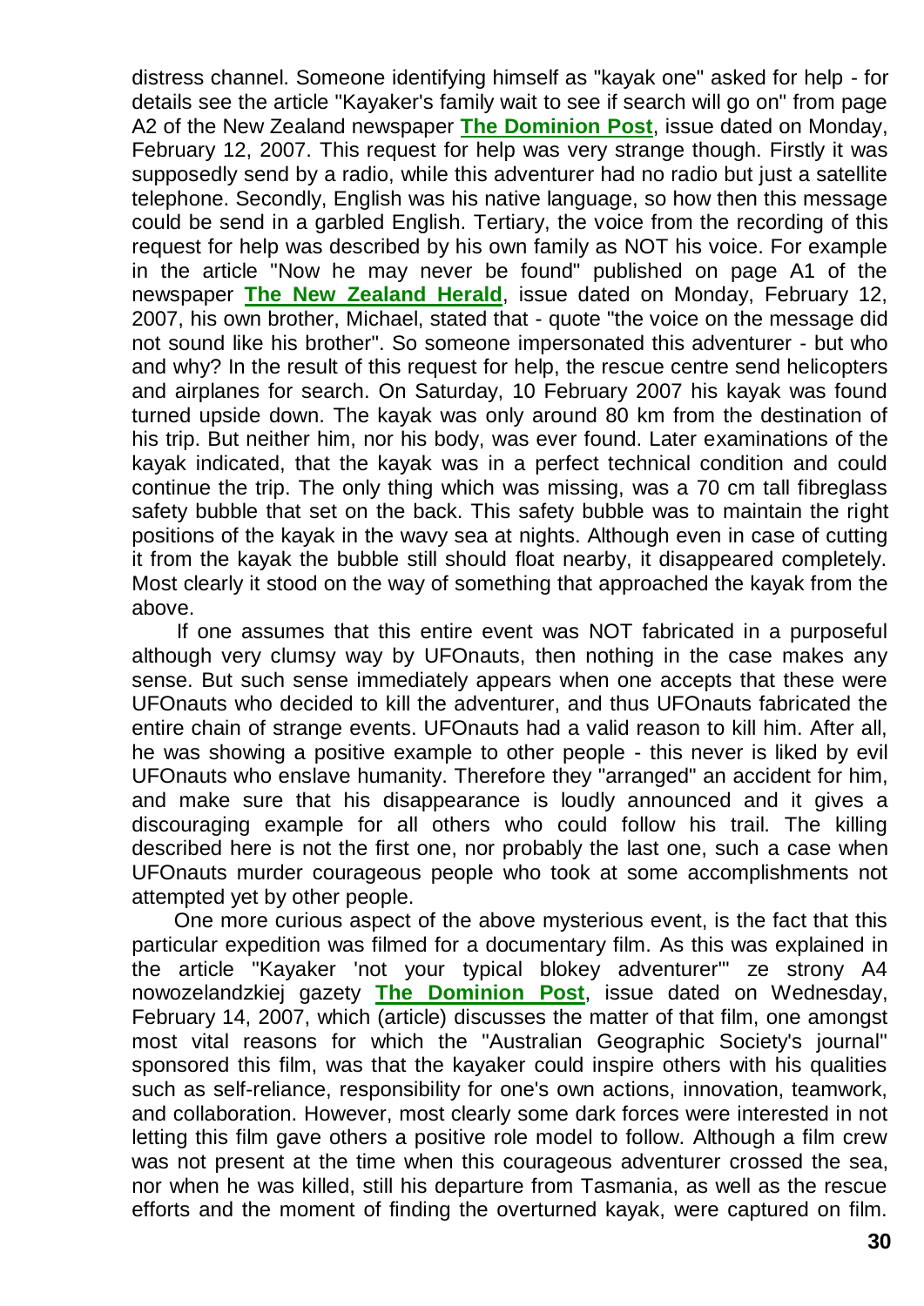distress channel. Someone identifying himself as "kayak one" asked for help - for details see the article "Kayaker's family wait to see if search will go on" from page A2 of the New Zealand newspaper **The Dominion Post**, issue dated on Monday, February 12, 2007. This request for help was very strange though. Firstly it was supposedly send by a radio, while this adventurer had no radio but just a satellite telephone. Secondly, English was his native language, so how then this message could be send in a garbled English. Tertiary, the voice from the recording of this request for help was described by his own family as NOT his voice. For example in the article "Now he may never be found" published on page A1 of the newspaper **The New Zealand Herald**, issue dated on Monday, February 12, 2007, his own brother, Michael, stated that - quote "the voice on the message did not sound like his brother". So someone impersonated this adventurer - but who and why? In the result of this request for help, the rescue centre send helicopters and airplanes for search. On Saturday, 10 February 2007 his kayak was found turned upside down. The kayak was only around 80 km from the destination of his trip. But neither him, nor his body, was ever found. Later examinations of the kayak indicated, that the kayak was in a perfect technical condition and could continue the trip. The only thing which was missing, was a 70 cm tall fibreglass safety bubble that set on the back. This safety bubble was to maintain the right positions of the kayak in the wavy sea at nights. Although even in case of cutting it from the kayak the bubble still should float nearby, it disappeared completely. Most clearly it stood on the way of something that approached the kayak from the above.

If one assumes that this entire event was NOT fabricated in a purposeful although very clumsy way by UFOnauts, then nothing in the case makes any sense. But such sense immediately appears when one accepts that these were UFOnauts who decided to kill the adventurer, and thus UFOnauts fabricated the entire chain of strange events. UFOnauts had a valid reason to kill him. After all, he was showing a positive example to other people - this never is liked by evil UFOnauts who enslave humanity. Therefore they "arranged" an accident for him, and make sure that his disappearance is loudly announced and it gives a discouraging example for all others who could follow his trail. The killing described here is not the first one, nor probably the last one, such a case when UFOnauts murder courageous people who took at some accomplishments not attempted yet by other people.

One more curious aspect of the above mysterious event, is the fact that this particular expedition was filmed for a documentary film. As this was explained in the article "Kayaker 'not your typical blokey adventurer'" ze strony A4 nowozelandzkiej gazety **The Dominion Post**, issue dated on Wednesday, February 14, 2007, which (article) discusses the matter of that film, one amongst most vital reasons for which the "Australian Geographic Society's journal" sponsored this film, was that the kayaker could inspire others with his qualities such as self-reliance, responsibility for one's own actions, innovation, teamwork, and collaboration. However, most clearly some dark forces were interested in not letting this film gave others a positive role model to follow. Although a film crew was not present at the time when this courageous adventurer crossed the sea, nor when he was killed, still his departure from Tasmania, as well as the rescue efforts and the moment of finding the overturned kayak, were captured on film.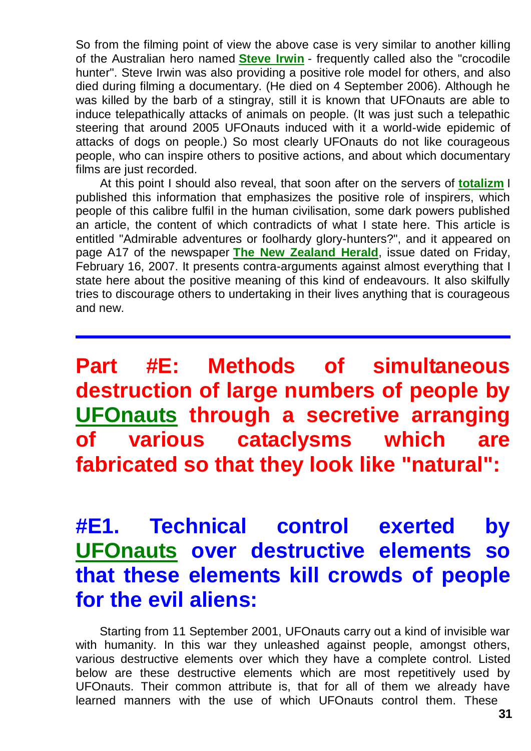So from the filming point of view the above case is very similar to another killing of the Australian hero named **Steve Irwin** - frequently called also the "crocodile hunter". Steve Irwin was also providing a positive role model for others, and also died during filming a documentary. (He died on 4 September 2006). Although he was killed by the barb of a stingray, still it is known that UFOnauts are able to induce telepathically attacks of animals on people. (It was just such a telepathic steering that around 2005 UFOnauts induced with it a world-wide epidemic of attacks of dogs on people.) So most clearly UFOnauts do not like courageous people, who can inspire others to positive actions, and about which documentary films are just recorded.

At this point I should also reveal, that soon after on the servers of **totalizm** I published this information that emphasizes the positive role of inspirers, which people of this calibre fulfil in the human civilisation, some dark powers published an article, the content of which contradicts of what I state here. This article is entitled "Admirable adventures or foolhardy glory-hunters?", and it appeared on page A17 of the newspaper **The New Zealand Herald**, issue dated on Friday, February 16, 2007. It presents contra-arguments against almost everything that I state here about the positive meaning of this kind of endeavours. It also skilfully tries to discourage others to undertaking in their lives anything that is courageous and new.

---

# Part #E: Methods of simultaneous destruction of large numbers of people by UFOnauts through a secretive arranging of various cataclysms which are fabricated so that they look like "natural":

## #E1. Technical control exerted by UFOnauts over destructive elements so that these elements kill crowds of people for the evil aliens:

Starting from 11 September 2001, UFOnauts carry out a kind of invisible war with humanity. In this war they unleashed against people, amongst others, various destructive elements over which they have a complete control. Listed below are these destructive elements which are most repetitively used by UFOnauts. Their common attribute is, that for all of them we already have learned manners with the use of which UFOnauts control them. These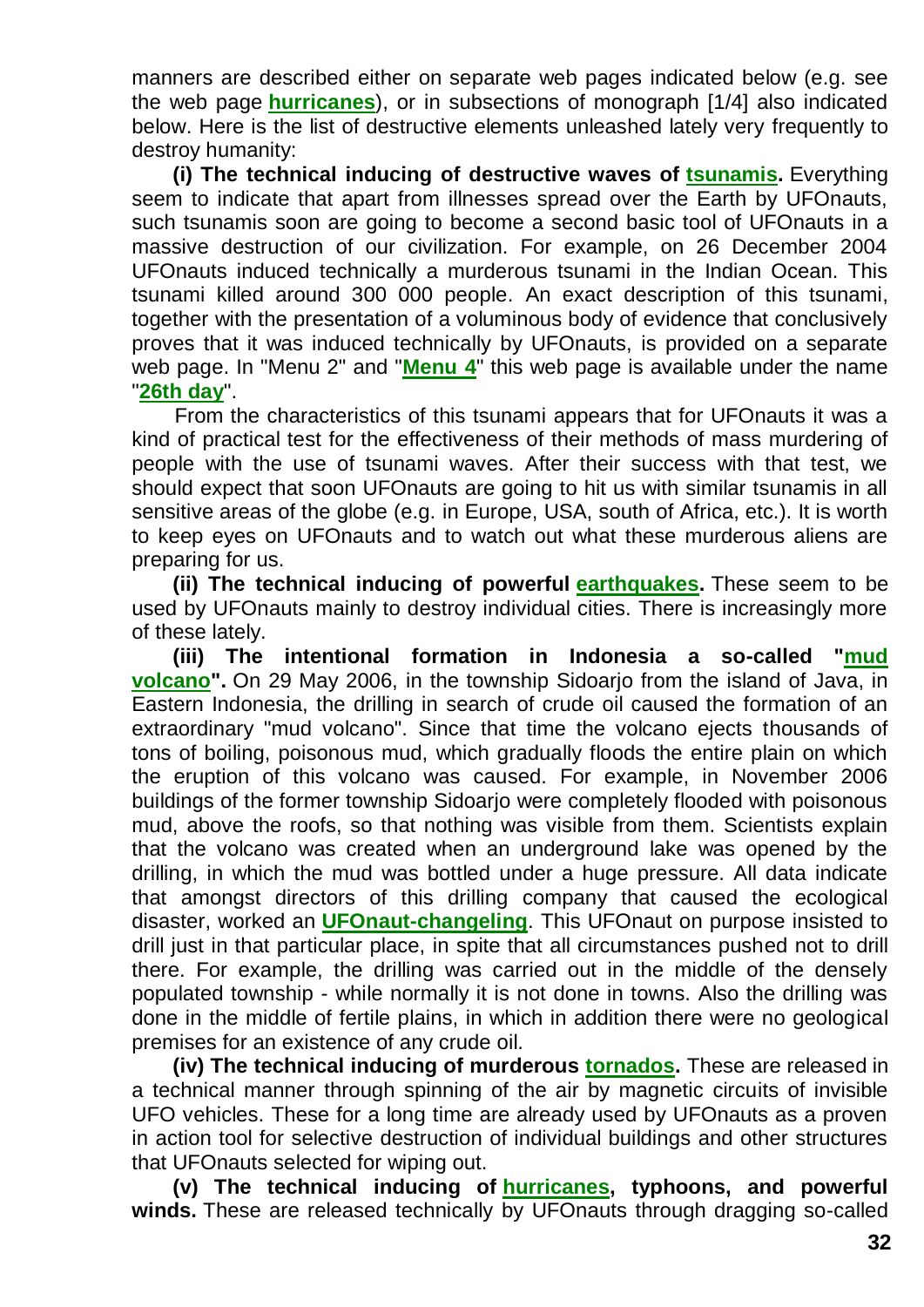manners are described either on separate web pages indicated below (e.g. see the web page **hurricanes**), or in subsections of monograph [1/4] also indicated below. Here is the list of destructive elements unleashed lately very frequently to destroy humanity:

**(i) The technical inducing of destructive waves of tsunamis.** Everything seem to indicate that apart from illnesses spread over the Earth by UFOnauts, such tsunamis soon are going to become a second basic tool of UFOnauts in a massive destruction of our civilization. For example, on 26 December 2004 UFOnauts induced technically a murderous tsunami in the Indian Ocean. This tsunami killed around 300 000 people. An exact description of this tsunami, together with the presentation of a voluminous body of evidence that conclusively proves that it was induced technically by UFOnauts, is provided on a separate web page. In "Menu 2" and "**Menu 4**" this web page is available under the name "**26th day**".

From the characteristics of this tsunami appears that for UFOnauts it was a kind of practical test for the effectiveness of their methods of mass murdering of people with the use of tsunami waves. After their success with that test, we should expect that soon UFOnauts are going to hit us with similar tsunamis in all sensitive areas of the globe (e.g. in Europe, USA, south of Africa, etc.). It is worth to keep eyes on UFOnauts and to watch out what these murderous aliens are preparing for us.

**(ii) The technical inducing of powerful earthquakes.** These seem to be used by UFOnauts mainly to destroy individual cities. There is increasingly more of these lately.

**(iii) The intentional formation in Indonesia a so-called "mud volcano".** On 29 May 2006, in the township Sidoarjo from the island of Java, in Eastern Indonesia, the drilling in search of crude oil caused the formation of an extraordinary "mud volcano". Since that time the volcano ejects thousands of tons of boiling, poisonous mud, which gradually floods the entire plain on which the eruption of this volcano was caused. For example, in November 2006 buildings of the former township Sidoarjo were completely flooded with poisonous mud, above the roofs, so that nothing was visible from them. Scientists explain that the volcano was created when an underground lake was opened by the drilling, in which the mud was bottled under a huge pressure. All data indicate that amongst directors of this drilling company that caused the ecological disaster, worked an **UFOnaut-changeling**. This UFOnaut on purpose insisted to drill just in that particular place, in spite that all circumstances pushed not to drill there. For example, the drilling was carried out in the middle of the densely populated township - while normally it is not done in towns. Also the drilling was done in the middle of fertile plains, in which in addition there were no geological premises for an existence of any crude oil.

**(iv) The technical inducing of murderous tornados.** These are released in a technical manner through spinning of the air by magnetic circuits of invisible UFO vehicles. These for a long time are already used by UFOnauts as a proven in action tool for selective destruction of individual buildings and other structures that UFOnauts selected for wiping out.

**(v) The technical inducing of hurricanes, typhoons, and powerful winds.** These are released technically by UFOnauts through dragging so-called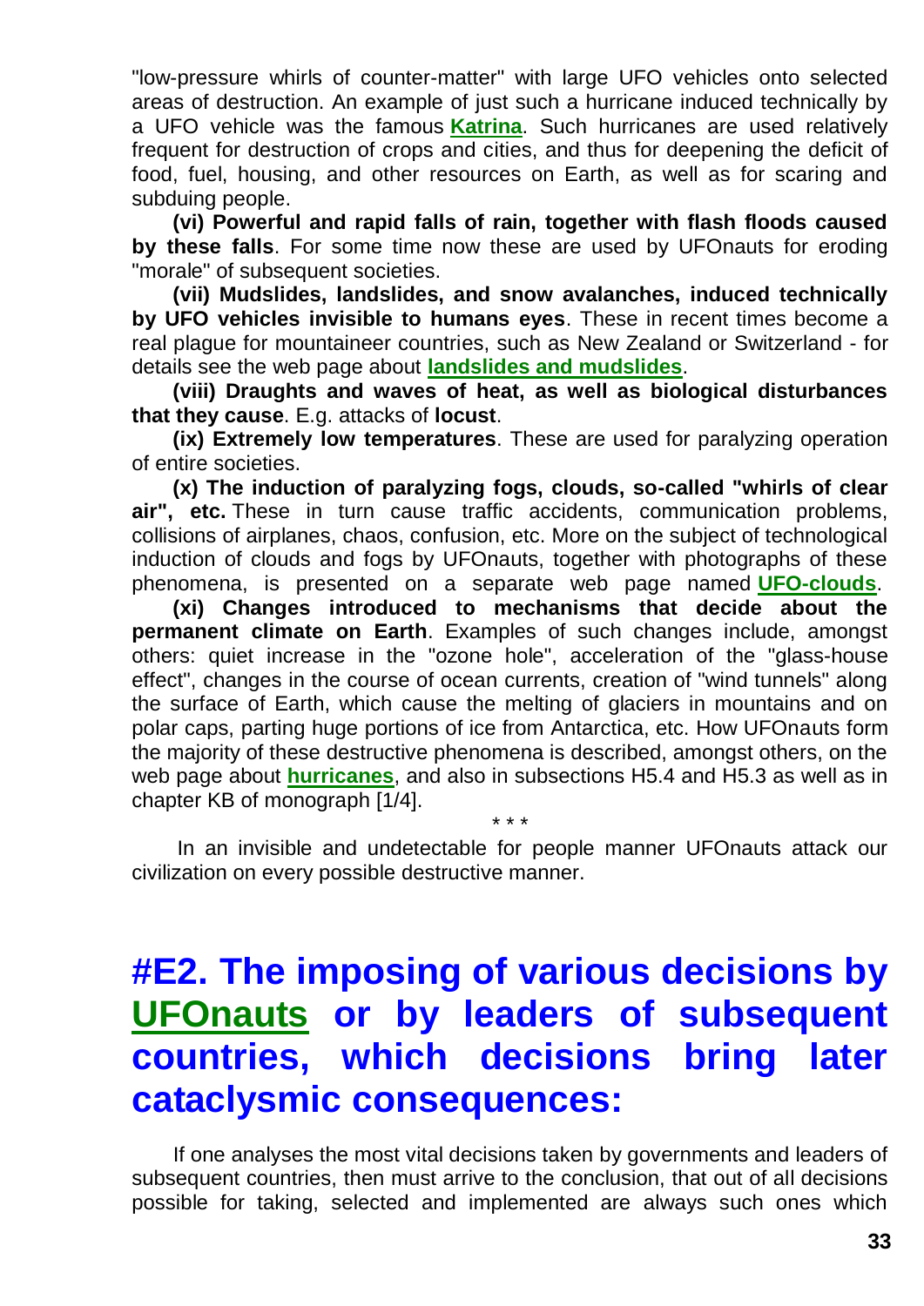"low-pressure whirls of counter-matter" with large UFO vehicles onto selected areas of destruction. An example of just such a hurricane induced technically by a UFO vehicle was the famous **Katrina**. Such hurricanes are used relatively frequent for destruction of crops and cities, and thus for deepening the deficit of food, fuel, housing, and other resources on Earth, as well as for scaring and subduing people.

**(vi) Powerful and rapid falls of rain, together with flash floods caused by these falls**. For some time now these are used by UFOnauts for eroding "morale" of subsequent societies.

**(vii) Mudslides, landslides, and snow avalanches, induced technically by UFO vehicles invisible to humans eyes**. These in recent times become a real plague for mountaineer countries, such as New Zealand or Switzerland - for details see the web page about **landslides and mudslides**.

**(viii) Draughts and waves of heat, as well as biological disturbances that they cause**. E.g. attacks of **locust**.

**(ix) Extremely low temperatures**. These are used for paralyzing operation of entire societies.

**(x) The induction of paralyzing fogs, clouds, so-called "whirls of clear air", etc.** These in turn cause traffic accidents, communication problems, collisions of airplanes, chaos, confusion, etc. More on the subject of technological induction of clouds and fogs by UFOnauts, together with photographs of these phenomena, is presented on a separate web page named **UFO-clouds**.

**(xi) Changes introduced to mechanisms that decide about the permanent climate on Earth**. Examples of such changes include, amongst others: quiet increase in the "ozone hole", acceleration of the "glass-house effect", changes in the course of ocean currents, creation of "wind tunnels" along the surface of Earth, which cause the melting of glaciers in mountains and on polar caps, parting huge portions of ice from Antarctica, etc. How UFOnauts form the majority of these destructive phenomena is described, amongst others, on the web page about **hurricanes**, and also in subsections H5.4 and H5.3 as well as in chapter KB of monograph [1/4].

\* \* \*

In an invisible and undetectable for people manner UFOnauts attack our civilization on every possible destructive manner.

# #E2. The imposing of various decisions by UFOnauts or by leaders of subsequent countries, which decisions bring later cataclysmic consequences:

If one analyses the most vital decisions taken by governments and leaders of subsequent countries, then must arrive to the conclusion, that out of all decisions possible for taking, selected and implemented are always such ones which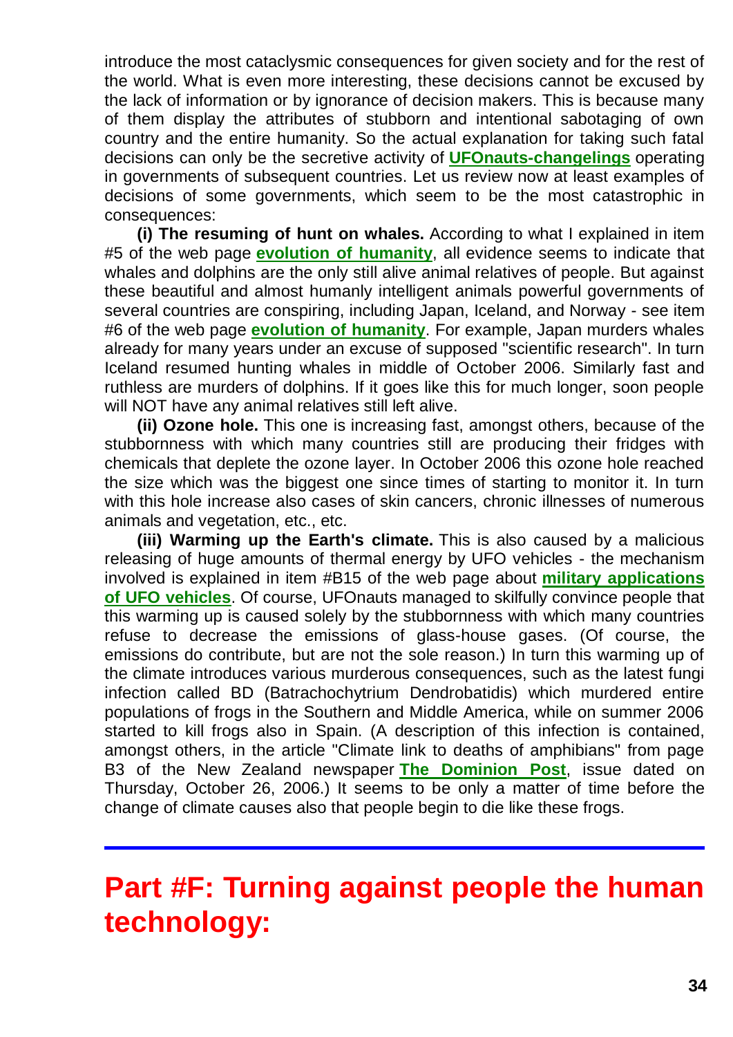introduce the most cataclysmic consequences for given society and for the rest of the world. What is even more interesting, these decisions cannot be excused by the lack of information or by ignorance of decision makers. This is because many of them display the attributes of stubborn and intentional sabotaging of own country and the entire humanity. So the actual explanation for taking such fatal decisions can only be the secretive activity of **UFOnauts-changelings** operating in governments of subsequent countries. Let us review now at least examples of decisions of some governments, which seem to be the most catastrophic in consequences:

**(i) The resuming of hunt on whales.** According to what I explained in item #5 of the web page **evolution of humanity**, all evidence seems to indicate that whales and dolphins are the only still alive animal relatives of people. But against these beautiful and almost humanly intelligent animals powerful governments of several countries are conspiring, including Japan, Iceland, and Norway - see item #6 of the web page **evolution of humanity**. For example, Japan murders whales already for many years under an excuse of supposed "scientific research". In turn Iceland resumed hunting whales in middle of October 2006. Similarly fast and ruthless are murders of dolphins. If it goes like this for much longer, soon people will NOT have any animal relatives still left alive.

**(ii) Ozone hole.** This one is increasing fast, amongst others, because of the stubbornness with which many countries still are producing their fridges with chemicals that deplete the ozone layer. In October 2006 this ozone hole reached the size which was the biggest one since times of starting to monitor it. In turn with this hole increase also cases of skin cancers, chronic illnesses of numerous animals and vegetation, etc., etc.

**(iii) Warming up the Earth's climate.** This is also caused by a malicious releasing of huge amounts of thermal energy by UFO vehicles - the mechanism involved is explained in item #B15 of the web page about **military applications of UFO vehicles**. Of course, UFOnauts managed to skilfully convince people that this warming up is caused solely by the stubbornness with which many countries refuse to decrease the emissions of glass-house gases. (Of course, the emissions do contribute, but are not the sole reason.) In turn this warming up of the climate introduces various murderous consequences, such as the latest fungi infection called BD (Batrachochytrium Dendrobatidis) which murdered entire populations of frogs in the Southern and Middle America, while on summer 2006 started to kill frogs also in Spain. (A description of this infection is contained, amongst others, in the article "Climate link to deaths of amphibians" from page B3 of the New Zealand newspaper **The Dominion Post**, issue dated on Thursday, October 26, 2006.) It seems to be only a matter of time before the change of climate causes also that people begin to die like these frogs.

---

# Part #F: Turning against people the human technology: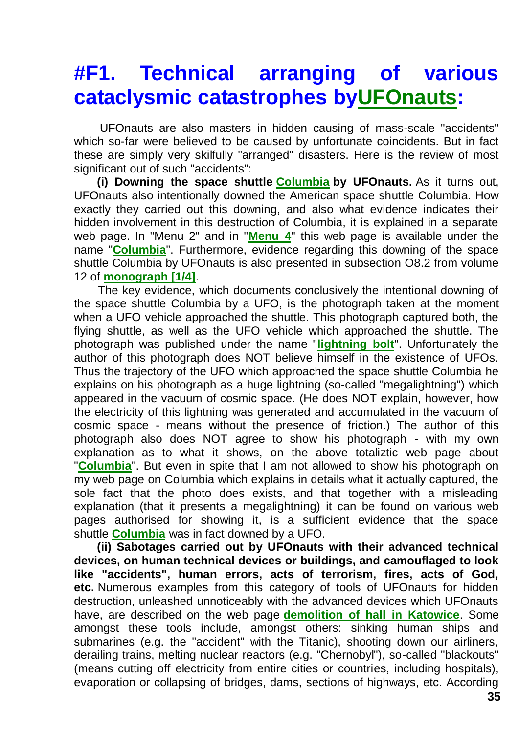## #F1. Technical arranging of various cataclysmic catastrophes byUFOnauts:

UFOnauts are also masters in hidden causing of mass-scale "accidents" which so-far were believed to be caused by unfortunate coincidents. But in fact these are simply very skilfully "arranged" disasters. Here is the review of most significant out of such "accidents":

**(i) Downing the space shuttle Columbia by UFOnauts.** As it turns out, UFOnauts also intentionally downed the American space shuttle Columbia. How exactly they carried out this downing, and also what evidence indicates their hidden involvement in this destruction of Columbia, it is explained in a separate web page. In "Menu 2" and in "**Menu 4**" this web page is available under the name "**Columbia**". Furthermore, evidence regarding this downing of the space shuttle Columbia by UFOnauts is also presented in subsection O8.2 from volume 12 of **monograph [1/4]**.

The key evidence, which documents conclusively the intentional downing of the space shuttle Columbia by a UFO, is the photograph taken at the moment when a UFO vehicle approached the shuttle. This photograph captured both, the flying shuttle, as well as the UFO vehicle which approached the shuttle. The photograph was published under the name "**lightning bolt**". Unfortunately the author of this photograph does NOT believe himself in the existence of UFOs. Thus the trajectory of the UFO which approached the space shuttle Columbia he explains on his photograph as a huge lightning (so-called "megalightning") which appeared in the vacuum of cosmic space. (He does NOT explain, however, how the electricity of this lightning was generated and accumulated in the vacuum of cosmic space - means without the presence of friction.) The author of this photograph also does NOT agree to show his photograph - with my own explanation as to what it shows, on the above totaliztic web page about "**Columbia**". But even in spite that I am not allowed to show his photograph on my web page on Columbia which explains in details what it actually captured, the sole fact that the photo does exists, and that together with a misleading explanation (that it presents a megalightning) it can be found on various web pages authorised for showing it, is a sufficient evidence that the space shuttle **Columbia** was in fact downed by a UFO.

**(ii) Sabotages carried out by UFOnauts with their advanced technical devices, on human technical devices or buildings, and camouflaged to look like "accidents", human errors, acts of terrorism, fires, acts of God, etc.** Numerous examples from this category of tools of UFOnauts for hidden destruction, unleashed unnoticeably with the advanced devices which UFOnauts have, are described on the web page **demolition of hall in Katowice**. Some amongst these tools include, amongst others: sinking human ships and submarines (e.g. the "accident" with the Titanic), shooting down our airliners, derailing trains, melting nuclear reactors (e.g. "Chernobyl"), so-called "blackouts" (means cutting off electricity from entire cities or countries, including hospitals), evaporation or collapsing of bridges, dams, sections of highways, etc. According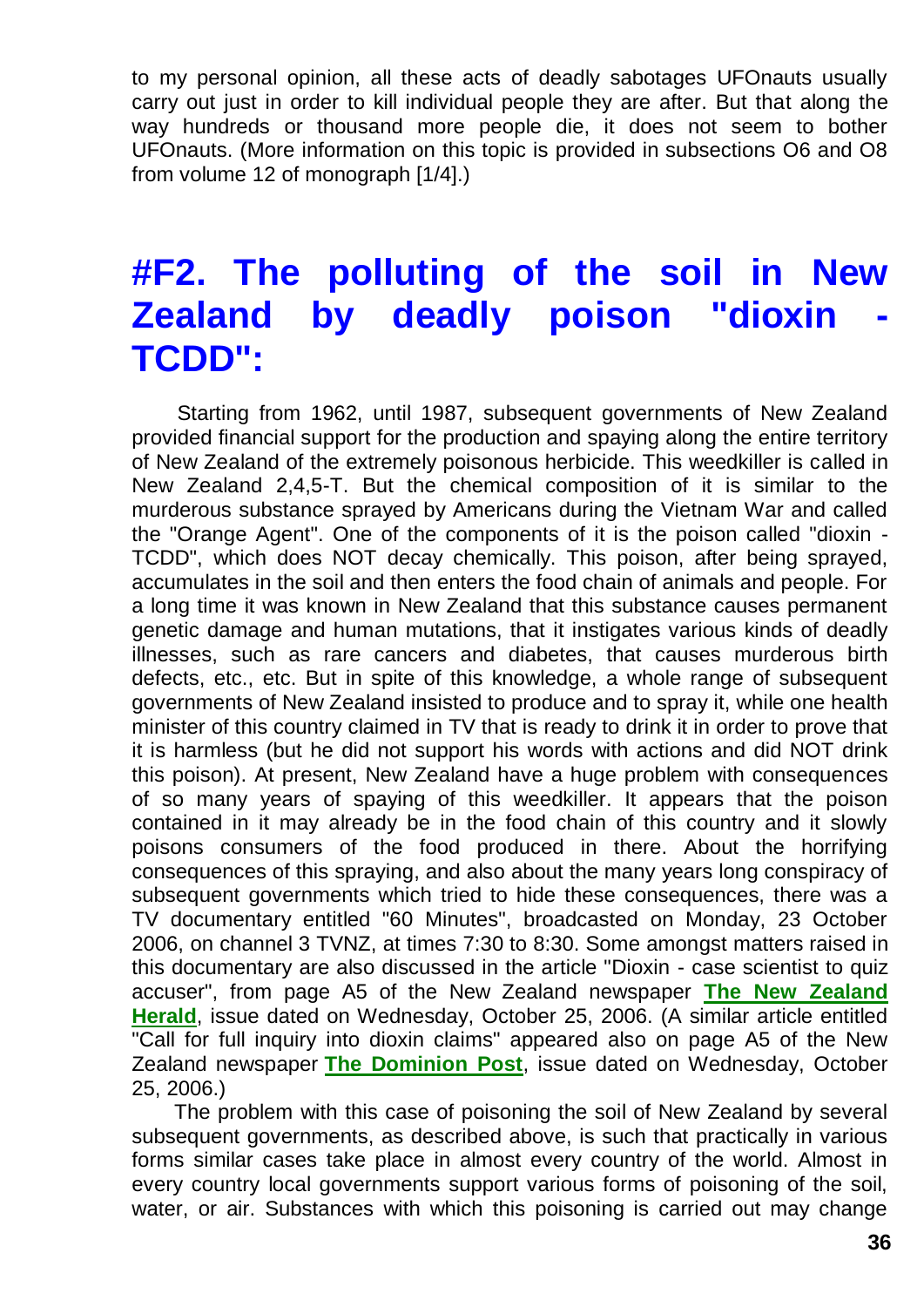to my personal opinion, all these acts of deadly sabotages UFOnauts usually carry out just in order to kill individual people they are after. But that along the way hundreds or thousand more people die, it does not seem to bother UFOnauts. (More information on this topic is provided in subsections O6 and O8 from volume 12 of monograph [1/4].)

# #F2. The polluting of the soil in New Zealand by deadly poison "dioxin - TCDD":

Starting from 1962, until 1987, subsequent governments of New Zealand provided financial support for the production and spaying along the entire territory of New Zealand of the extremely poisonous herbicide. This weedkiller is called in New Zealand 2,4,5-T. But the chemical composition of it is similar to the murderous substance sprayed by Americans during the Vietnam War and called the "Orange Agent". One of the components of it is the poison called "dioxin - TCDD", which does NOT decay chemically. This poison, after being sprayed, accumulates in the soil and then enters the food chain of animals and people. For a long time it was known in New Zealand that this substance causes permanent genetic damage and human mutations, that it instigates various kinds of deadly illnesses, such as rare cancers and diabetes, that causes murderous birth defects, etc., etc. But in spite of this knowledge, a whole range of subsequent governments of New Zealand insisted to produce and to spray it, while one health minister of this country claimed in TV that is ready to drink it in order to prove that it is harmless (but he did not support his words with actions and did NOT drink this poison). At present, New Zealand have a huge problem with consequences of so many years of spaying of this weedkiller. It appears that the poison contained in it may already be in the food chain of this country and it slowly poisons consumers of the food produced in there. About the horrifying consequences of this spraying, and also about the many years long conspiracy of subsequent governments which tried to hide these consequences, there was a TV documentary entitled "60 Minutes", broadcasted on Monday, 23 October 2006, on channel 3 TVNZ, at times 7:30 to 8:30. Some amongst matters raised in this documentary are also discussed in the article "Dioxin - case scientist to quiz accuser", from page A5 of the New Zealand newspaper **The New Zealand Herald**, issue dated on Wednesday, October 25, 2006. (A similar article entitled "Call for full inquiry into dioxin claims" appeared also on page A5 of the New Zealand newspaper **The Dominion Post**, issue dated on Wednesday, October 25, 2006.)

The problem with this case of poisoning the soil of New Zealand by several subsequent governments, as described above, is such that practically in various forms similar cases take place in almost every country of the world. Almost in every country local governments support various forms of poisoning of the soil, water, or air. Substances with which this poisoning is carried out may change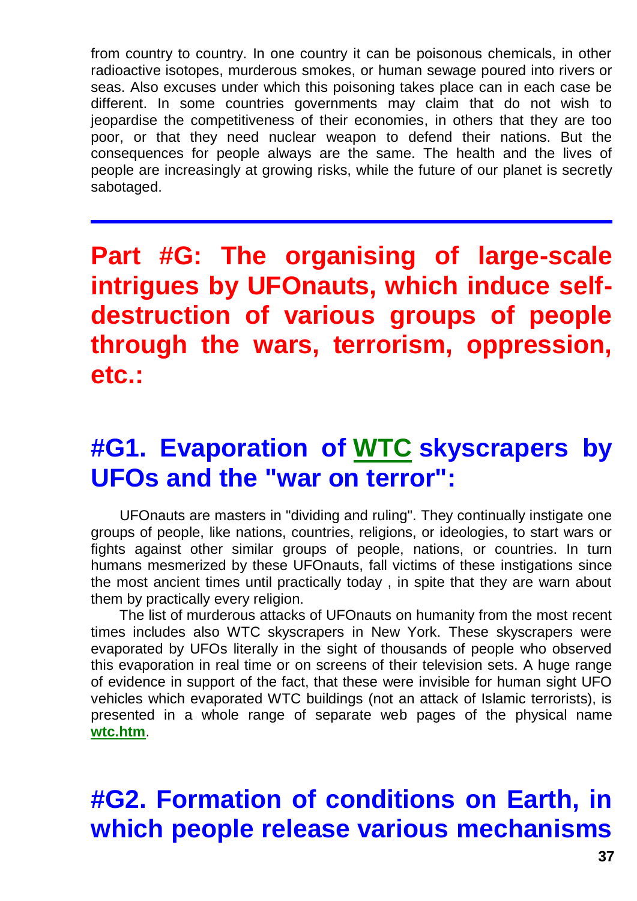from country to country. In one country it can be poisonous chemicals, in other radioactive isotopes, murderous smokes, or human sewage poured into rivers or seas. Also excuses under which this poisoning takes place can in each case be different. In some countries governments may claim that do not wish to jeopardise the competitiveness of their economies, in others that they are too poor, or that they need nuclear weapon to defend their nations. But the consequences for people always are the same. The health and the lives of people are increasingly at growing risks, while the future of our planet is secretly sabotaged.

---

# Part #G: The organising of large-scale intrigues by UFOnauts, which induce self-destruction of various groups of people through the wars, terrorism, oppression, etc.:

## #G1. Evaporation of WTC skyscrapers by UFOs and the "war on terror":

UFOnauts are masters in "dividing and ruling". They continually instigate one groups of people, like nations, countries, religions, or ideologies, to start wars or fights against other similar groups of people, nations, or countries. In turn humans mesmerized by these UFOnauts, fall victims of these instigations since the most ancient times until practically today , in spite that they are warn about them by practically every religion.

The list of murderous attacks of UFOnauts on humanity from the most recent times includes also WTC skyscrapers in New York. These skyscrapers were evaporated by UFOs literally in the sight of thousands of people who observed this evaporation in real time or on screens of their television sets. A huge range of evidence in support of the fact, that these were invisible for human sight UFO vehicles which evaporated WTC buildings (not an attack of Islamic terrorists), is presented in a whole range of separate web pages of the physical name **wtc.htm**.

## #G2. Formation of conditions on Earth, in which people release various mechanisms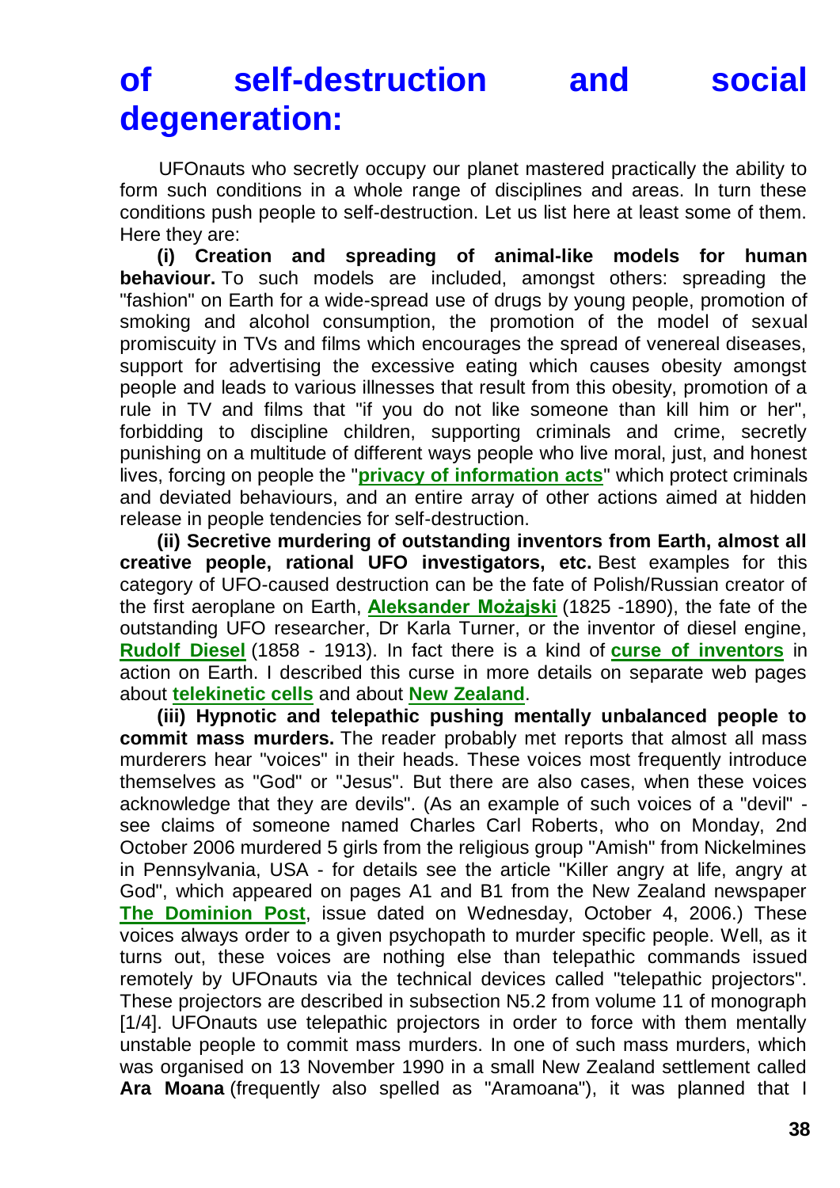# of self-destruction and social degeneration:

UFOnauts who secretly occupy our planet mastered practically the ability to form such conditions in a whole range of disciplines and areas. In turn these conditions push people to self-destruction. Let us list here at least some of them. Here they are:

**(i) Creation and spreading of animal-like models for human behaviour.** To such models are included, amongst others: spreading the "fashion" on Earth for a wide-spread use of drugs by young people, promotion of smoking and alcohol consumption, the promotion of the model of sexual promiscuity in TVs and films which encourages the spread of venereal diseases, support for advertising the excessive eating which causes obesity amongst people and leads to various illnesses that result from this obesity, promotion of a rule in TV and films that "if you do not like someone than kill him or her", forbidding to discipline children, supporting criminals and crime, secretly punishing on a multitude of different ways people who live moral, just, and honest lives, forcing on people the "**privacy of information acts**" which protect criminals and deviated behaviours, and an entire array of other actions aimed at hidden release in people tendencies for self-destruction.

**(ii) Secretive murdering of outstanding inventors from Earth, almost all creative people, rational UFO investigators, etc.** Best examples for this category of UFO-caused destruction can be the fate of Polish/Russian creator of the first aeroplane on Earth, **Aleksander Możajski** (1825 -1890), the fate of the outstanding UFO researcher, Dr Karla Turner, or the inventor of diesel engine, **Rudolf Diesel** (1858 - 1913). In fact there is a kind of **curse of inventors** in action on Earth. I described this curse in more details on separate web pages about **telekinetic cells** and about **New Zealand**.

**(iii) Hypnotic and telepathic pushing mentally unbalanced people to commit mass murders.** The reader probably met reports that almost all mass murderers hear "voices" in their heads. These voices most frequently introduce themselves as "God" or "Jesus". But there are also cases, when these voices acknowledge that they are devils". (As an example of such voices of a "devil" - see claims of someone named Charles Carl Roberts, who on Monday, 2nd October 2006 murdered 5 girls from the religious group "Amish" from Nickelmines in Pennsylvania, USA - for details see the article "Killer angry at life, angry at God", which appeared on pages A1 and B1 from the New Zealand newspaper **The Dominion Post**, issue dated on Wednesday, October 4, 2006.) These voices always order to a given psychopath to murder specific people. Well, as it turns out, these voices are nothing else than telepathic commands issued remotely by UFOnauts via the technical devices called "telepathic projectors". These projectors are described in subsection N5.2 from volume 11 of monograph [1/4]. UFOnauts use telepathic projectors in order to force with them mentally unstable people to commit mass murders. In one of such mass murders, which was organised on 13 November 1990 in a small New Zealand settlement called **Ara Moana** (frequently also spelled as "Aramoana"), it was planned that I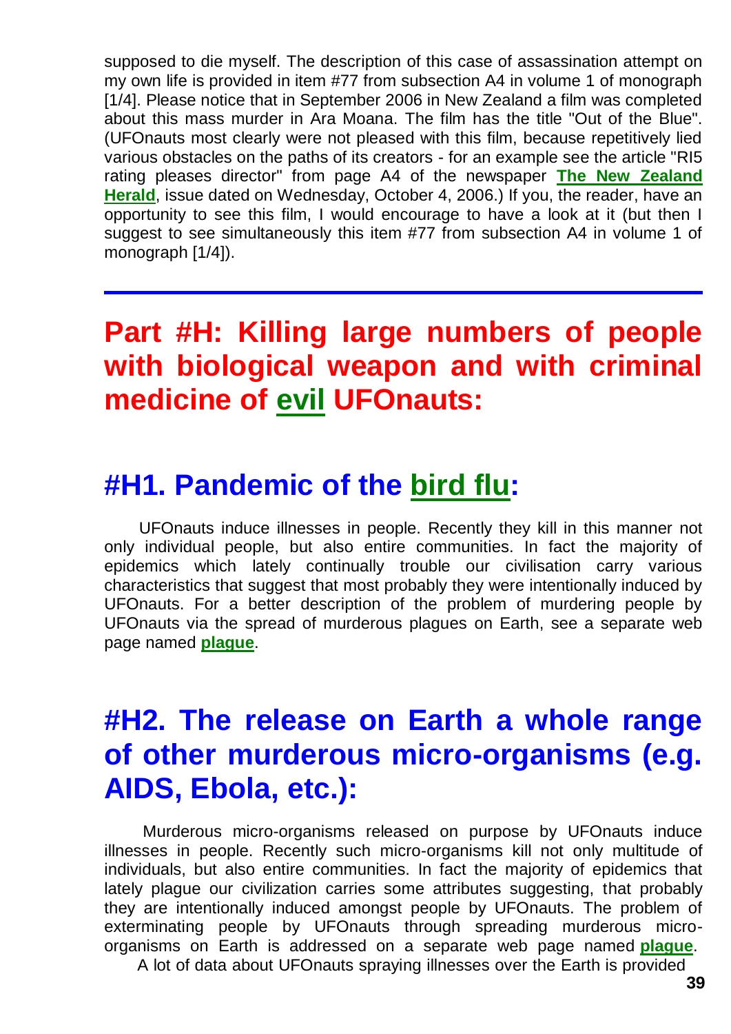supposed to die myself. The description of this case of assassination attempt on my own life is provided in item #77 from subsection A4 in volume 1 of monograph [1/4]. Please notice that in September 2006 in New Zealand a film was completed about this mass murder in Ara Moana. The film has the title "Out of the Blue". (UFOnauts most clearly were not pleased with this film, because repetitively lied various obstacles on the paths of its creators - for an example see the article "RI5 rating pleases director" from page A4 of the newspaper **The New Zealand Herald**, issue dated on Wednesday, October 4, 2006.) If you, the reader, have an opportunity to see this film, I would encourage to have a look at it (but then I suggest to see simultaneously this item #77 from subsection A4 in volume 1 of monograph [1/4]).

---

# Part #H: Killing large numbers of people with biological weapon and with criminal medicine of evil UFOnauts:

## #H1. Pandemic of the bird flu:

UFOnauts induce illnesses in people. Recently they kill in this manner not only individual people, but also entire communities. In fact the majority of epidemics which lately continually trouble our civilisation carry various characteristics that suggest that most probably they were intentionally induced by UFOnauts. For a better description of the problem of murdering people by UFOnauts via the spread of murderous plagues on Earth, see a separate web page named **plague**.

## #H2. The release on Earth a whole range of other murderous micro-organisms (e.g. AIDS, Ebola, etc.):

Murderous micro-organisms released on purpose by UFOnauts induce illnesses in people. Recently such micro-organisms kill not only multitude of individuals, but also entire communities. In fact the majority of epidemics that lately plague our civilization carries some attributes suggesting, that probably they are intentionally induced amongst people by UFOnauts. The problem of exterminating people by UFOnauts through spreading murderous micro-organisms on Earth is addressed on a separate web page named **plague**.

A lot of data about UFOnauts spraying illnesses over the Earth is provided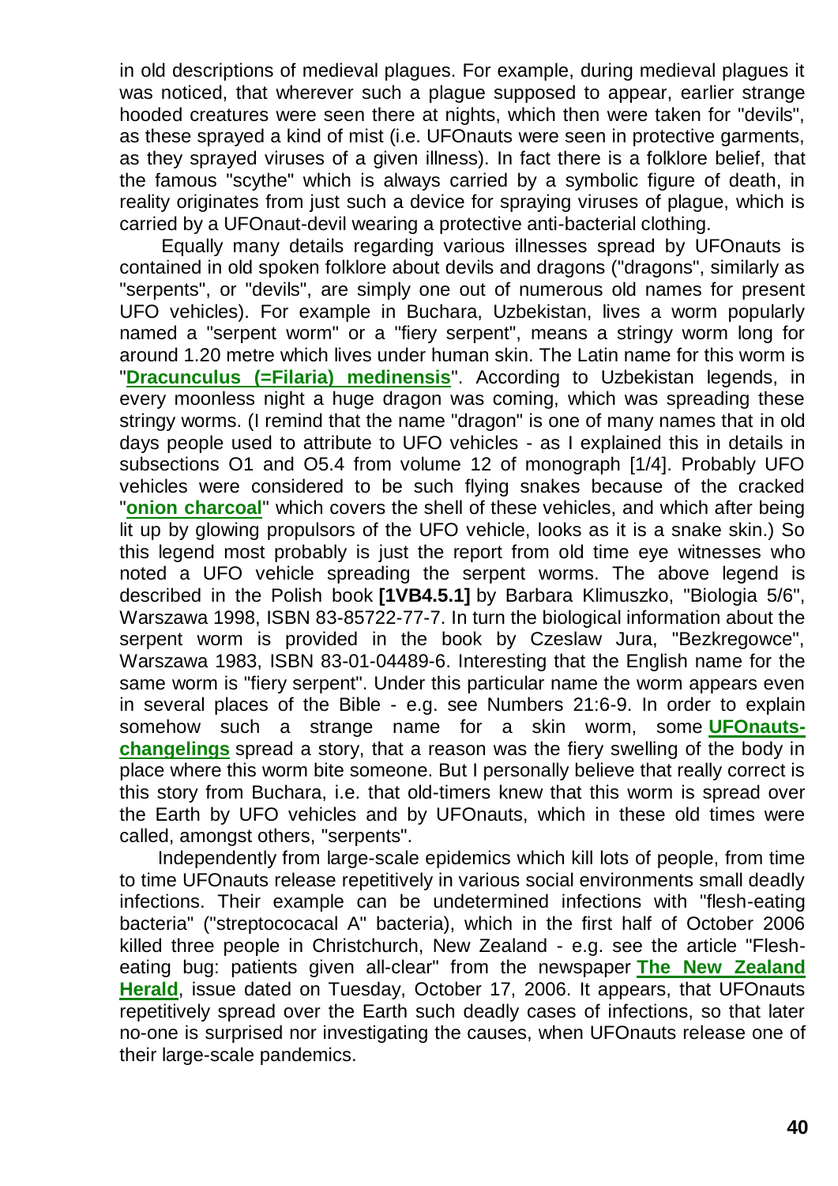in old descriptions of medieval plagues. For example, during medieval plagues it was noticed, that wherever such a plague supposed to appear, earlier strange hooded creatures were seen there at nights, which then were taken for "devils", as these sprayed a kind of mist (i.e. UFOnauts were seen in protective garments, as they sprayed viruses of a given illness). In fact there is a folklore belief, that the famous "scythe" which is always carried by a symbolic figure of death, in reality originates from just such a device for spraying viruses of plague, which is carried by a UFOnaut-devil wearing a protective anti-bacterial clothing.

Equally many details regarding various illnesses spread by UFOnauts is contained in old spoken folklore about devils and dragons ("dragons", similarly as "serpents", or "devils", are simply one out of numerous old names for present UFO vehicles). For example in Buchara, Uzbekistan, lives a worm popularly named a "serpent worm" or a "fiery serpent", means a stringy worm long for around 1.20 metre which lives under human skin. The Latin name for this worm is "**Dracunculus (=Filaria) medinensis**". According to Uzbekistan legends, in every moonless night a huge dragon was coming, which was spreading these stringy worms. (I remind that the name "dragon" is one of many names that in old days people used to attribute to UFO vehicles - as I explained this in details in subsections O1 and O5.4 from volume 12 of monograph [1/4]. Probably UFO vehicles were considered to be such flying snakes because of the cracked "**onion charcoal**" which covers the shell of these vehicles, and which after being lit up by glowing propulsors of the UFO vehicle, looks as it is a snake skin.) So this legend most probably is just the report from old time eye witnesses who noted a UFO vehicle spreading the serpent worms. The above legend is described in the Polish book **[1VB4.5.1]** by Barbara Klimuszko, "Biologia 5/6", Warszawa 1998, ISBN 83-85722-77-7. In turn the biological information about the serpent worm is provided in the book by Czeslaw Jura, "Bezkregowce", Warszawa 1983, ISBN 83-01-04489-6. Interesting that the English name for the same worm is "fiery serpent". Under this particular name the worm appears even in several places of the Bible - e.g. see Numbers 21:6-9. In order to explain somehow such a strange name for a skin worm, some **UFOnauts-changelings** spread a story, that a reason was the fiery swelling of the body in place where this worm bite someone. But I personally believe that really correct is this story from Buchara, i.e. that old-timers knew that this worm is spread over the Earth by UFO vehicles and by UFOnauts, which in these old times were called, amongst others, "serpents".

Independently from large-scale epidemics which kill lots of people, from time to time UFOnauts release repetitively in various social environments small deadly infections. Their example can be undetermined infections with "flesh-eating bacteria" ("streptococacal A" bacteria), which in the first half of October 2006 killed three people in Christchurch, New Zealand - e.g. see the article "Flesh-eating bug: patients given all-clear" from the newspaper **The New Zealand Herald**, issue dated on Tuesday, October 17, 2006. It appears, that UFOnauts repetitively spread over the Earth such deadly cases of infections, so that later no-one is surprised nor investigating the causes, when UFOnauts release one of their large-scale pandemics.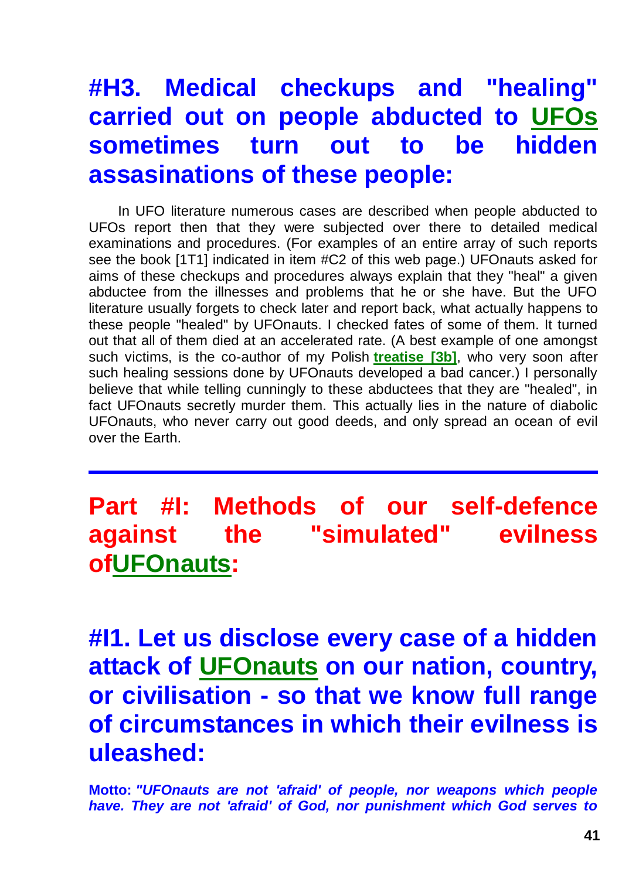## #H3. Medical checkups and "healing" carried out on people abducted to UFOs sometimes turn out to be hidden assasinations of these people:

In UFO literature numerous cases are described when people abducted to UFOs report then that they were subjected over there to detailed medical examinations and procedures. (For examples of an entire array of such reports see the book [1T1] indicated in item #C2 of this web page.) UFOnauts asked for aims of these checkups and procedures always explain that they "heal" a given abductee from the illnesses and problems that he or she have. But the UFO literature usually forgets to check later and report back, what actually happens to these people "healed" by UFOnauts. I checked fates of some of them. It turned out that all of them died at an accelerated rate. (A best example of one amongst such victims, is the co-author of my Polish **treatise [3b]**, who very soon after such healing sessions done by UFOnauts developed a bad cancer.) I personally believe that while telling cunningly to these abductees that they are "healed", in fact UFOnauts secretly murder them. This actually lies in the nature of diabolic UFOnauts, who never carry out good deeds, and only spread an ocean of evil over the Earth.

---

# Part #I: Methods of our self-defence against the "simulated" evilness ofUFOnauts:

## #I1. Let us disclose every case of a hidden attack of UFOnauts on our nation, country, or civilisation - so that we know full range of circumstances in which their evilness is uleashed:

**Motto:** ***"UFOnauts are not 'afraid' of people, nor weapons which people have. They are not 'afraid' of God, nor punishment which God serves to***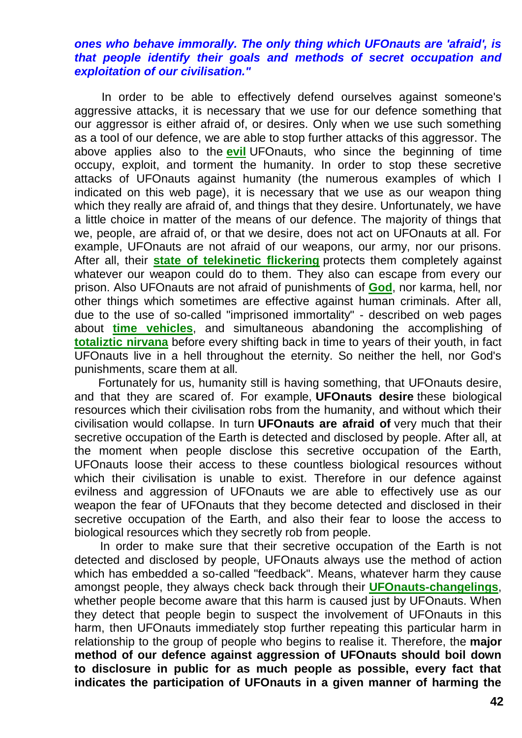***ones who behave immorally. The only thing which UFOnauts are 'afraid', is that people identify their goals and methods of secret occupation and exploitation of our civilisation."***

In order to be able to effectively defend ourselves against someone's aggressive attacks, it is necessary that we use for our defence something that our aggressor is either afraid of, or desires. Only when we use such something as a tool of our defence, we are able to stop further attacks of this aggressor. The above applies also to the **evil** UFOnauts, who since the beginning of time occupy, exploit, and torment the humanity. In order to stop these secretive attacks of UFOnauts against humanity (the numerous examples of which I indicated on this web page), it is necessary that we use as our weapon thing which they really are afraid of, and things that they desire. Unfortunately, we have a little choice in matter of the means of our defence. The majority of things that we, people, are afraid of, or that we desire, does not act on UFOnauts at all. For example, UFOnauts are not afraid of our weapons, our army, nor our prisons. After all, their **state of telekinetic flickering** protects them completely against whatever our weapon could do to them. They also can escape from every our prison. Also UFOnauts are not afraid of punishments of **God**, nor karma, hell, nor other things which sometimes are effective against human criminals. After all, due to the use of so-called "imprisoned immortality" - described on web pages about **time vehicles**, and simultaneous abandoning the accomplishing of **totaliztic nirvana** before every shifting back in time to years of their youth, in fact UFOnauts live in a hell throughout the eternity. So neither the hell, nor God's punishments, scare them at all.

Fortunately for us, humanity still is having something, that UFOnauts desire, and that they are scared of. For example, **UFOnauts desire** these biological resources which their civilisation robs from the humanity, and without which their civilisation would collapse. In turn **UFOnauts are afraid of** very much that their secretive occupation of the Earth is detected and disclosed by people. After all, at the moment when people disclose this secretive occupation of the Earth, UFOnauts loose their access to these countless biological resources without which their civilisation is unable to exist. Therefore in our defence against evilness and aggression of UFOnauts we are able to effectively use as our weapon the fear of UFOnauts that they become detected and disclosed in their secretive occupation of the Earth, and also their fear to loose the access to biological resources which they secretly rob from people.

In order to make sure that their secretive occupation of the Earth is not detected and disclosed by people, UFOnauts always use the method of action which has embedded a so-called "feedback". Means, whatever harm they cause amongst people, they always check back through their **UFOnauts-changelings**, whether people become aware that this harm is caused just by UFOnauts. When they detect that people begin to suspect the involvement of UFOnauts in this harm, then UFOnauts immediately stop further repeating this particular harm in relationship to the group of people who begins to realise it. Therefore, the **major method of our defence against aggression of UFOnauts should boil down to disclosure in public for as much people as possible, every fact that indicates the participation of UFOnauts in a given manner of harming the**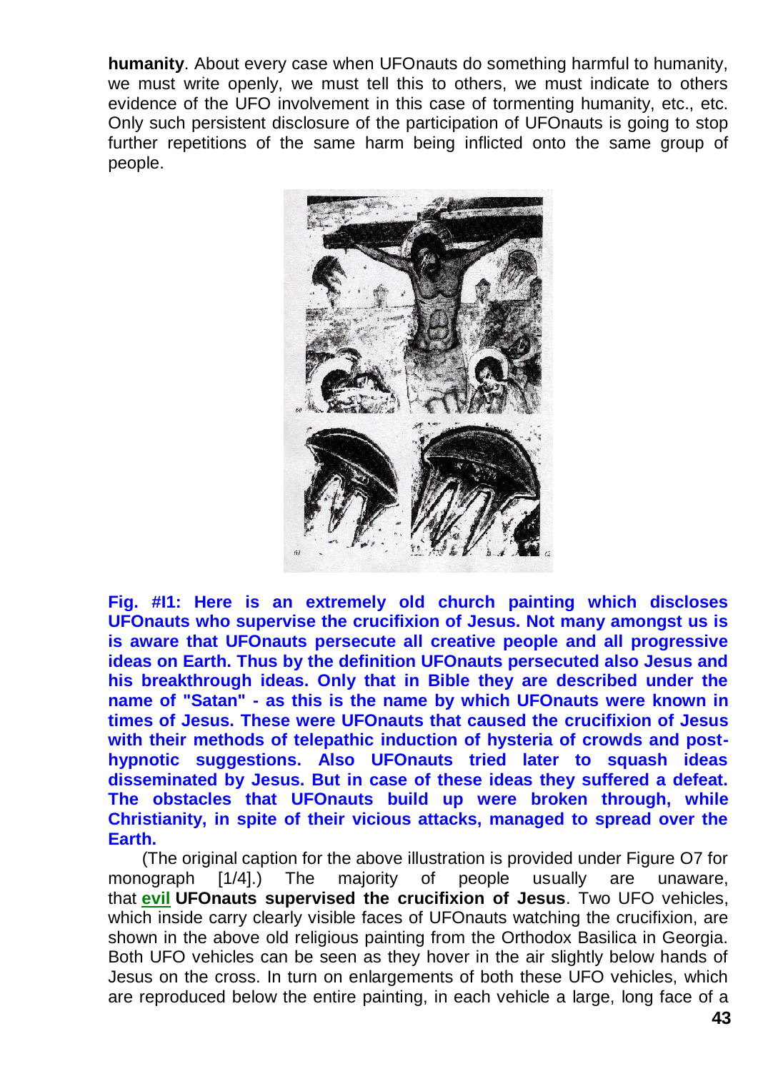**humanity**. About every case when UFOnauts do something harmful to humanity, we must write openly, we must tell this to others, we must indicate to others evidence of the UFO involvement in this case of tormenting humanity, etc., etc. Only such persistent disclosure of the participation of UFOnauts is going to stop further repetitions of the same harm being inflicted onto the same group of people.

**Fig. #I1: Here is an extremely old church painting which discloses UFOnauts who supervise the crucifixion of Jesus. Not many amongst us is is aware that UFOnauts persecute all creative people and all progressive ideas on Earth. Thus by the definition UFOnauts persecuted also Jesus and his breakthrough ideas. Only that in Bible they are described under the name of "Satan" - as this is the name by which UFOnauts were known in times of Jesus. These were UFOnauts that caused the crucifixion of Jesus with their methods of telepathic induction of hysteria of crowds and post-hypnotic suggestions. Also UFOnauts tried later to squash ideas disseminated by Jesus. But in case of these ideas they suffered a defeat. The obstacles that UFOnauts build up were broken through, while Christianity, in spite of their vicious attacks, managed to spread over the Earth.**

(The original caption for the above illustration is provided under Figure O7 for monograph [1/4].) The majority of people usually are unaware, that **evil UFOnauts supervised the crucifixion of Jesus**. Two UFO vehicles, which inside carry clearly visible faces of UFOnauts watching the crucifixion, are shown in the above old religious painting from the Orthodox Basilica in Georgia. Both UFO vehicles can be seen as they hover in the air slightly below hands of Jesus on the cross. In turn on enlargements of both these UFO vehicles, which are reproduced below the entire painting, in each vehicle a large, long face of a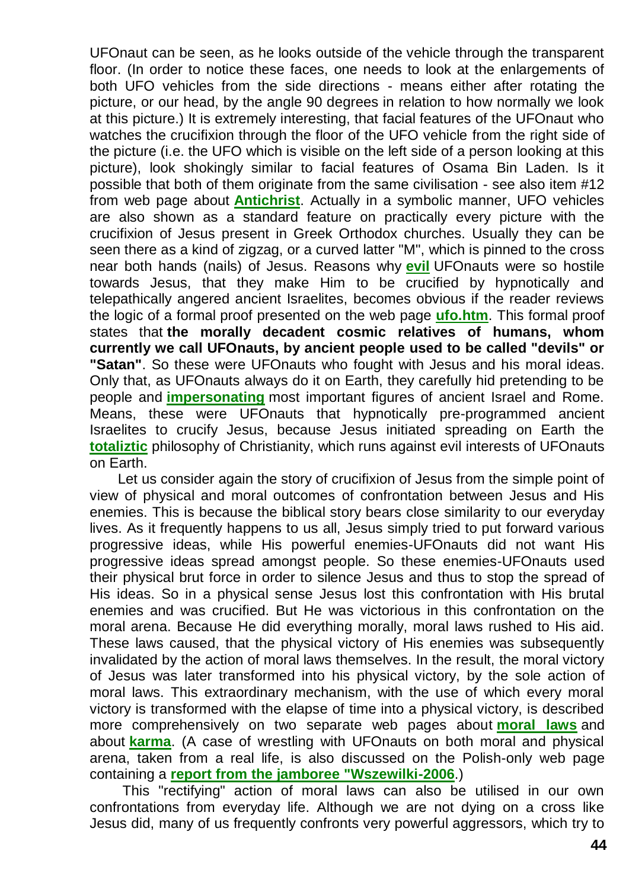UFOnaut can be seen, as he looks outside of the vehicle through the transparent floor. (In order to notice these faces, one needs to look at the enlargements of both UFO vehicles from the side directions - means either after rotating the picture, or our head, by the angle 90 degrees in relation to how normally we look at this picture.) It is extremely interesting, that facial features of the UFOnaut who watches the crucifixion through the floor of the UFO vehicle from the right side of the picture (i.e. the UFO which is visible on the left side of a person looking at this picture), look shokingly similar to facial features of Osama Bin Laden. Is it possible that both of them originate from the same civilisation - see also item #12 from web page about **Antichrist**. Actually in a symbolic manner, UFO vehicles are also shown as a standard feature on practically every picture with the crucifixion of Jesus present in Greek Orthodox churches. Usually they can be seen there as a kind of zigzag, or a curved latter "M", which is pinned to the cross near both hands (nails) of Jesus. Reasons why **evil** UFOnauts were so hostile towards Jesus, that they make Him to be crucified by hypnotically and telepathically angered ancient Israelites, becomes obvious if the reader reviews the logic of a formal proof presented on the web page **ufo.htm**. This formal proof states that **the morally decadent cosmic relatives of humans, whom currently we call UFOnauts, by ancient people used to be called "devils" or "Satan"**. So these were UFOnauts who fought with Jesus and his moral ideas. Only that, as UFOnauts always do it on Earth, they carefully hid pretending to be people and **impersonating** most important figures of ancient Israel and Rome. Means, these were UFOnauts that hypnotically pre-programmed ancient Israelites to crucify Jesus, because Jesus initiated spreading on Earth the **totaliztic** philosophy of Christianity, which runs against evil interests of UFOnauts on Earth.

Let us consider again the story of crucifixion of Jesus from the simple point of view of physical and moral outcomes of confrontation between Jesus and His enemies. This is because the biblical story bears close similarity to our everyday lives. As it frequently happens to us all, Jesus simply tried to put forward various progressive ideas, while His powerful enemies-UFOnauts did not want His progressive ideas spread amongst people. So these enemies-UFOnauts used their physical brut force in order to silence Jesus and thus to stop the spread of His ideas. So in a physical sense Jesus lost this confrontation with His brutal enemies and was crucified. But He was victorious in this confrontation on the moral arena. Because He did everything morally, moral laws rushed to His aid. These laws caused, that the physical victory of His enemies was subsequently invalidated by the action of moral laws themselves. In the result, the moral victory of Jesus was later transformed into his physical victory, by the sole action of moral laws. This extraordinary mechanism, with the use of which every moral victory is transformed with the elapse of time into a physical victory, is described more comprehensively on two separate web pages about **moral laws** and about **karma**. (A case of wrestling with UFOnauts on both moral and physical arena, taken from a real life, is also discussed on the Polish-only web page containing a **report from the jamboree "Wszewilki-2006"**.)

This "rectifying" action of moral laws can also be utilised in our own confrontations from everyday life. Although we are not dying on a cross like Jesus did, many of us frequently confronts very powerful aggressors, which try to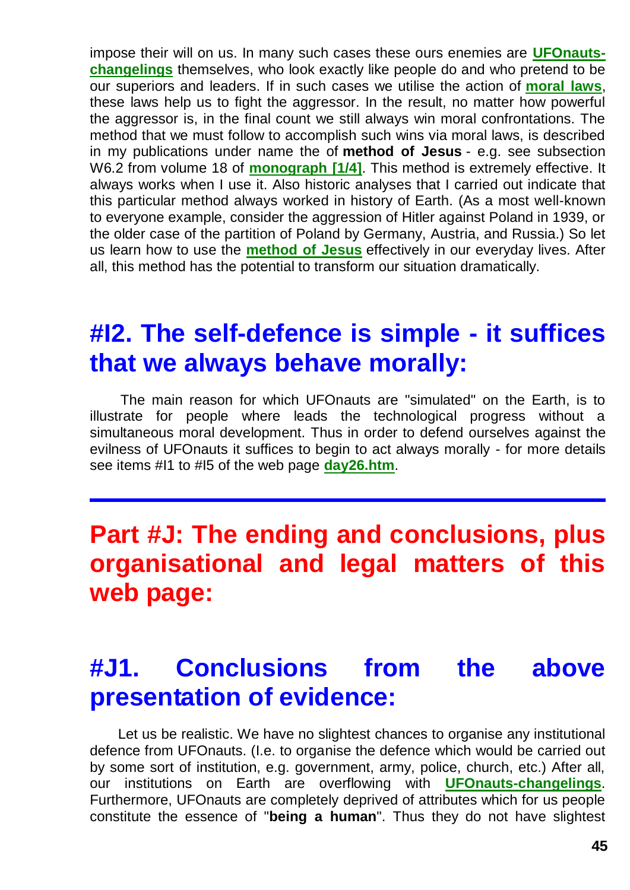impose their will on us. In many such cases these ours enemies are **UFOnauts-changelings** themselves, who look exactly like people do and who pretend to be our superiors and leaders. If in such cases we utilise the action of **moral laws**, these laws help us to fight the aggressor. In the result, no matter how powerful the aggressor is, in the final count we still always win moral confrontations. The method that we must follow to accomplish such wins via moral laws, is described in my publications under name the of **method of Jesus** - e.g. see subsection W6.2 from volume 18 of **monograph [1/4]**. This method is extremely effective. It always works when I use it. Also historic analyses that I carried out indicate that this particular method always worked in history of Earth. (As a most well-known to everyone example, consider the aggression of Hitler against Poland in 1939, or the older case of the partition of Poland by Germany, Austria, and Russia.) So let us learn how to use the **method of Jesus** effectively in our everyday lives. After all, this method has the potential to transform our situation dramatically.

## #I2. The self-defence is simple - it suffices that we always behave morally:

The main reason for which UFOnauts are "simulated" on the Earth, is to illustrate for people where leads the technological progress without a simultaneous moral development. Thus in order to defend ourselves against the evilness of UFOnauts it suffices to begin to act always morally - for more details see items #I1 to #I5 of the web page **day26.htm**.

---

# Part #J: The ending and conclusions, plus organisational and legal matters of this web page:

## #J1. Conclusions from the above presentation of evidence:

Let us be realistic. We have no slightest chances to organise any institutional defence from UFOnauts. (I.e. to organise the defence which would be carried out by some sort of institution, e.g. government, army, police, church, etc.) After all, our institutions on Earth are overflowing with **UFOnauts-changelings**. Furthermore, UFOnauts are completely deprived of attributes which for us people constitute the essence of "**being a human**". Thus they do not have slightest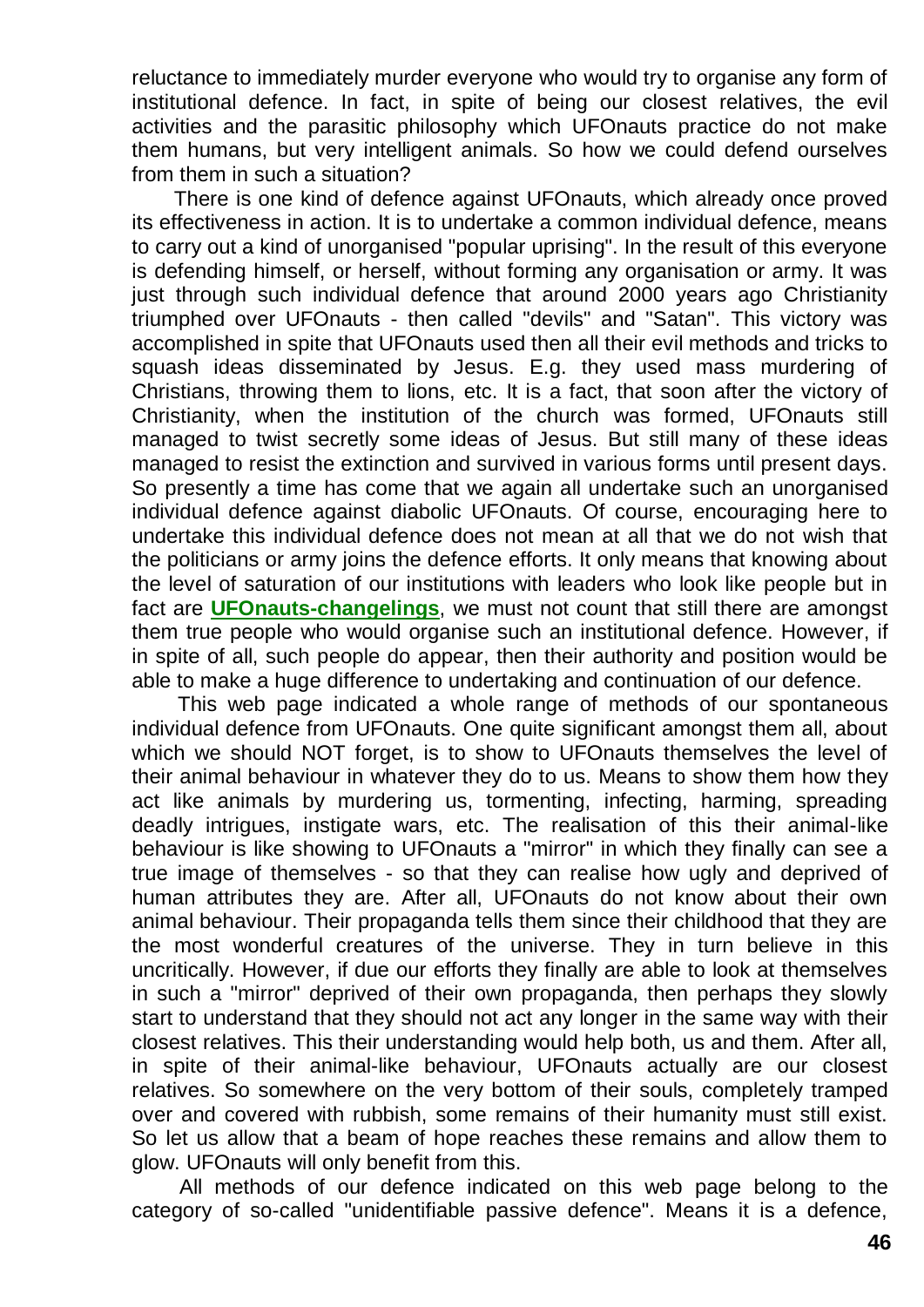reluctance to immediately murder everyone who would try to organise any form of institutional defence. In fact, in spite of being our closest relatives, the evil activities and the parasitic philosophy which UFOnauts practice do not make them humans, but very intelligent animals. So how we could defend ourselves from them in such a situation?

There is one kind of defence against UFOnauts, which already once proved its effectiveness in action. It is to undertake a common individual defence, means to carry out a kind of unorganised "popular uprising". In the result of this everyone is defending himself, or herself, without forming any organisation or army. It was just through such individual defence that around 2000 years ago Christianity triumphed over UFOnauts - then called "devils" and "Satan". This victory was accomplished in spite that UFOnauts used then all their evil methods and tricks to squash ideas disseminated by Jesus. E.g. they used mass murdering of Christians, throwing them to lions, etc. It is a fact, that soon after the victory of Christianity, when the institution of the church was formed, UFOnauts still managed to twist secretly some ideas of Jesus. But still many of these ideas managed to resist the extinction and survived in various forms until present days. So presently a time has come that we again all undertake such an unorganised individual defence against diabolic UFOnauts. Of course, encouraging here to undertake this individual defence does not mean at all that we do not wish that the politicians or army joins the defence efforts. It only means that knowing about the level of saturation of our institutions with leaders who look like people but in fact are **UFOnauts-changelings**, we must not count that still there are amongst them true people who would organise such an institutional defence. However, if in spite of all, such people do appear, then their authority and position would be able to make a huge difference to undertaking and continuation of our defence.

This web page indicated a whole range of methods of our spontaneous individual defence from UFOnauts. One quite significant amongst them all, about which we should NOT forget, is to show to UFOnauts themselves the level of their animal behaviour in whatever they do to us. Means to show them how they act like animals by murdering us, tormenting, infecting, harming, spreading deadly intrigues, instigate wars, etc. The realisation of this their animal-like behaviour is like showing to UFOnauts a "mirror" in which they finally can see a true image of themselves - so that they can realise how ugly and deprived of human attributes they are. After all, UFOnauts do not know about their own animal behaviour. Their propaganda tells them since their childhood that they are the most wonderful creatures of the universe. They in turn believe in this uncritically. However, if due our efforts they finally are able to look at themselves in such a "mirror" deprived of their own propaganda, then perhaps they slowly start to understand that they should not act any longer in the same way with their closest relatives. This their understanding would help both, us and them. After all, in spite of their animal-like behaviour, UFOnauts actually are our closest relatives. So somewhere on the very bottom of their souls, completely tramped over and covered with rubbish, some remains of their humanity must still exist. So let us allow that a beam of hope reaches these remains and allow them to glow. UFOnauts will only benefit from this.

All methods of our defence indicated on this web page belong to the category of so-called "unidentifiable passive defence". Means it is a defence,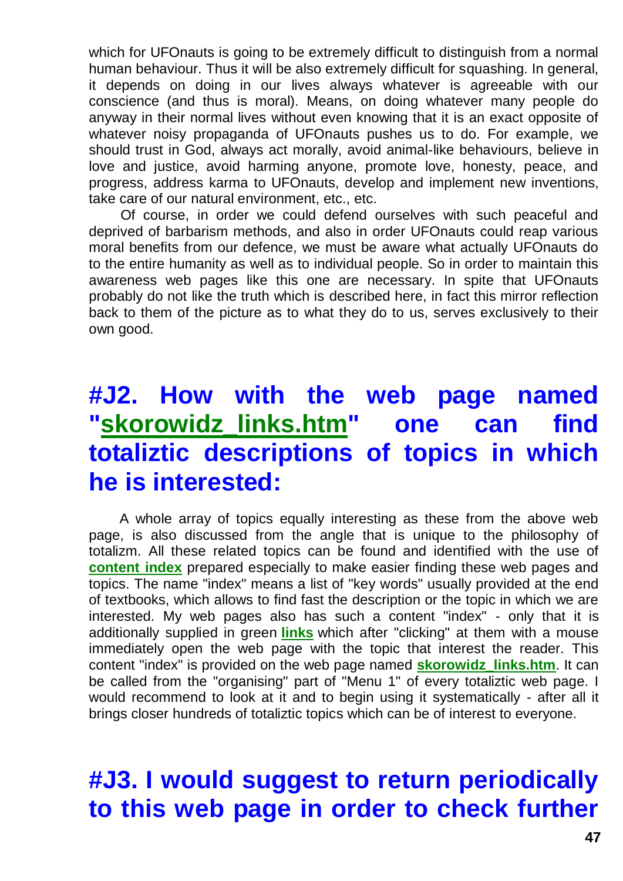which for UFOnauts is going to be extremely difficult to distinguish from a normal human behaviour. Thus it will be also extremely difficult for squashing. In general, it depends on doing in our lives always whatever is agreeable with our conscience (and thus is moral). Means, on doing whatever many people do anyway in their normal lives without even knowing that it is an exact opposite of whatever noisy propaganda of UFOnauts pushes us to do. For example, we should trust in God, always act morally, avoid animal-like behaviours, believe in love and justice, avoid harming anyone, promote love, honesty, peace, and progress, address karma to UFOnauts, develop and implement new inventions, take care of our natural environment, etc., etc.

Of course, in order we could defend ourselves with such peaceful and deprived of barbarism methods, and also in order UFOnauts could reap various moral benefits from our defence, we must be aware what actually UFOnauts do to the entire humanity as well as to individual people. So in order to maintain this awareness web pages like this one are necessary. In spite that UFOnauts probably do not like the truth which is described here, in fact this mirror reflection back to them of the picture as to what they do to us, serves exclusively to their own good.

# #J2. How with the web page named "skorowidz_links.htm" one can find totaliztic descriptions of topics in which he is interested:

A whole array of topics equally interesting as these from the above web page, is also discussed from the angle that is unique to the philosophy of totalizm. All these related topics can be found and identified with the use of **content index** prepared especially to make easier finding these web pages and topics. The name "index" means a list of "key words" usually provided at the end of textbooks, which allows to find fast the description or the topic in which we are interested. My web pages also has such a content "index" - only that it is additionally supplied in green **links** which after "clicking" at them with a mouse immediately open the web page with the topic that interest the reader. This content "index" is provided on the web page named **skorowidz_links.htm**. It can be called from the "organising" part of "Menu 1" of every totaliztic web page. I would recommend to look at it and to begin using it systematically - after all it brings closer hundreds of totaliztic topics which can be of interest to everyone.

# #J3. I would suggest to return periodically to this web page in order to check further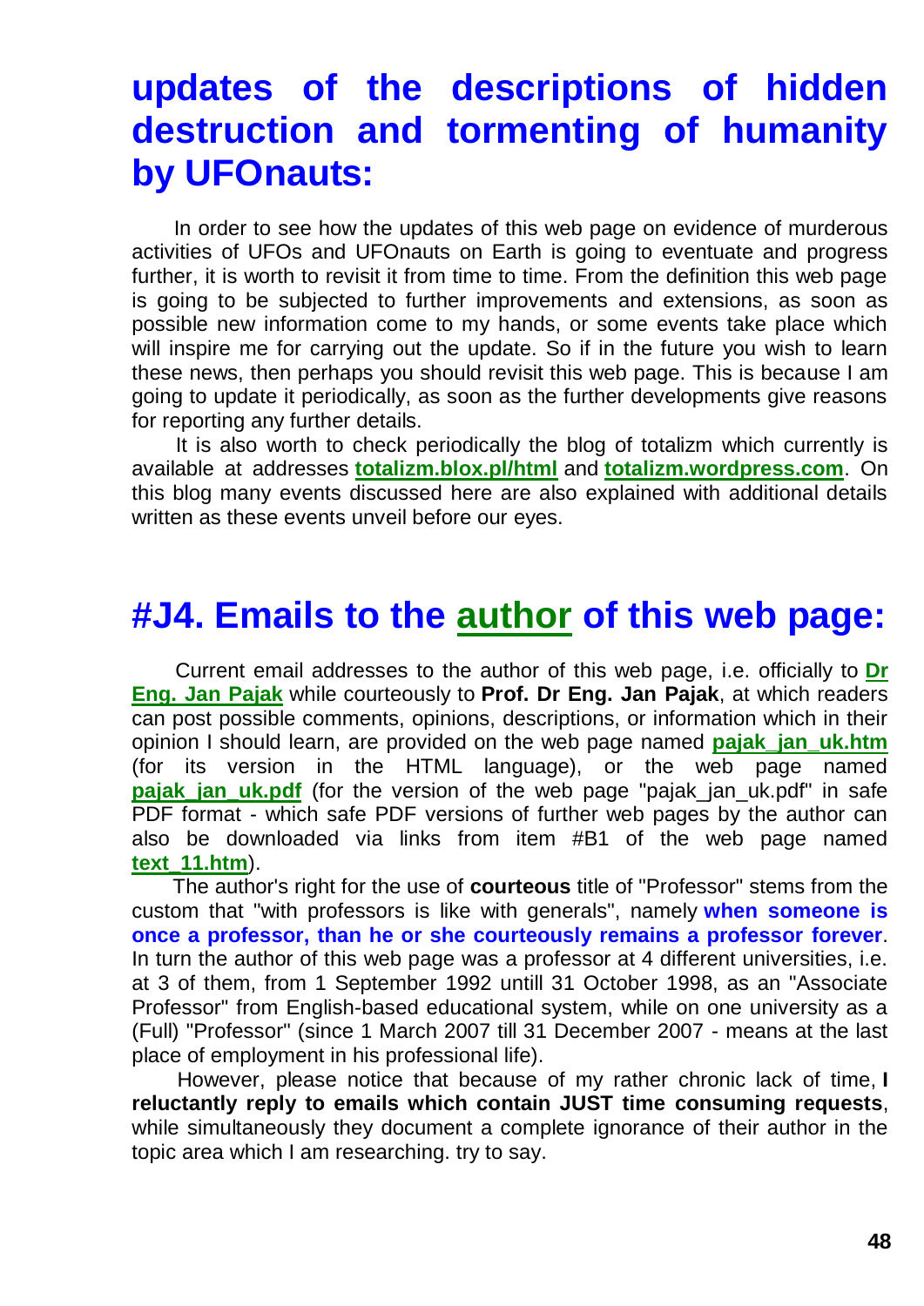# updates of the descriptions of hidden destruction and tormenting of humanity by UFOnauts:

In order to see how the updates of this web page on evidence of murderous activities of UFOs and UFOnauts on Earth is going to eventuate and progress further, it is worth to revisit it from time to time. From the definition this web page is going to be subjected to further improvements and extensions, as soon as possible new information come to my hands, or some events take place which will inspire me for carrying out the update. So if in the future you wish to learn these news, then perhaps you should revisit this web page. This is because I am going to update it periodically, as soon as the further developments give reasons for reporting any further details.

It is also worth to check periodically the blog of totalizm which currently is available at addresses **totalizm.blox.pl/html** and **totalizm.wordpress.com**. On this blog many events discussed here are also explained with additional details written as these events unveil before our eyes.

# #J4. Emails to the author of this web page:

Current email addresses to the author of this web page, i.e. officially to **Dr Eng. Jan Pajak** while courteously to **Prof. Dr Eng. Jan Pajak**, at which readers can post possible comments, opinions, descriptions, or information which in their opinion I should learn, are provided on the web page named **pajak_jan_uk.htm** (for its version in the HTML language), or the web page named **pajak_jan_uk.pdf** (for the version of the web page "pajak_jan_uk.pdf" in safe PDF format - which safe PDF versions of further web pages by the author can also be downloaded via links from item #B1 of the web page named **text_11.htm**).

The author's right for the use of **courteous** title of "Professor" stems from the custom that "with professors is like with generals", namely **when someone is once a professor, than he or she courteously remains a professor forever**. In turn the author of this web page was a professor at 4 different universities, i.e. at 3 of them, from 1 September 1992 untill 31 October 1998, as an "Associate Professor" from English-based educational system, while on one university as a (Full) "Professor" (since 1 March 2007 till 31 December 2007 - means at the last place of employment in his professional life).

However, please notice that because of my rather chronic lack of time, **I reluctantly reply to emails which contain JUST time consuming requests**, while simultaneously they document a complete ignorance of their author in the topic area which I am researching. try to say.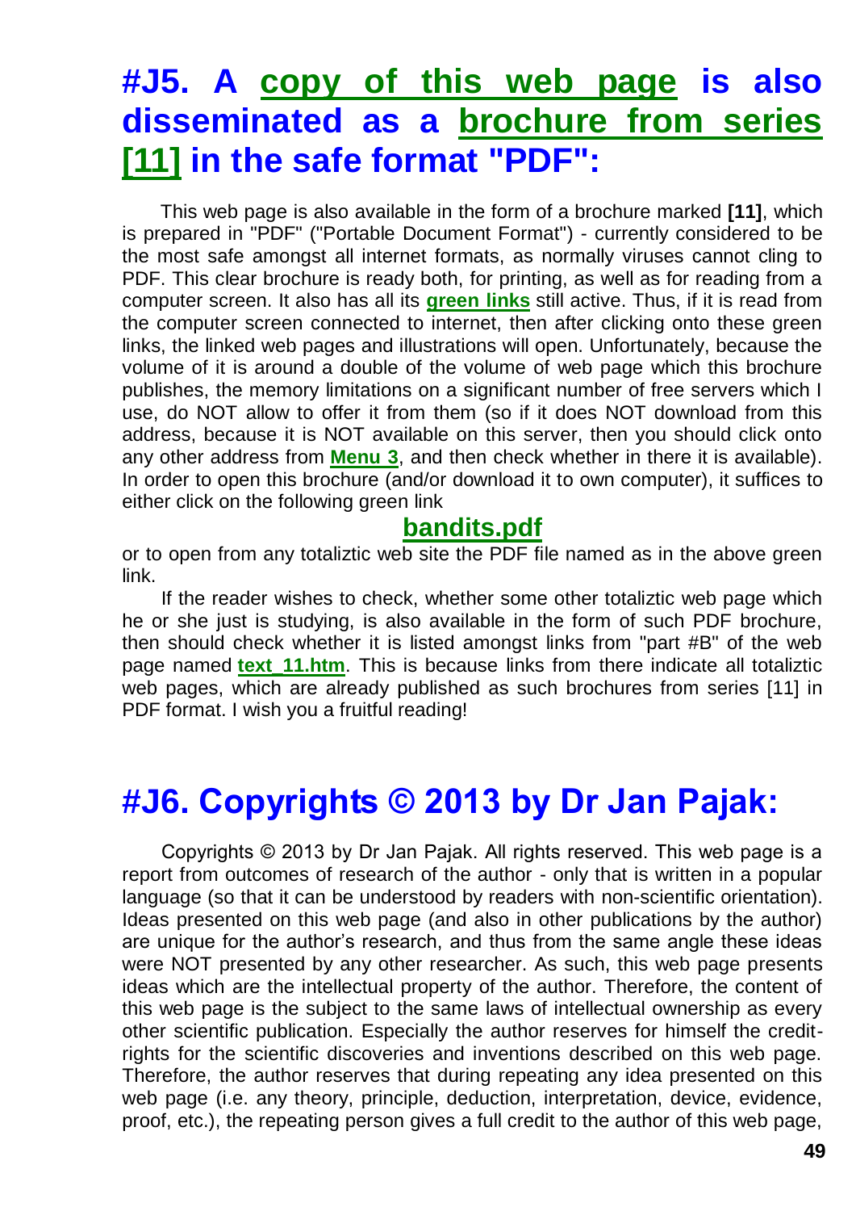# #J5. A copy of this web page is also disseminated as a brochure from series [11] in the safe format "PDF":

This web page is also available in the form of a brochure marked **[11]**, which is prepared in "PDF" ("Portable Document Format") - currently considered to be the most safe amongst all internet formats, as normally viruses cannot cling to PDF. This clear brochure is ready both, for printing, as well as for reading from a computer screen. It also has all its **green links** still active. Thus, if it is read from the computer screen connected to internet, then after clicking onto these green links, the linked web pages and illustrations will open. Unfortunately, because the volume of it is around a double of the volume of web page which this brochure publishes, the memory limitations on a significant number of free servers which I use, do NOT allow to offer it from them (so if it does NOT download from this address, because it is NOT available on this server, then you should click onto any other address from **Menu 3**, and then check whether in there it is available). In order to open this brochure (and/or download it to own computer), it suffices to either click on the following green link

**bandits.pdf**

or to open from any totaliztic web site the PDF file named as in the above green link.

If the reader wishes to check, whether some other totaliztic web page which he or she just is studying, is also available in the form of such PDF brochure, then should check whether it is listed amongst links from "part #B" of the web page named **text_11.htm**. This is because links from there indicate all totaliztic web pages, which are already published as such brochures from series [11] in PDF format. I wish you a fruitful reading!

# #J6. Copyrights © 2013 by Dr Jan Pajak:

Copyrights © 2013 by Dr Jan Pajak. All rights reserved. This web page is a report from outcomes of research of the author - only that is written in a popular language (so that it can be understood by readers with non-scientific orientation). Ideas presented on this web page (and also in other publications by the author) are unique for the author's research, and thus from the same angle these ideas were NOT presented by any other researcher. As such, this web page presents ideas which are the intellectual property of the author. Therefore, the content of this web page is the subject to the same laws of intellectual ownership as every other scientific publication. Especially the author reserves for himself the credit-rights for the scientific discoveries and inventions described on this web page. Therefore, the author reserves that during repeating any idea presented on this web page (i.e. any theory, principle, deduction, interpretation, device, evidence, proof, etc.), the repeating person gives a full credit to the author of this web page,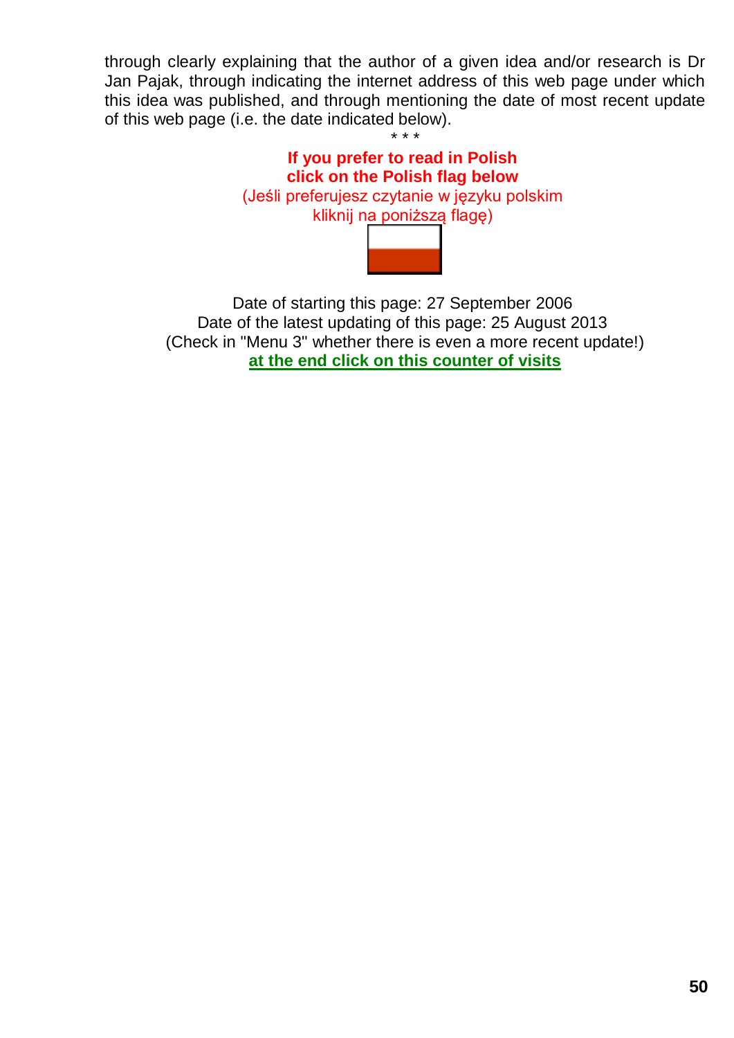through clearly explaining that the author of a given idea and/or research is Dr Jan Pajak, through indicating the internet address of this web page under which this idea was published, and through mentioning the date of most recent update of this web page (i.e. the date indicated below).

\* \* \*

**If you prefer to read in Polish**
**click on the Polish flag below**
(Jeśli preferujesz czytanie w języku polskim
kliknij na poniższą flagę)

Date of starting this page: 27 September 2006
Date of the latest updating of this page: 25 August 2013
(Check in "Menu 3" whether there is even a more recent update!)
**at the end click on this counter of visits**